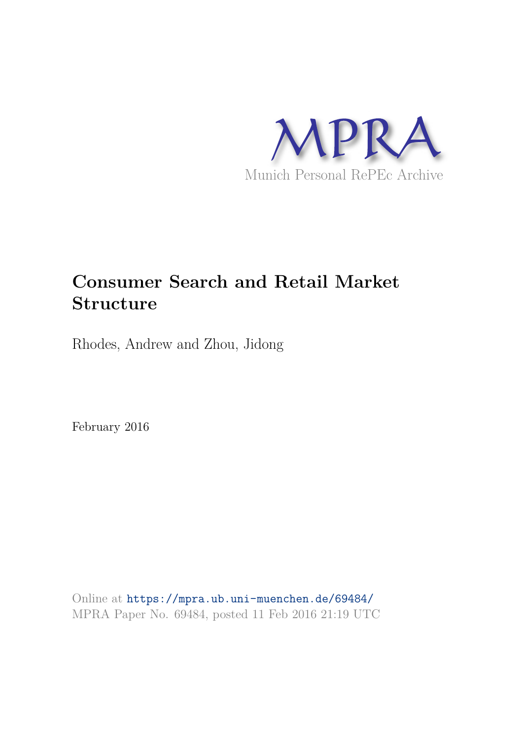MPRA

Munich Personal RePEc Archive

# Consumer Search and Retail Market Structure

Rhodes, Andrew and Zhou, Jidong

February 2016

Online at https://mpra.ub.uni-muenchen.de/69484/
MPRA Paper No. 69484, posted 11 Feb 2016 21:19 UTC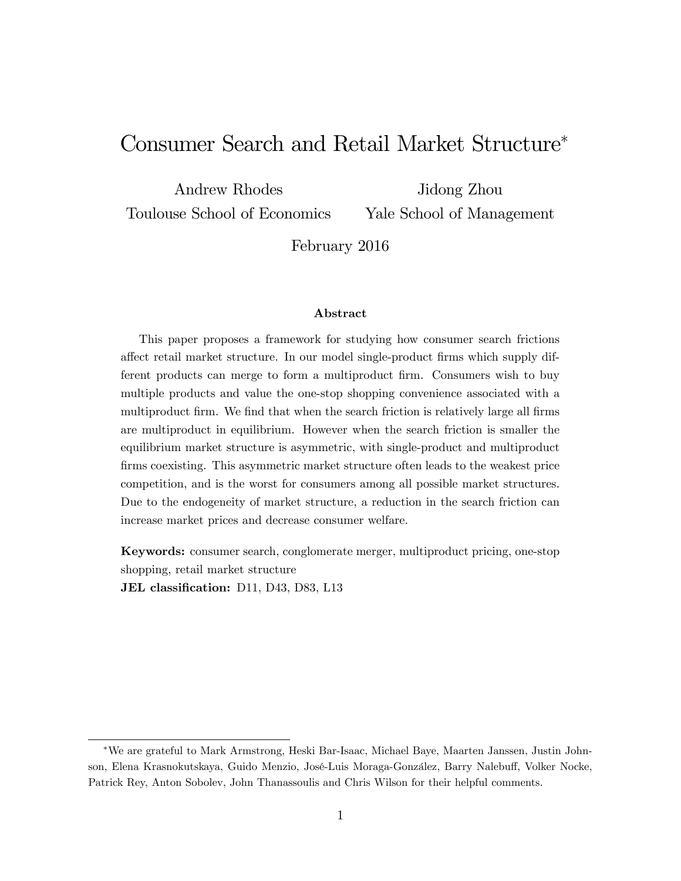# Consumer Search and Retail Market Structure*

Andrew Rhodes
Toulouse School of Economics

Jidong Zhou
Yale School of Management

February 2016

### Abstract

This paper proposes a framework for studying how consumer search frictions affect retail market structure. In our model single-product firms which supply different products can merge to form a multiproduct firm. Consumers wish to buy multiple products and value the one-stop shopping convenience associated with a multiproduct firm. We find that when the search friction is relatively large all firms are multiproduct in equilibrium. However when the search friction is smaller the equilibrium market structure is asymmetric, with single-product and multiproduct firms coexisting. This asymmetric market structure often leads to the weakest price competition, and is the worst for consumers among all possible market structures. Due to the endogeneity of market structure, a reduction in the search friction can increase market prices and decrease consumer welfare.

**Keywords:** consumer search, conglomerate merger, multiproduct pricing, one-stop shopping, retail market structure

**JEL classification:** D11, D43, D83, L13

---

*We are grateful to Mark Armstrong, Heski Bar-Isaac, Michael Baye, Maarten Janssen, Justin Johnson, Elena Krasnokutskaya, Guido Menzio, José-Luis Moraga-González, Barry Nalebuff, Volker Nocke, Patrick Rey, Anton Sobolev, John Thanassoulis and Chris Wilson for their helpful comments.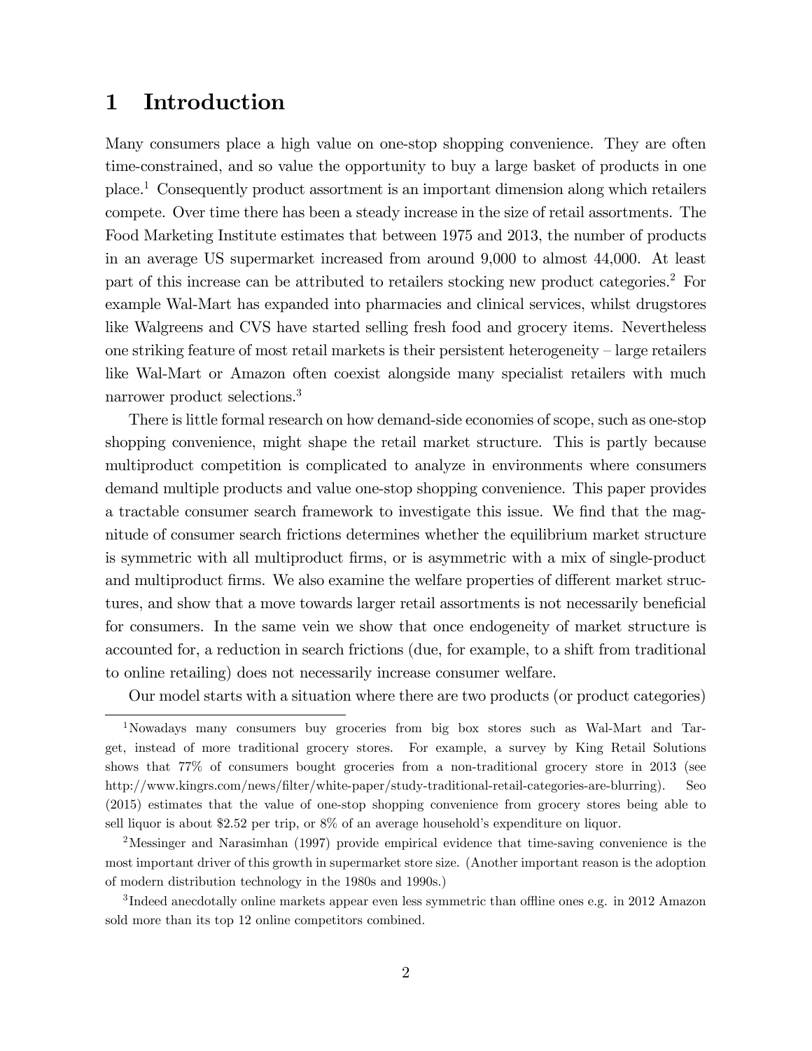# 1 Introduction

Many consumers place a high value on one-stop shopping convenience. They are often time-constrained, and so value the opportunity to buy a large basket of products in one place.[1] Consequently product assortment is an important dimension along which retailers compete. Over time there has been a steady increase in the size of retail assortments. The Food Marketing Institute estimates that between 1975 and 2013, the number of products in an average US supermarket increased from around 9,000 to almost 44,000. At least part of this increase can be attributed to retailers stocking new product categories.[2] For example Wal-Mart has expanded into pharmacies and clinical services, whilst drugstores like Walgreens and CVS have started selling fresh food and grocery items. Nevertheless one striking feature of most retail markets is their persistent heterogeneity – large retailers like Wal-Mart or Amazon often coexist alongside many specialist retailers with much narrower product selections.[3]

There is little formal research on how demand-side economies of scope, such as one-stop shopping convenience, might shape the retail market structure. This is partly because multiproduct competition is complicated to analyze in environments where consumers demand multiple products and value one-stop shopping convenience. This paper provides a tractable consumer search framework to investigate this issue. We find that the magnitude of consumer search frictions determines whether the equilibrium market structure is symmetric with all multiproduct firms, or is asymmetric with a mix of single-product and multiproduct firms. We also examine the welfare properties of different market structures, and show that a move towards larger retail assortments is not necessarily beneficial for consumers. In the same vein we show that once endogeneity of market structure is accounted for, a reduction in search frictions (due, for example, to a shift from traditional to online retailing) does not necessarily increase consumer welfare.

Our model starts with a situation where there are two products (or product categories)

---

[1] Nowadays many consumers buy groceries from big box stores such as Wal-Mart and Target, instead of more traditional grocery stores. For example, a survey by King Retail Solutions shows that 77% of consumers bought groceries from a non-traditional grocery store in 2013 (see http://www.kingrs.com/news/filter/white-paper/study-traditional-retail-categories-are-blurring). Seo (2015) estimates that the value of one-stop shopping convenience from grocery stores being able to sell liquor is about \$2.52 per trip, or 8% of an average household's expenditure on liquor.

[2] Messinger and Narasimhan (1997) provide empirical evidence that time-saving convenience is the most important driver of this growth in supermarket store size. (Another important reason is the adoption of modern distribution technology in the 1980s and 1990s.)

[3] Indeed anecdotally online markets appear even less symmetric than offline ones e.g. in 2012 Amazon sold more than its top 12 online competitors combined.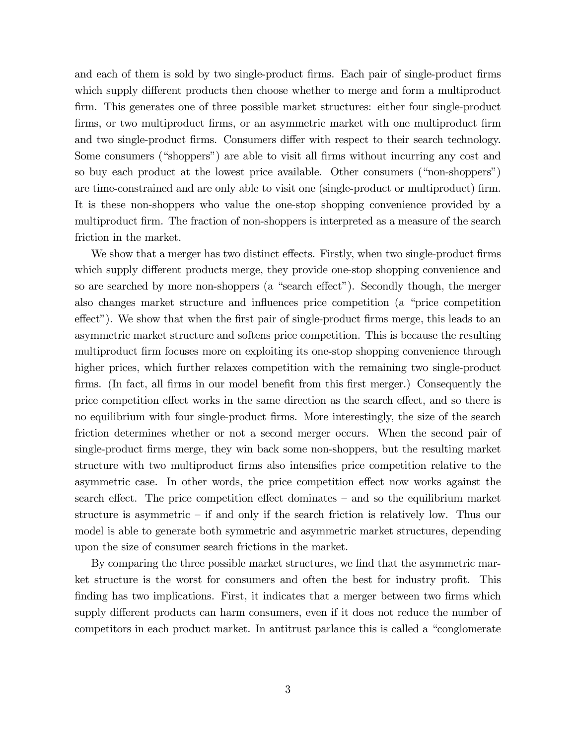and each of them is sold by two single-product firms. Each pair of single-product firms which supply different products then choose whether to merge and form a multiproduct firm. This generates one of three possible market structures: either four single-product firms, or two multiproduct firms, or an asymmetric market with one multiproduct firm and two single-product firms. Consumers differ with respect to their search technology. Some consumers ("shoppers") are able to visit all firms without incurring any cost and so buy each product at the lowest price available. Other consumers ("non-shoppers") are time-constrained and are only able to visit one (single-product or multiproduct) firm. It is these non-shoppers who value the one-stop shopping convenience provided by a multiproduct firm. The fraction of non-shoppers is interpreted as a measure of the search friction in the market.

We show that a merger has two distinct effects. Firstly, when two single-product firms which supply different products merge, they provide one-stop shopping convenience and so are searched by more non-shoppers (a "search effect"). Secondly though, the merger also changes market structure and influences price competition (a "price competition effect"). We show that when the first pair of single-product firms merge, this leads to an asymmetric market structure and softens price competition. This is because the resulting multiproduct firm focuses more on exploiting its one-stop shopping convenience through higher prices, which further relaxes competition with the remaining two single-product firms. (In fact, all firms in our model benefit from this first merger.) Consequently the price competition effect works in the same direction as the search effect, and so there is no equilibrium with four single-product firms. More interestingly, the size of the search friction determines whether or not a second merger occurs. When the second pair of single-product firms merge, they win back some non-shoppers, but the resulting market structure with two multiproduct firms also intensifies price competition relative to the asymmetric case. In other words, the price competition effect now works against the search effect. The price competition effect dominates – and so the equilibrium market structure is asymmetric – if and only if the search friction is relatively low. Thus our model is able to generate both symmetric and asymmetric market structures, depending upon the size of consumer search frictions in the market.

By comparing the three possible market structures, we find that the asymmetric market structure is the worst for consumers and often the best for industry profit. This finding has two implications. First, it indicates that a merger between two firms which supply different products can harm consumers, even if it does not reduce the number of competitors in each product market. In antitrust parlance this is called a "conglomerate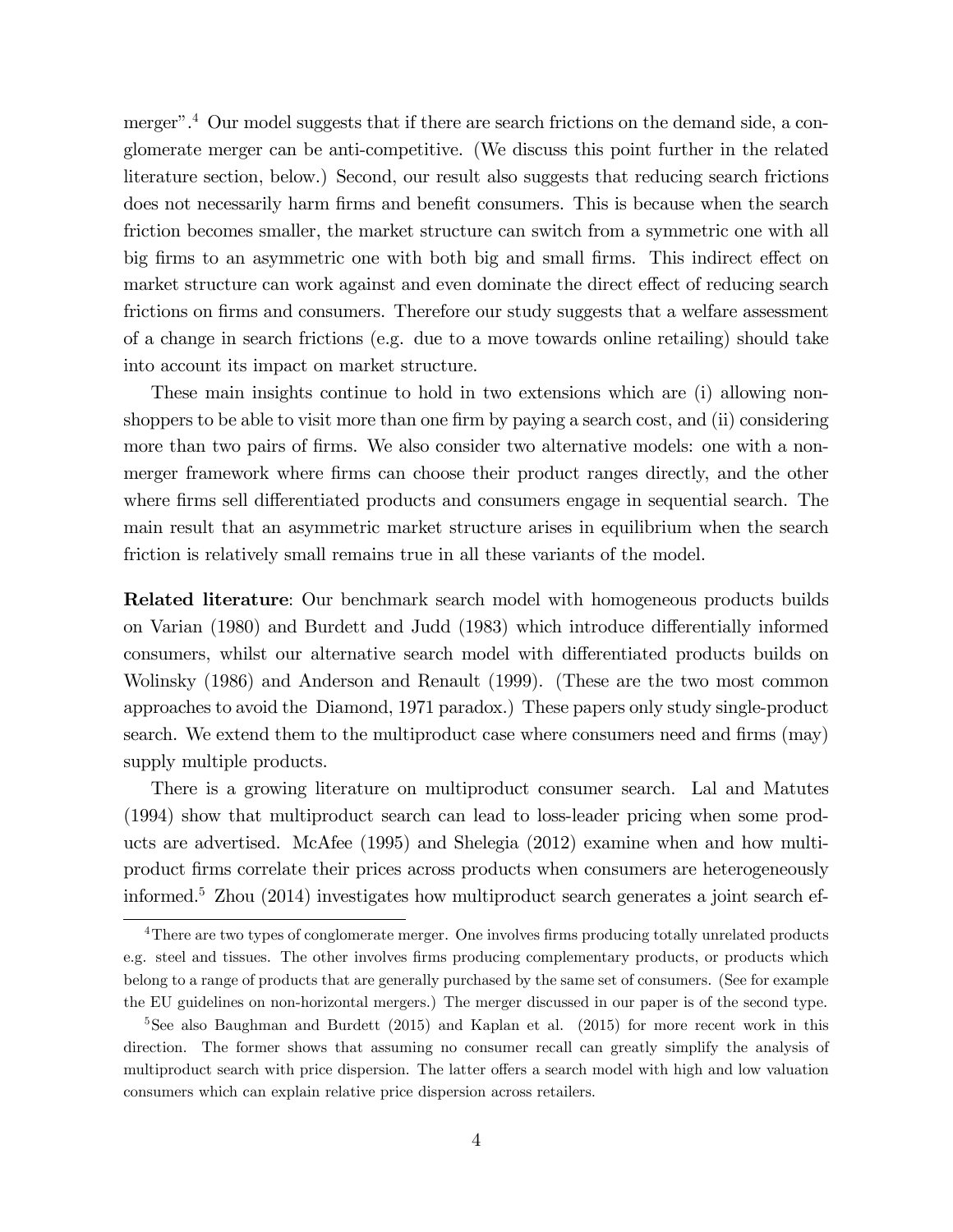merger".[4] Our model suggests that if there are search frictions on the demand side, a conglomerate merger can be anti-competitive. (We discuss this point further in the related literature section, below.) Second, our result also suggests that reducing search frictions does not necessarily harm firms and benefit consumers. This is because when the search friction becomes smaller, the market structure can switch from a symmetric one with all big firms to an asymmetric one with both big and small firms. This indirect effect on market structure can work against and even dominate the direct effect of reducing search frictions on firms and consumers. Therefore our study suggests that a welfare assessment of a change in search frictions (e.g. due to a move towards online retailing) should take into account its impact on market structure.

These main insights continue to hold in two extensions which are (i) allowing non-shoppers to be able to visit more than one firm by paying a search cost, and (ii) considering more than two pairs of firms. We also consider two alternative models: one with a non-merger framework where firms can choose their product ranges directly, and the other where firms sell differentiated products and consumers engage in sequential search. The main result that an asymmetric market structure arises in equilibrium when the search friction is relatively small remains true in all these variants of the model.

**Related literature**: Our benchmark search model with homogeneous products builds on Varian (1980) and Burdett and Judd (1983) which introduce differentially informed consumers, whilst our alternative search model with differentiated products builds on Wolinsky (1986) and Anderson and Renault (1999). (These are the two most common approaches to avoid the Diamond, 1971 paradox.) These papers only study single-product search. We extend them to the multiproduct case where consumers need and firms (may) supply multiple products.

There is a growing literature on multiproduct consumer search. Lal and Matutes (1994) show that multiproduct search can lead to loss-leader pricing when some products are advertised. McAfee (1995) and Shelegia (2012) examine when and how multiproduct firms correlate their prices across products when consumers are heterogeneously informed.[5] Zhou (2014) investigates how multiproduct search generates a joint search ef-

[4] There are two types of conglomerate merger. One involves firms producing totally unrelated products e.g. steel and tissues. The other involves firms producing complementary products, or products which belong to a range of products that are generally purchased by the same set of consumers. (See for example the EU guidelines on non-horizontal mergers.) The merger discussed in our paper is of the second type.

[5] See also Baughman and Burdett (2015) and Kaplan et al. (2015) for more recent work in this direction. The former shows that assuming no consumer recall can greatly simplify the analysis of multiproduct search with price dispersion. The latter offers a search model with high and low valuation consumers which can explain relative price dispersion across retailers.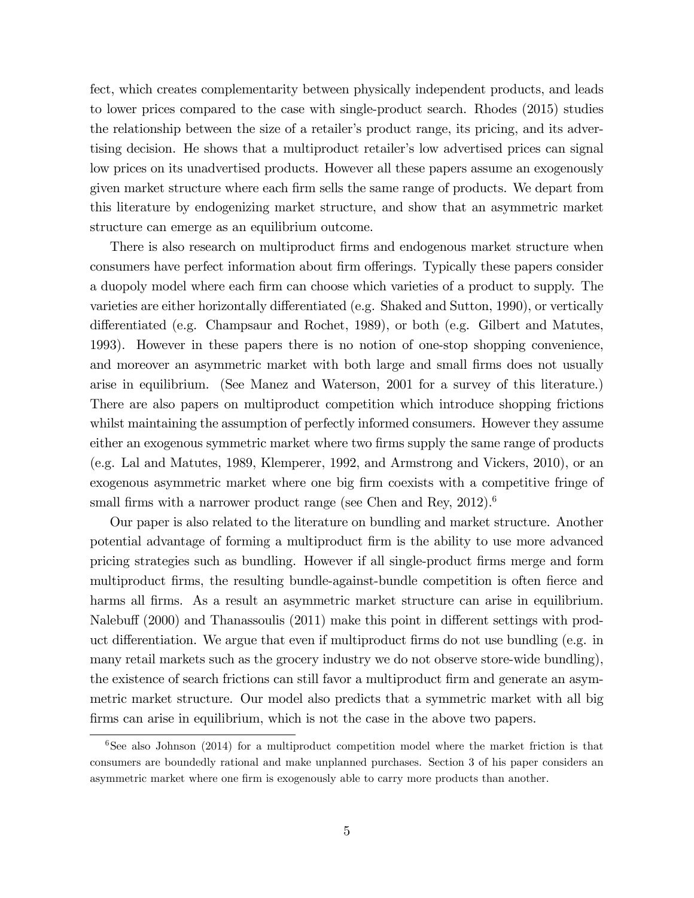fect, which creates complementarity between physically independent products, and leads to lower prices compared to the case with single-product search. Rhodes (2015) studies the relationship between the size of a retailer's product range, its pricing, and its advertising decision. He shows that a multiproduct retailer's low advertised prices can signal low prices on its unadvertised products. However all these papers assume an exogenously given market structure where each firm sells the same range of products. We depart from this literature by endogenizing market structure, and show that an asymmetric market structure can emerge as an equilibrium outcome.

There is also research on multiproduct firms and endogenous market structure when consumers have perfect information about firm offerings. Typically these papers consider a duopoly model where each firm can choose which varieties of a product to supply. The varieties are either horizontally differentiated (e.g. Shaked and Sutton, 1990), or vertically differentiated (e.g. Champsaur and Rochet, 1989), or both (e.g. Gilbert and Matutes, 1993). However in these papers there is no notion of one-stop shopping convenience, and moreover an asymmetric market with both large and small firms does not usually arise in equilibrium. (See Manez and Waterson, 2001 for a survey of this literature.) There are also papers on multiproduct competition which introduce shopping frictions whilst maintaining the assumption of perfectly informed consumers. However they assume either an exogenous symmetric market where two firms supply the same range of products (e.g. Lal and Matutes, 1989, Klemperer, 1992, and Armstrong and Vickers, 2010), or an exogenous asymmetric market where one big firm coexists with a competitive fringe of small firms with a narrower product range (see Chen and Rey, 2012).[6]

Our paper is also related to the literature on bundling and market structure. Another potential advantage of forming a multiproduct firm is the ability to use more advanced pricing strategies such as bundling. However if all single-product firms merge and form multiproduct firms, the resulting bundle-against-bundle competition is often fierce and harms all firms. As a result an asymmetric market structure can arise in equilibrium. Nalebuff (2000) and Thanassoulis (2011) make this point in different settings with product differentiation. We argue that even if multiproduct firms do not use bundling (e.g. in many retail markets such as the grocery industry we do not observe store-wide bundling), the existence of search frictions can still favor a multiproduct firm and generate an asymmetric market structure. Our model also predicts that a symmetric market with all big firms can arise in equilibrium, which is not the case in the above two papers.

[6] See also Johnson (2014) for a multiproduct competition model where the market friction is that consumers are boundedly rational and make unplanned purchases. Section 3 of his paper considers an asymmetric market where one firm is exogenously able to carry more products than another.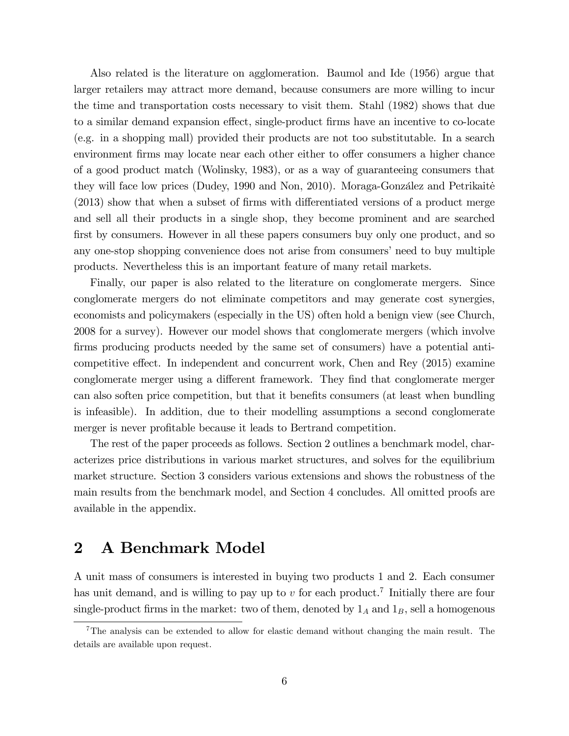Also related is the literature on agglomeration. Baumol and Ide (1956) argue that larger retailers may attract more demand, because consumers are more willing to incur the time and transportation costs necessary to visit them. Stahl (1982) shows that due to a similar demand expansion effect, single-product firms have an incentive to co-locate (e.g. in a shopping mall) provided their products are not too substitutable. In a search environment firms may locate near each other either to offer consumers a higher chance of a good product match (Wolinsky, 1983), or as a way of guaranteeing consumers that they will face low prices (Dudey, 1990 and Non, 2010). Moraga-González and Petrikaitė (2013) show that when a subset of firms with differentiated versions of a product merge and sell all their products in a single shop, they become prominent and are searched first by consumers. However in all these papers consumers buy only one product, and so any one-stop shopping convenience does not arise from consumers' need to buy multiple products. Nevertheless this is an important feature of many retail markets.

Finally, our paper is also related to the literature on conglomerate mergers. Since conglomerate mergers do not eliminate competitors and may generate cost synergies, economists and policymakers (especially in the US) often hold a benign view (see Church, 2008 for a survey). However our model shows that conglomerate mergers (which involve firms producing products needed by the same set of consumers) have a potential anti-competitive effect. In independent and concurrent work, Chen and Rey (2015) examine conglomerate merger using a different framework. They find that conglomerate merger can also soften price competition, but that it benefits consumers (at least when bundling is infeasible). In addition, due to their modelling assumptions a second conglomerate merger is never profitable because it leads to Bertrand competition.

The rest of the paper proceeds as follows. Section 2 outlines a benchmark model, characterizes price distributions in various market structures, and solves for the equilibrium market structure. Section 3 considers various extensions and shows the robustness of the main results from the benchmark model, and Section 4 concludes. All omitted proofs are available in the appendix.

## 2 A Benchmark Model

A unit mass of consumers is interested in buying two products 1 and 2. Each consumer has unit demand, and is willing to pay up to $v$ for each product.[7] Initially there are four single-product firms in the market: two of them, denoted by $1_A$ and $1_B$, sell a homogenous

[7] The analysis can be extended to allow for elastic demand without changing the main result. The details are available upon request.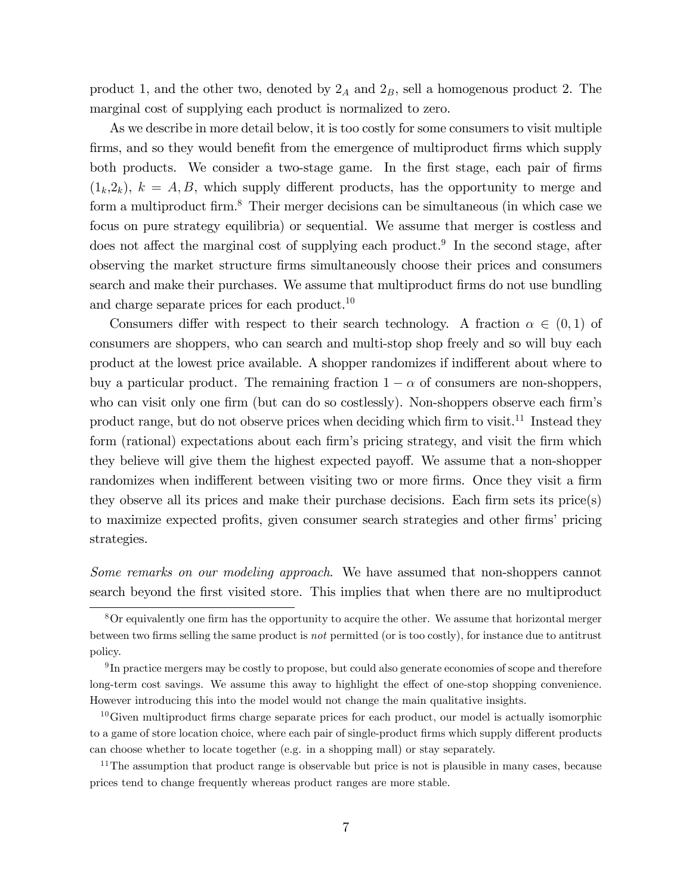product 1, and the other two, denoted by $2_A$ and $2_B$, sell a homogenous product 2. The marginal cost of supplying each product is normalized to zero.

As we describe in more detail below, it is too costly for some consumers to visit multiple firms, and so they would benefit from the emergence of multiproduct firms which supply both products. We consider a two-stage game. In the first stage, each pair of firms $(1_k,2_k)$, $k = A, B$, which supply different products, has the opportunity to merge and form a multiproduct firm.[8] Their merger decisions can be simultaneous (in which case we focus on pure strategy equilibria) or sequential. We assume that merger is costless and does not affect the marginal cost of supplying each product.[9] In the second stage, after observing the market structure firms simultaneously choose their prices and consumers search and make their purchases. We assume that multiproduct firms do not use bundling and charge separate prices for each product.[10]

Consumers differ with respect to their search technology. A fraction $\alpha \in (0, 1)$ of consumers are shoppers, who can search and multi-stop shop freely and so will buy each product at the lowest price available. A shopper randomizes if indifferent about where to buy a particular product. The remaining fraction $1 - \alpha$ of consumers are non-shoppers, who can visit only one firm (but can do so costlessly). Non-shoppers observe each firm's product range, but do not observe prices when deciding which firm to visit.[11] Instead they form (rational) expectations about each firm's pricing strategy, and visit the firm which they believe will give them the highest expected payoff. We assume that a non-shopper randomizes when indifferent between visiting two or more firms. Once they visit a firm they observe all its prices and make their purchase decisions. Each firm sets its price(s) to maximize expected profits, given consumer search strategies and other firms' pricing strategies.

*Some remarks on our modeling approach.* We have assumed that non-shoppers cannot search beyond the first visited store. This implies that when there are no multiproduct

---

[8] Or equivalently one firm has the opportunity to acquire the other. We assume that horizontal merger between two firms selling the same product is *not* permitted (or is too costly), for instance due to antitrust policy.

[9] In practice mergers may be costly to propose, but could also generate economies of scope and therefore long-term cost savings. We assume this away to highlight the effect of one-stop shopping convenience. However introducing this into the model would not change the main qualitative insights.

[10] Given multiproduct firms charge separate prices for each product, our model is actually isomorphic to a game of store location choice, where each pair of single-product firms which supply different products can choose whether to locate together (e.g. in a shopping mall) or stay separately.

[11] The assumption that product range is observable but price is not is plausible in many cases, because prices tend to change frequently whereas product ranges are more stable.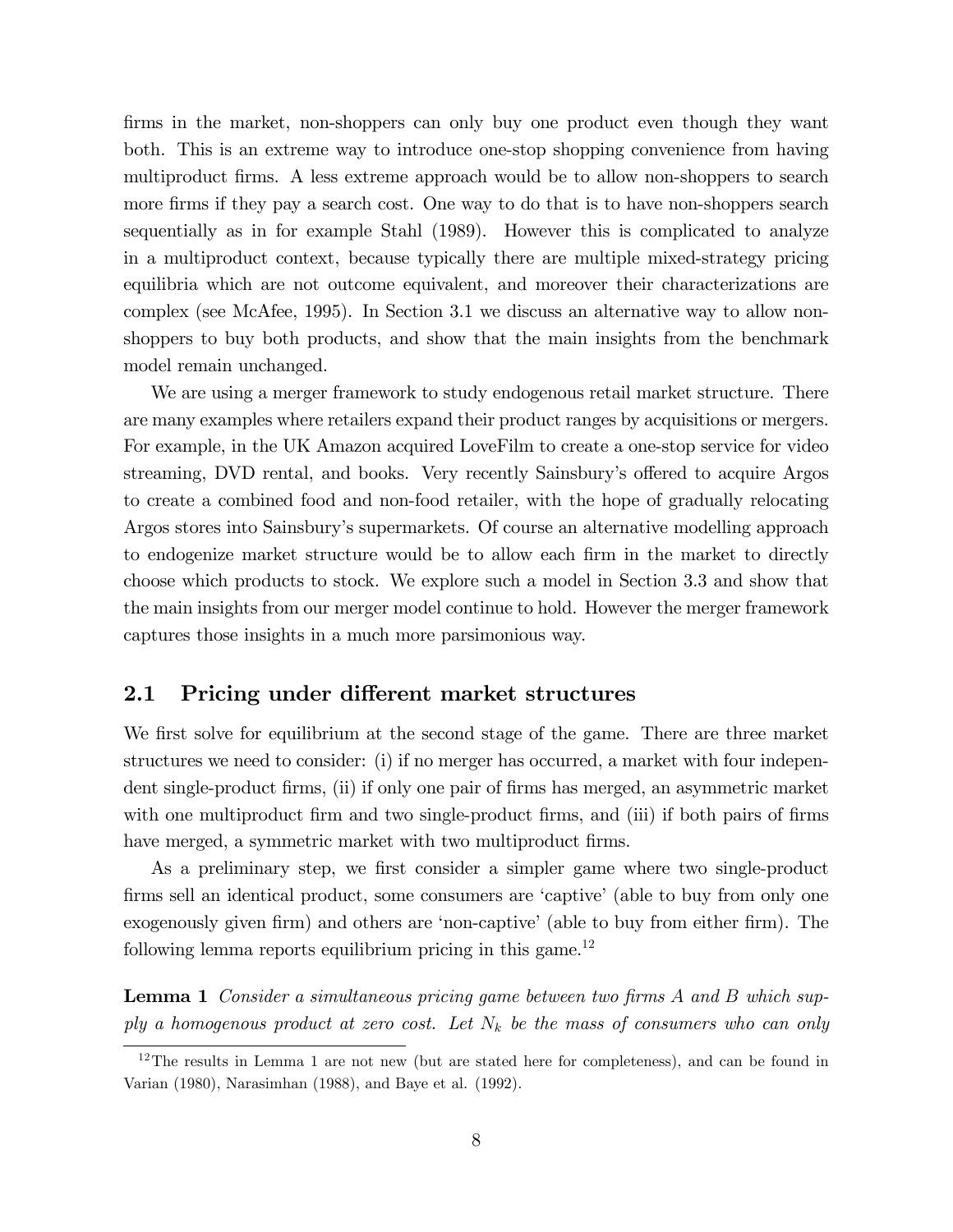firms in the market, non-shoppers can only buy one product even though they want both. This is an extreme way to introduce one-stop shopping convenience from having multiproduct firms. A less extreme approach would be to allow non-shoppers to search more firms if they pay a search cost. One way to do that is to have non-shoppers search sequentially as in for example Stahl (1989). However this is complicated to analyze in a multiproduct context, because typically there are multiple mixed-strategy pricing equilibria which are not outcome equivalent, and moreover their characterizations are complex (see McAfee, 1995). In Section 3.1 we discuss an alternative way to allow non-shoppers to buy both products, and show that the main insights from the benchmark model remain unchanged.

We are using a merger framework to study endogenous retail market structure. There are many examples where retailers expand their product ranges by acquisitions or mergers. For example, in the UK Amazon acquired LoveFilm to create a one-stop service for video streaming, DVD rental, and books. Very recently Sainsbury's offered to acquire Argos to create a combined food and non-food retailer, with the hope of gradually relocating Argos stores into Sainsbury's supermarkets. Of course an alternative modelling approach to endogenize market structure would be to allow each firm in the market to directly choose which products to stock. We explore such a model in Section 3.3 and show that the main insights from our merger model continue to hold. However the merger framework captures those insights in a much more parsimonious way.

## 2.1 Pricing under different market structures

We first solve for equilibrium at the second stage of the game. There are three market structures we need to consider: (i) if no merger has occurred, a market with four independent single-product firms, (ii) if only one pair of firms has merged, an asymmetric market with one multiproduct firm and two single-product firms, and (iii) if both pairs of firms have merged, a symmetric market with two multiproduct firms.

As a preliminary step, we first consider a simpler game where two single-product firms sell an identical product, some consumers are 'captive' (able to buy from only one exogenously given firm) and others are 'non-captive' (able to buy from either firm). The following lemma reports equilibrium pricing in this game.[12]

**Lemma 1** *Consider a simultaneous pricing game between two firms A and B which supply a homogenous product at zero cost. Let $N_k$ be the mass of consumers who can only*

[12] The results in Lemma 1 are not new (but are stated here for completeness), and can be found in Varian (1980), Narasimhan (1988), and Baye et al. (1992).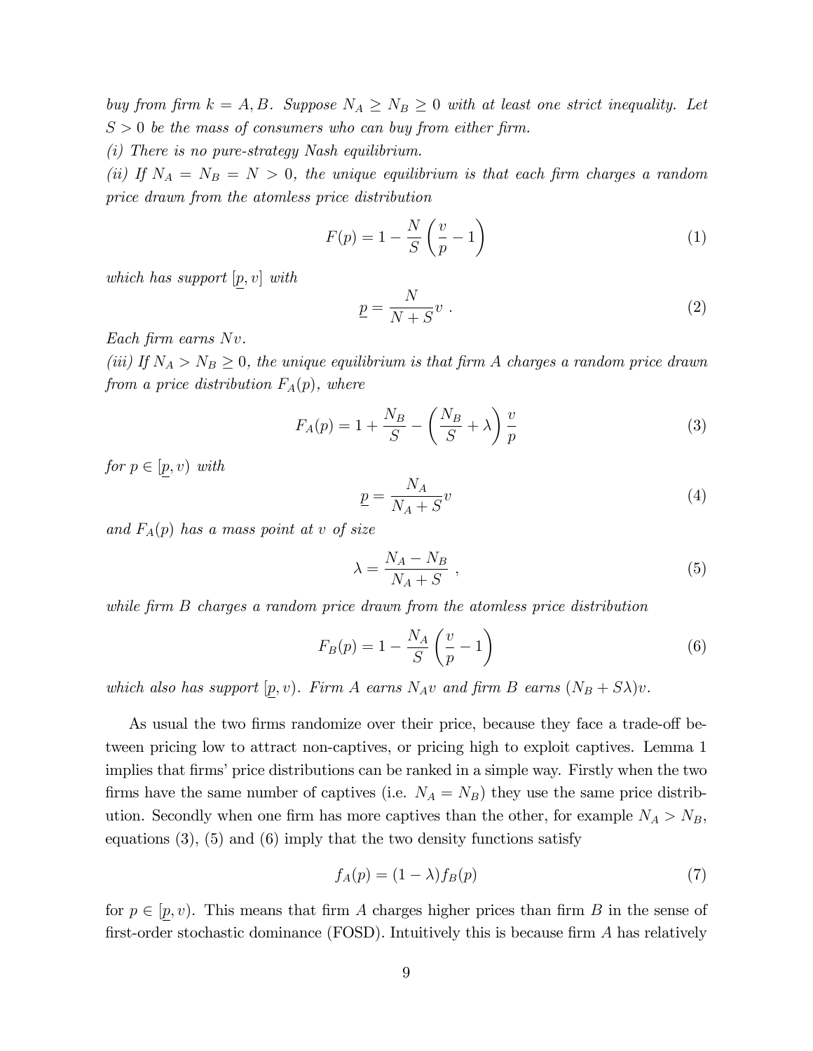*buy from firm $k = A, B$. Suppose $N_A \geq N_B \geq 0$ with at least one strict inequality. Let $S > 0$ be the mass of consumers who can buy from either firm.*

*(i) There is no pure-strategy Nash equilibrium.*

*(ii) If $N_A = N_B = N > 0$, the unique equilibrium is that each firm charges a random price drawn from the atomless price distribution*

$$F(p) = 1 - \frac{N}{S}\left(\frac{v}{p} - 1\right) \tag{1}$$

*which has support $[\underline{p}, v]$ with*

$$\underline{p} = \frac{N}{N+S}v \ . \tag{2}$$

*Each firm earns $Nv$.*

*(iii) If $N_A > N_B \geq 0$, the unique equilibrium is that firm $A$ charges a random price drawn from a price distribution $F_A(p)$, where*

$$F_A(p) = 1 + \frac{N_B}{S} - \left(\frac{N_B}{S} + \lambda\right)\frac{v}{p} \tag{3}$$

*for $p \in [\underline{p}, v)$ with*

$$\underline{p} = \frac{N_A}{N_A + S}v \tag{4}$$

*and $F_A(p)$ has a mass point at $v$ of size*

$$\lambda = \frac{N_A - N_B}{N_A + S} \ , \tag{5}$$

*while firm $B$ charges a random price drawn from the atomless price distribution*

$$F_B(p) = 1 - \frac{N_A}{S}\left(\frac{v}{p} - 1\right) \tag{6}$$

*which also has support $[\underline{p}, v)$. Firm $A$ earns $N_A v$ and firm $B$ earns $(N_B + S\lambda)v$.*

As usual the two firms randomize over their price, because they face a trade-off between pricing low to attract non-captives, or pricing high to exploit captives. Lemma 1 implies that firms' price distributions can be ranked in a simple way. Firstly when the two firms have the same number of captives (i.e. $N_A = N_B$) they use the same price distribution. Secondly when one firm has more captives than the other, for example $N_A > N_B$, equations (3), (5) and (6) imply that the two density functions satisfy

$$f_A(p) = (1 - \lambda) f_B(p) \tag{7}$$

for $p \in [\underline{p}, v)$. This means that firm $A$ charges higher prices than firm $B$ in the sense of first-order stochastic dominance (FOSD). Intuitively this is because firm $A$ has relatively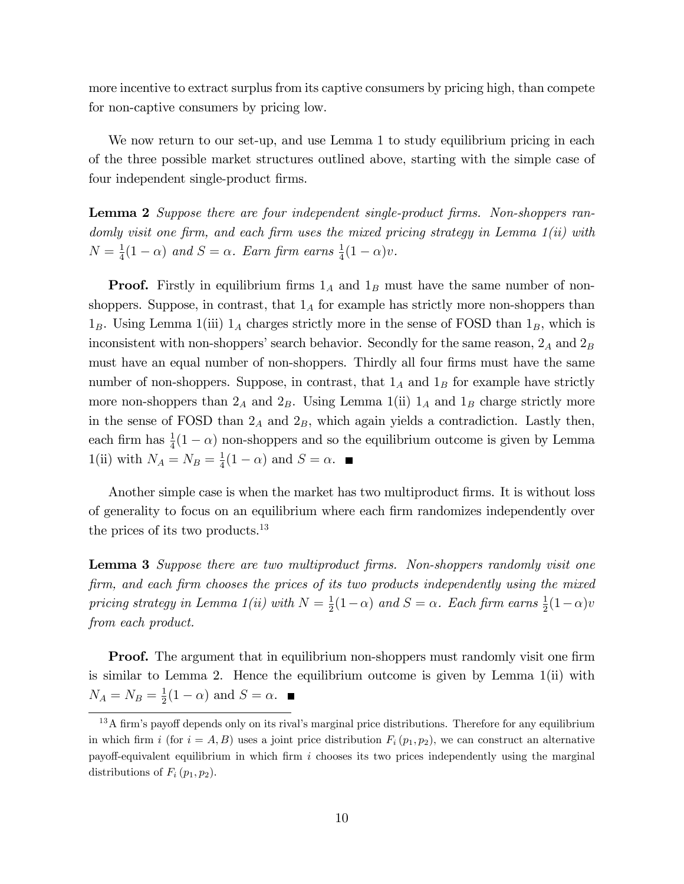more incentive to extract surplus from its captive consumers by pricing high, than compete for non-captive consumers by pricing low.

We now return to our set-up, and use Lemma 1 to study equilibrium pricing in each of the three possible market structures outlined above, starting with the simple case of four independent single-product firms.

**Lemma 2** *Suppose there are four independent single-product firms. Non-shoppers randomly visit one firm, and each firm uses the mixed pricing strategy in Lemma 1(ii) with* $N = \frac{1}{4}(1-\alpha)$ *and* $S = \alpha$*. Earn firm earns* $\frac{1}{4}(1-\alpha)v$*.*

**Proof.** Firstly in equilibrium firms $1_A$ and $1_B$ must have the same number of non-shoppers. Suppose, in contrast, that $1_A$ for example has strictly more non-shoppers than $1_B$. Using Lemma 1(iii) $1_A$ charges strictly more in the sense of FOSD than $1_B$, which is inconsistent with non-shoppers' search behavior. Secondly for the same reason, $2_A$ and $2_B$ must have an equal number of non-shoppers. Thirdly all four firms must have the same number of non-shoppers. Suppose, in contrast, that $1_A$ and $1_B$ for example have strictly more non-shoppers than $2_A$ and $2_B$. Using Lemma 1(ii) $1_A$ and $1_B$ charge strictly more in the sense of FOSD than $2_A$ and $2_B$, which again yields a contradiction. Lastly then, each firm has $\frac{1}{4}(1-\alpha)$ non-shoppers and so the equilibrium outcome is given by Lemma 1(ii) with $N_A = N_B = \frac{1}{4}(1-\alpha)$ and $S = \alpha$. ■

Another simple case is when the market has two multiproduct firms. It is without loss of generality to focus on an equilibrium where each firm randomizes independently over the prices of its two products.[13]

**Lemma 3** *Suppose there are two multiproduct firms. Non-shoppers randomly visit one firm, and each firm chooses the prices of its two products independently using the mixed pricing strategy in Lemma 1(ii) with* $N = \frac{1}{2}(1-\alpha)$ *and* $S = \alpha$*. Each firm earns* $\frac{1}{2}(1-\alpha)v$ *from each product.*

**Proof.** The argument that in equilibrium non-shoppers must randomly visit one firm is similar to Lemma 2. Hence the equilibrium outcome is given by Lemma 1(ii) with $N_A = N_B = \frac{1}{2}(1-\alpha)$ and $S = \alpha$. ■

[13] A firm's payoff depends only on its rival's marginal price distributions. Therefore for any equilibrium in which firm $i$ (for $i = A, B$) uses a joint price distribution $F_i(p_1, p_2)$, we can construct an alternative payoff-equivalent equilibrium in which firm $i$ chooses its two prices independently using the marginal distributions of $F_i(p_1, p_2)$.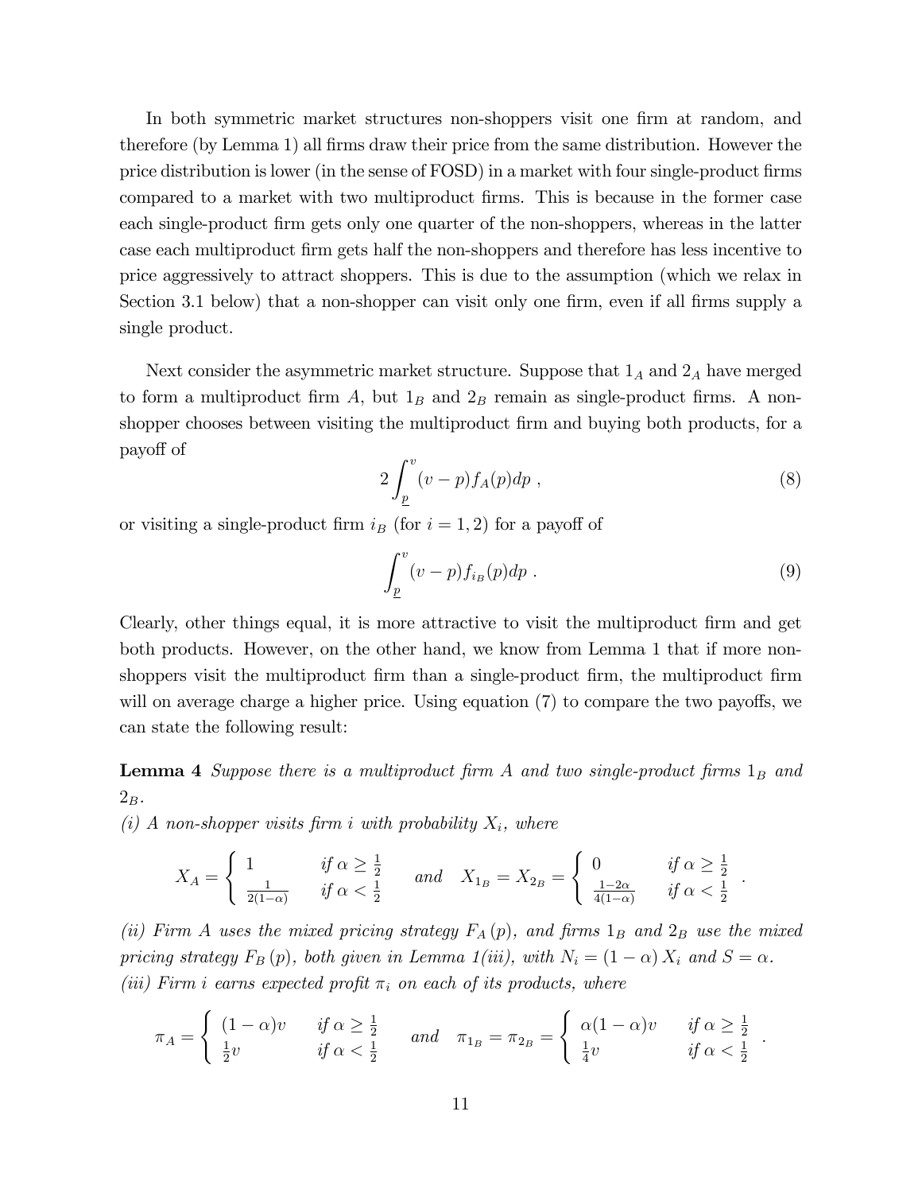In both symmetric market structures non-shoppers visit one firm at random, and therefore (by Lemma 1) all firms draw their price from the same distribution. However the price distribution is lower (in the sense of FOSD) in a market with four single-product firms compared to a market with two multiproduct firms. This is because in the former case each single-product firm gets only one quarter of the non-shoppers, whereas in the latter case each multiproduct firm gets half the non-shoppers and therefore has less incentive to price aggressively to attract shoppers. This is due to the assumption (which we relax in Section 3.1 below) that a non-shopper can visit only one firm, even if all firms supply a single product.

Next consider the asymmetric market structure. Suppose that $1_A$ and $2_A$ have merged to form a multiproduct firm $A$, but $1_B$ and $2_B$ remain as single-product firms. A non-shopper chooses between visiting the multiproduct firm and buying both products, for a payoff of

$$2\int_{\underline{p}}^{v}(v-p)f_A(p)dp \ , \tag{8}$$

or visiting a single-product firm $i_B$ (for $i=1,2$) for a payoff of

$$\int_{\underline{p}}^{v}(v-p)f_{i_B}(p)dp \ . \tag{9}$$

Clearly, other things equal, it is more attractive to visit the multiproduct firm and get both products. However, on the other hand, we know from Lemma 1 that if more non-shoppers visit the multiproduct firm than a single-product firm, the multiproduct firm will on average charge a higher price. Using equation (7) to compare the two payoffs, we can state the following result:

**Lemma 4** *Suppose there is a multiproduct firm $A$ and two single-product firms $1_B$ and $2_B$.*
*(i) A non-shopper visits firm $i$ with probability $X_i$, where*

$$X_A=\begin{cases}1 & \text{if } \alpha\geq\frac{1}{2}\\ \frac{1}{2(1-\alpha)} & \text{if } \alpha<\frac{1}{2}\end{cases} \quad \text{and} \quad X_{1_B}=X_{2_B}=\begin{cases}0 & \text{if } \alpha\geq\frac{1}{2}\\ \frac{1-2\alpha}{4(1-\alpha)} & \text{if } \alpha<\frac{1}{2}\end{cases} .$$

*(ii) Firm $A$ uses the mixed pricing strategy $F_A(p)$, and firms $1_B$ and $2_B$ use the mixed pricing strategy $F_B(p)$, both given in Lemma 1(iii), with $N_i=(1-\alpha)X_i$ and $S=\alpha$.*
*(iii) Firm $i$ earns expected profit $\pi_i$ on each of its products, where*

$$\pi_A=\begin{cases}(1-\alpha)v & \text{if } \alpha\geq\frac{1}{2}\\ \frac{1}{2}v & \text{if } \alpha<\frac{1}{2}\end{cases} \quad \text{and} \quad \pi_{1_B}=\pi_{2_B}=\begin{cases}\alpha(1-\alpha)v & \text{if } \alpha\geq\frac{1}{2}\\ \frac{1}{4}v & \text{if } \alpha<\frac{1}{2}\end{cases} .$$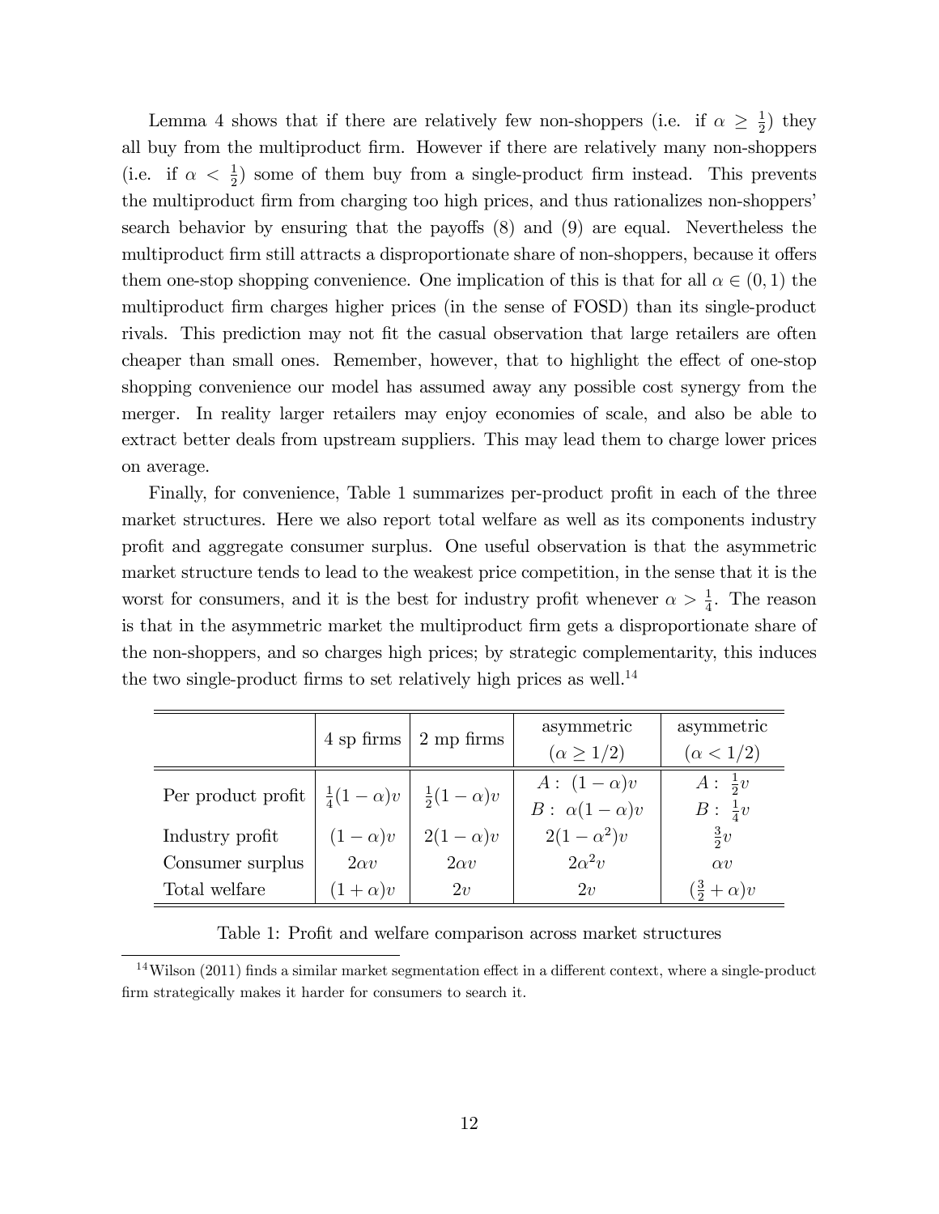Lemma 4 shows that if there are relatively few non-shoppers (i.e. if $\alpha \geq \frac{1}{2}$) they all buy from the multiproduct firm. However if there are relatively many non-shoppers (i.e. if $\alpha < \frac{1}{2}$) some of them buy from a single-product firm instead. This prevents the multiproduct firm from charging too high prices, and thus rationalizes non-shoppers' search behavior by ensuring that the payoffs (8) and (9) are equal. Nevertheless the multiproduct firm still attracts a disproportionate share of non-shoppers, because it offers them one-stop shopping convenience. One implication of this is that for all $\alpha \in (0, 1)$ the multiproduct firm charges higher prices (in the sense of FOSD) than its single-product rivals. This prediction may not fit the casual observation that large retailers are often cheaper than small ones. Remember, however, that to highlight the effect of one-stop shopping convenience our model has assumed away any possible cost synergy from the merger. In reality larger retailers may enjoy economies of scale, and also be able to extract better deals from upstream suppliers. This may lead them to charge lower prices on average.

Finally, for convenience, Table 1 summarizes per-product profit in each of the three market structures. Here we also report total welfare as well as its components industry profit and aggregate consumer surplus. One useful observation is that the asymmetric market structure tends to lead to the weakest price competition, in the sense that it is the worst for consumers, and it is the best for industry profit whenever $\alpha > \frac{1}{4}$. The reason is that in the asymmetric market the multiproduct firm gets a disproportionate share of the non-shoppers, and so charges high prices; by strategic complementarity, this induces the two single-product firms to set relatively high prices as well.[14]

| | 4 sp firms | 2 mp firms | asymmetric ($\alpha \geq 1/2$) | asymmetric ($\alpha < 1/2$) |
|---|---|---|---|---|
| Per product profit | $\frac{1}{4}(1-\alpha)v$ | $\frac{1}{2}(1-\alpha)v$ | $A: \ (1-\alpha)v$ <br> $B: \ \alpha(1-\alpha)v$ | $A: \ \frac{1}{2}v$ <br> $B: \ \frac{1}{4}v$ |
| Industry profit | $(1-\alpha)v$ | $2(1-\alpha)v$ | $2(1-\alpha^2)v$ | $\frac{3}{2}v$ |
| Consumer surplus | $2\alpha v$ | $2\alpha v$ | $2\alpha^2 v$ | $\alpha v$ |
| Total welfare | $(1+\alpha)v$ | $2v$ | $2v$ | $(\frac{3}{2}+\alpha)v$ |

Table 1: Profit and welfare comparison across market structures

[14] Wilson (2011) finds a similar market segmentation effect in a different context, where a single-product firm strategically makes it harder for consumers to search it.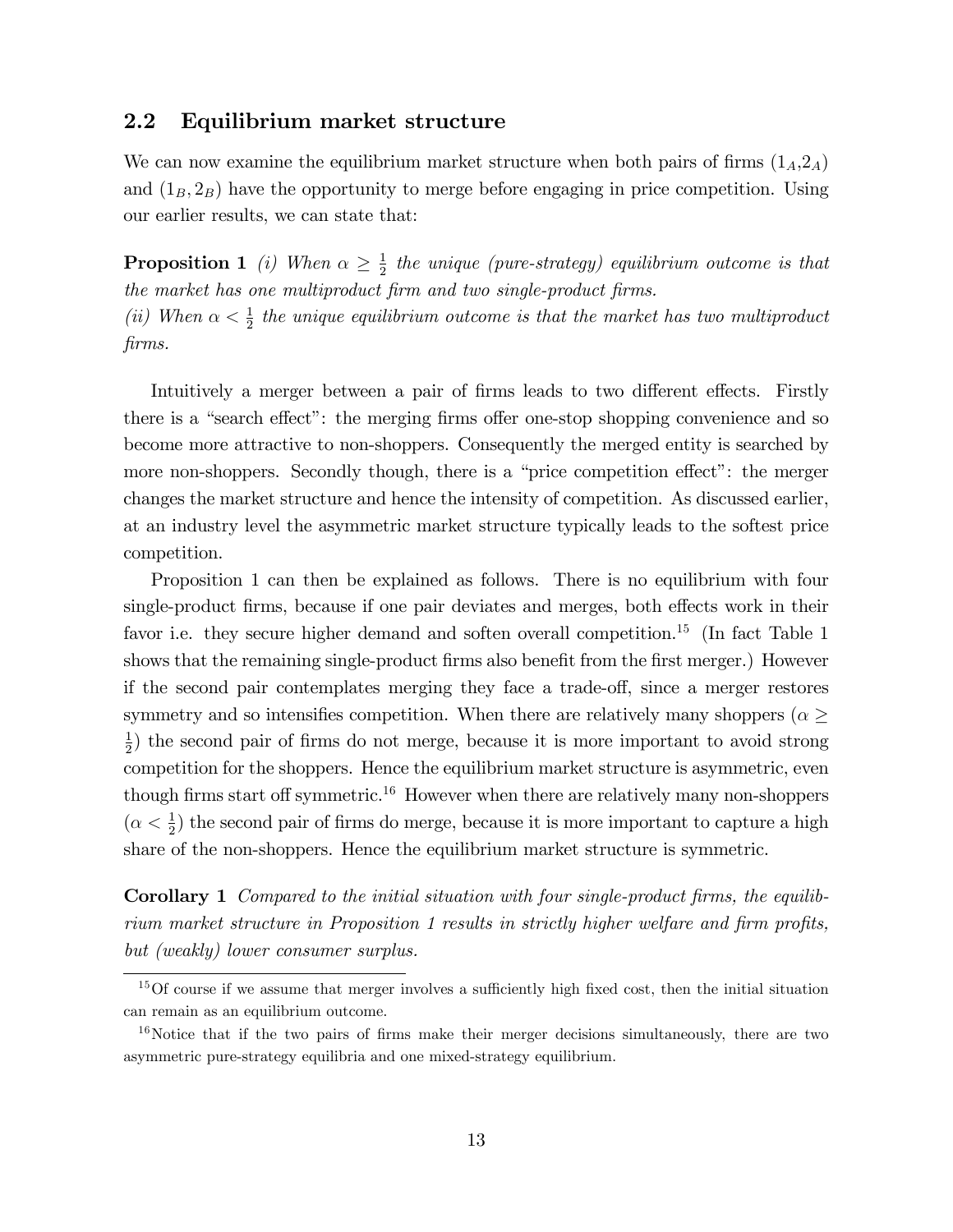## 2.2 Equilibrium market structure

We can now examine the equilibrium market structure when both pairs of firms ($1_A$,$2_A$) and ($1_B, 2_B$) have the opportunity to merge before engaging in price competition. Using our earlier results, we can state that:

**Proposition 1** *(i) When $\alpha \geq \frac{1}{2}$ the unique (pure-strategy) equilibrium outcome is that the market has one multiproduct firm and two single-product firms.*
*(ii) When $\alpha < \frac{1}{2}$ the unique equilibrium outcome is that the market has two multiproduct firms.*

Intuitively a merger between a pair of firms leads to two different effects. Firstly there is a "search effect": the merging firms offer one-stop shopping convenience and so become more attractive to non-shoppers. Consequently the merged entity is searched by more non-shoppers. Secondly though, there is a "price competition effect": the merger changes the market structure and hence the intensity of competition. As discussed earlier, at an industry level the asymmetric market structure typically leads to the softest price competition.

Proposition 1 can then be explained as follows. There is no equilibrium with four single-product firms, because if one pair deviates and merges, both effects work in their favor i.e. they secure higher demand and soften overall competition.[15] (In fact Table 1 shows that the remaining single-product firms also benefit from the first merger.) However if the second pair contemplates merging they face a trade-off, since a merger restores symmetry and so intensifies competition. When there are relatively many shoppers ($\alpha \geq \frac{1}{2}$) the second pair of firms do not merge, because it is more important to avoid strong competition for the shoppers. Hence the equilibrium market structure is asymmetric, even though firms start off symmetric.[16] However when there are relatively many non-shoppers ($\alpha < \frac{1}{2}$) the second pair of firms do merge, because it is more important to capture a high share of the non-shoppers. Hence the equilibrium market structure is symmetric.

**Corollary 1** *Compared to the initial situation with four single-product firms, the equilibrium market structure in Proposition 1 results in strictly higher welfare and firm profits, but (weakly) lower consumer surplus.*

[15] Of course if we assume that merger involves a sufficiently high fixed cost, then the initial situation can remain as an equilibrium outcome.

[16] Notice that if the two pairs of firms make their merger decisions simultaneously, there are two asymmetric pure-strategy equilibria and one mixed-strategy equilibrium.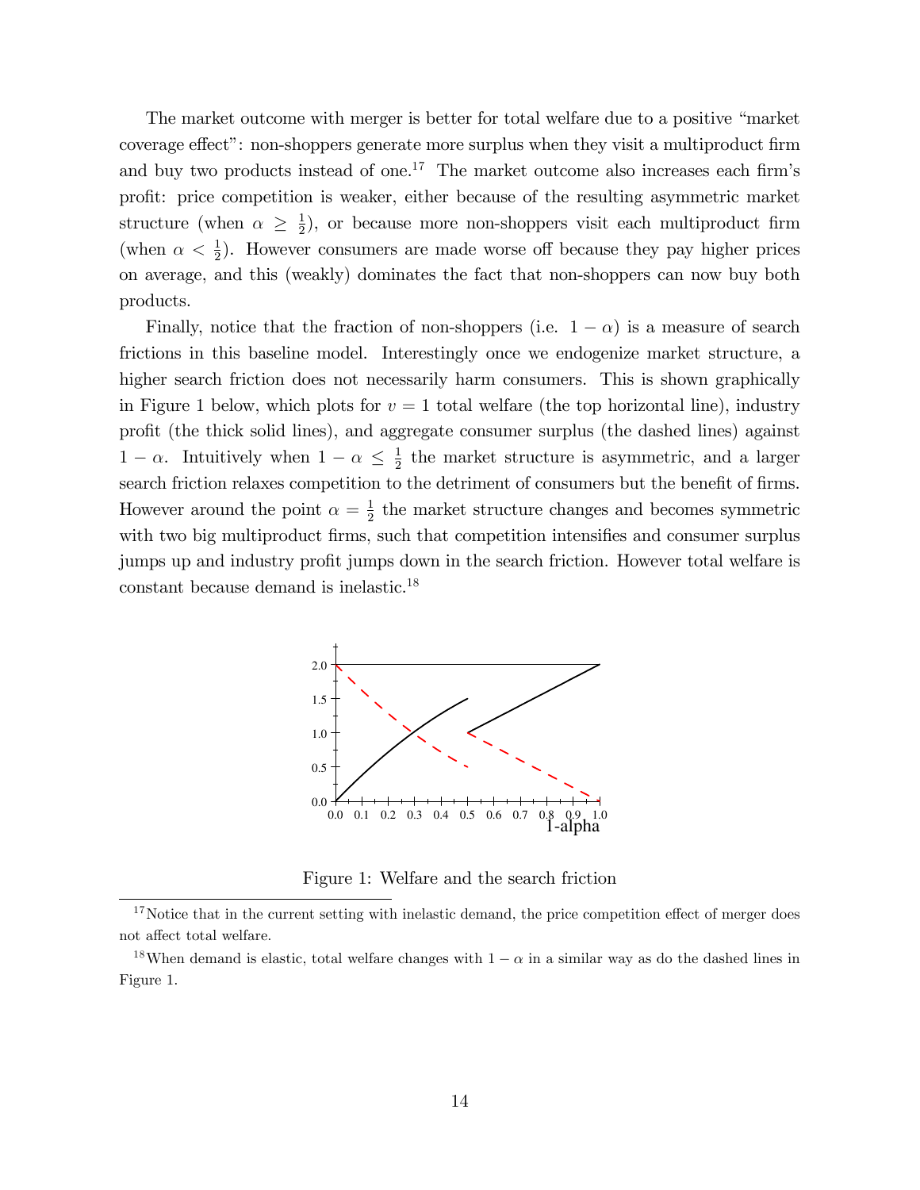The market outcome with merger is better for total welfare due to a positive "market coverage effect": non-shoppers generate more surplus when they visit a multiproduct firm and buy two products instead of one.[17] The market outcome also increases each firm's profit: price competition is weaker, either because of the resulting asymmetric market structure (when $\alpha \geq \frac{1}{2}$), or because more non-shoppers visit each multiproduct firm (when $\alpha < \frac{1}{2}$). However consumers are made worse off because they pay higher prices on average, and this (weakly) dominates the fact that non-shoppers can now buy both products.

Finally, notice that the fraction of non-shoppers (i.e. $1 - \alpha$) is a measure of search frictions in this baseline model. Interestingly once we endogenize market structure, a higher search friction does not necessarily harm consumers. This is shown graphically in Figure 1 below, which plots for $v = 1$ total welfare (the top horizontal line), industry profit (the thick solid lines), and aggregate consumer surplus (the dashed lines) against $1 - \alpha$. Intuitively when $1 - \alpha \leq \frac{1}{2}$ the market structure is asymmetric, and a larger search friction relaxes competition to the detriment of consumers but the benefit of firms. However around the point $\alpha = \frac{1}{2}$ the market structure changes and becomes symmetric with two big multiproduct firms, such that competition intensifies and consumer surplus jumps up and industry profit jumps down in the search friction. However total welfare is constant because demand is inelastic.[18]

Figure 1: Welfare and the search friction

[17] Notice that in the current setting with inelastic demand, the price competition effect of merger does not affect total welfare.

[18] When demand is elastic, total welfare changes with $1 - \alpha$ in a similar way as do the dashed lines in Figure 1.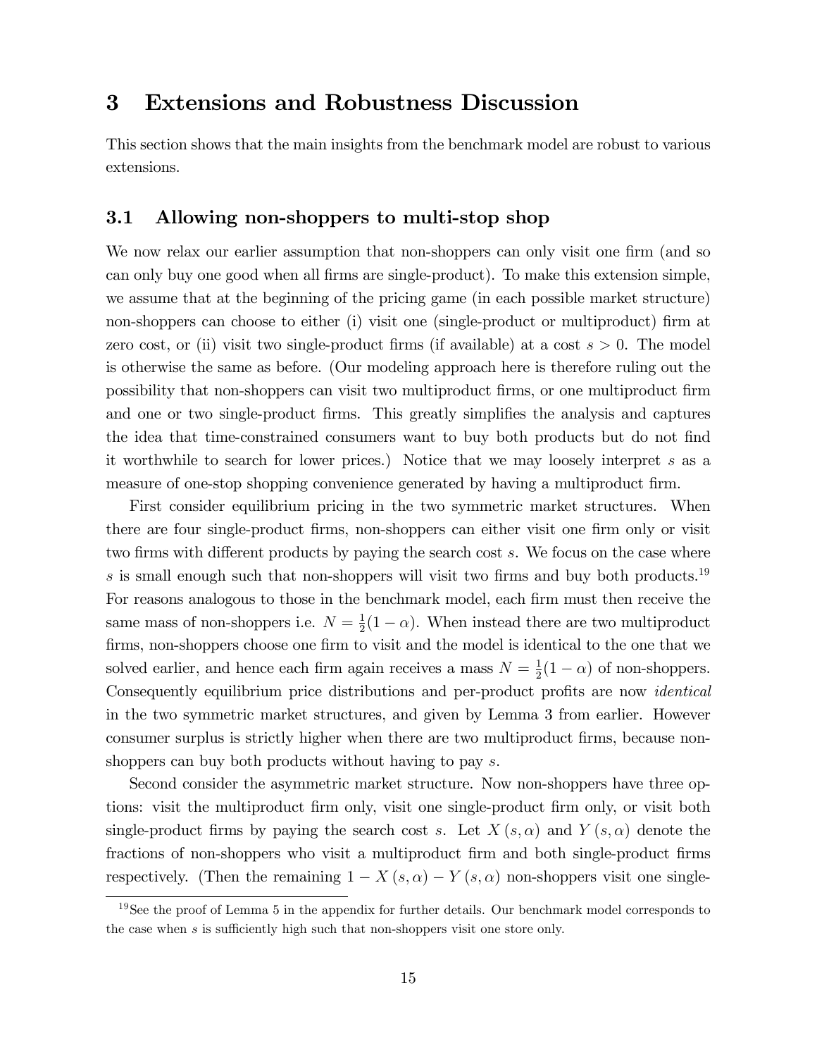# 3 Extensions and Robustness Discussion

This section shows that the main insights from the benchmark model are robust to various extensions.

## 3.1 Allowing non-shoppers to multi-stop shop

We now relax our earlier assumption that non-shoppers can only visit one firm (and so can only buy one good when all firms are single-product). To make this extension simple, we assume that at the beginning of the pricing game (in each possible market structure) non-shoppers can choose to either (i) visit one (single-product or multiproduct) firm at zero cost, or (ii) visit two single-product firms (if available) at a cost $s > 0$. The model is otherwise the same as before. (Our modeling approach here is therefore ruling out the possibility that non-shoppers can visit two multiproduct firms, or one multiproduct firm and one or two single-product firms. This greatly simplifies the analysis and captures the idea that time-constrained consumers want to buy both products but do not find it worthwhile to search for lower prices.) Notice that we may loosely interpret $s$ as a measure of one-stop shopping convenience generated by having a multiproduct firm.

First consider equilibrium pricing in the two symmetric market structures. When there are four single-product firms, non-shoppers can either visit one firm only or visit two firms with different products by paying the search cost $s$. We focus on the case where $s$ is small enough such that non-shoppers will visit two firms and buy both products.[19] For reasons analogous to those in the benchmark model, each firm must then receive the same mass of non-shoppers i.e. $N = \frac{1}{2}(1-\alpha)$. When instead there are two multiproduct firms, non-shoppers choose one firm to visit and the model is identical to the one that we solved earlier, and hence each firm again receives a mass $N = \frac{1}{2}(1-\alpha)$ of non-shoppers. Consequently equilibrium price distributions and per-product profits are now *identical* in the two symmetric market structures, and given by Lemma 3 from earlier. However consumer surplus is strictly higher when there are two multiproduct firms, because non-shoppers can buy both products without having to pay $s$.

Second consider the asymmetric market structure. Now non-shoppers have three options: visit the multiproduct firm only, visit one single-product firm only, or visit both single-product firms by paying the search cost $s$. Let $X(s,\alpha)$ and $Y(s,\alpha)$ denote the fractions of non-shoppers who visit a multiproduct firm and both single-product firms respectively. (Then the remaining $1 - X(s,\alpha) - Y(s,\alpha)$ non-shoppers visit one single-

[19] See the proof of Lemma 5 in the appendix for further details. Our benchmark model corresponds to the case when $s$ is sufficiently high such that non-shoppers visit one store only.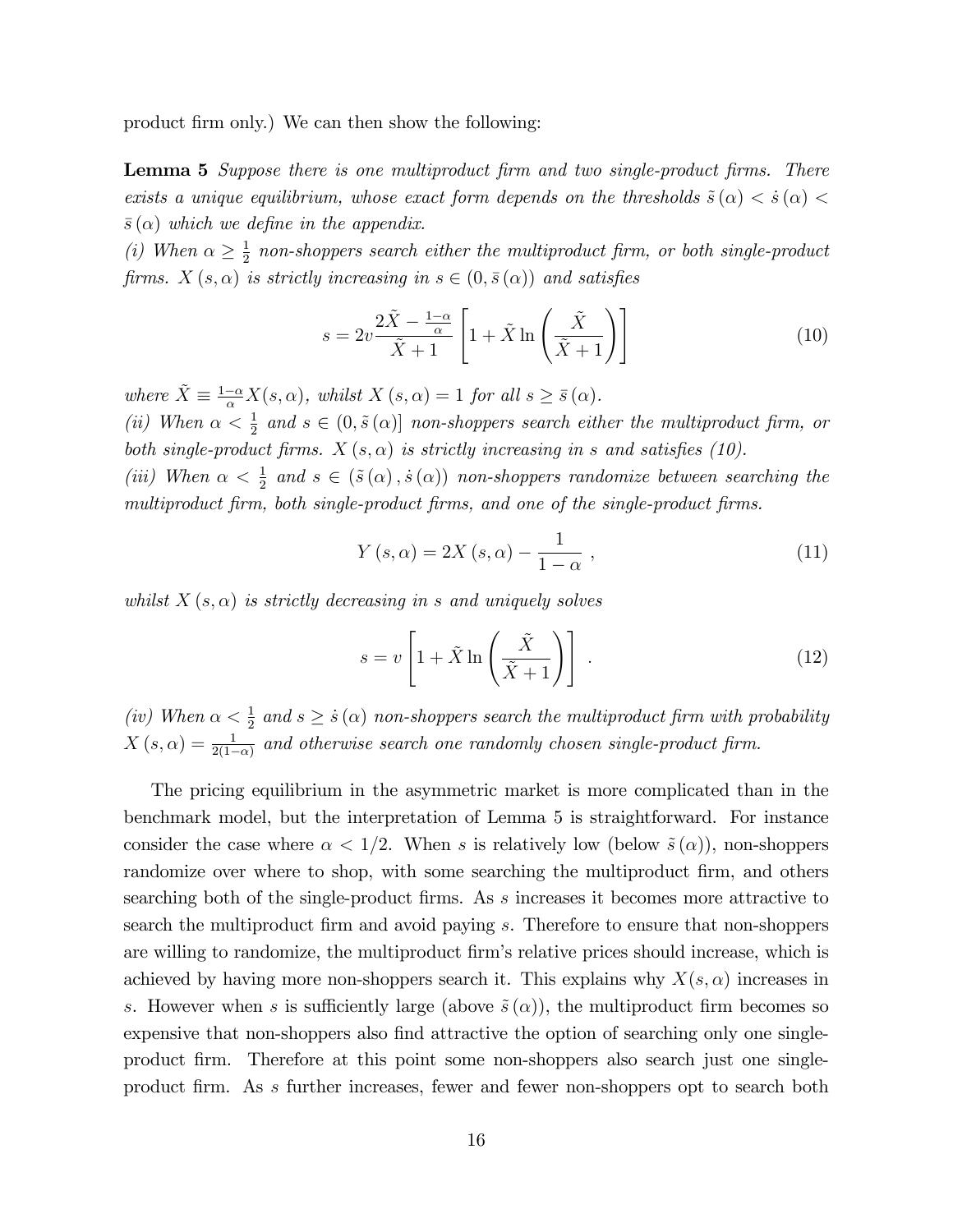product firm only.) We can then show the following:

**Lemma 5** *Suppose there is one multiproduct firm and two single-product firms. There exists a unique equilibrium, whose exact form depends on the thresholds $\tilde{s}(\alpha) < \dot{s}(\alpha) < \bar{s}(\alpha)$ which we define in the appendix.*

*(i) When $\alpha \geq \frac{1}{2}$ non-shoppers search either the multiproduct firm, or both single-product firms. $X(s,\alpha)$ is strictly increasing in $s \in (0, \bar{s}(\alpha))$ and satisfies*

$$s = 2v \frac{2\tilde{X} - \frac{1-\alpha}{\alpha}}{\tilde{X}+1} \left[ 1 + \tilde{X} \ln \left( \frac{\tilde{X}}{\tilde{X}+1} \right) \right] \tag{10}$$

*where $\tilde{X} \equiv \frac{1-\alpha}{\alpha} X(s,\alpha)$, whilst $X(s,\alpha) = 1$ for all $s \geq \bar{s}(\alpha)$.*

*(ii) When $\alpha < \frac{1}{2}$ and $s \in (0, \tilde{s}(\alpha)]$ non-shoppers search either the multiproduct firm, or both single-product firms. $X(s,\alpha)$ is strictly increasing in $s$ and satisfies (10).*

*(iii) When $\alpha < \frac{1}{2}$ and $s \in (\tilde{s}(\alpha), \dot{s}(\alpha))$ non-shoppers randomize between searching the multiproduct firm, both single-product firms, and one of the single-product firms.*

$$Y(s,\alpha) = 2X(s,\alpha) - \frac{1}{1-\alpha}, \tag{11}$$

*whilst $X(s,\alpha)$ is strictly decreasing in $s$ and uniquely solves*

$$s = v \left[ 1 + \tilde{X} \ln \left( \frac{\tilde{X}}{\tilde{X}+1} \right) \right]. \tag{12}$$

*(iv) When $\alpha < \frac{1}{2}$ and $s \geq \dot{s}(\alpha)$ non-shoppers search the multiproduct firm with probability $X(s,\alpha) = \frac{1}{2(1-\alpha)}$ and otherwise search one randomly chosen single-product firm.*

The pricing equilibrium in the asymmetric market is more complicated than in the benchmark model, but the interpretation of Lemma 5 is straightforward. For instance consider the case where $\alpha < 1/2$. When $s$ is relatively low (below $\tilde{s}(\alpha)$), non-shoppers randomize over where to shop, with some searching the multiproduct firm, and others searching both of the single-product firms. As $s$ increases it becomes more attractive to search the multiproduct firm and avoid paying $s$. Therefore to ensure that non-shoppers are willing to randomize, the multiproduct firm's relative prices should increase, which is achieved by having more non-shoppers search it. This explains why $X(s,\alpha)$ increases in $s$. However when $s$ is sufficiently large (above $\tilde{s}(\alpha)$), the multiproduct firm becomes so expensive that non-shoppers also find attractive the option of searching only one single-product firm. Therefore at this point some non-shoppers also search just one single-product firm. As $s$ further increases, fewer and fewer non-shoppers opt to search both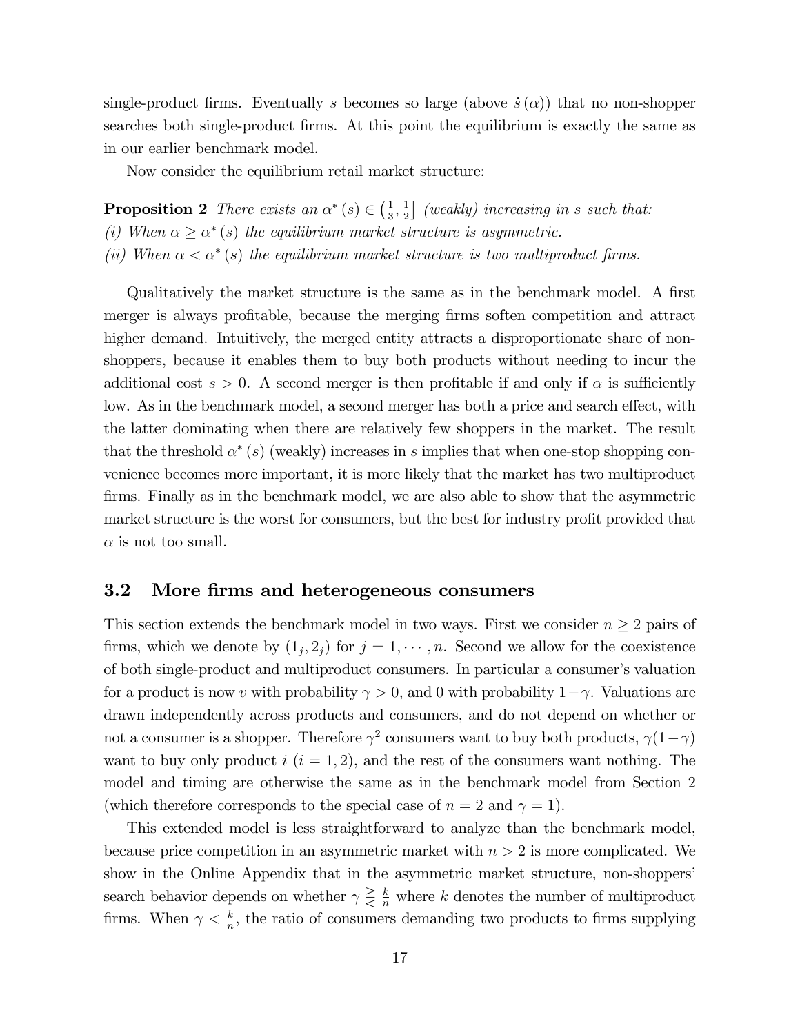single-product firms. Eventually $s$ becomes so large (above $\dot{s}(\alpha)$) that no non-shopper searches both single-product firms. At this point the equilibrium is exactly the same as in our earlier benchmark model.

Now consider the equilibrium retail market structure:

**Proposition 2** *There exists an $\alpha^*(s) \in \left(\frac{1}{3}, \frac{1}{2}\right]$ (weakly) increasing in $s$ such that:*
*(i) When $\alpha \geq \alpha^*(s)$ the equilibrium market structure is asymmetric.*
*(ii) When $\alpha < \alpha^*(s)$ the equilibrium market structure is two multiproduct firms.*

Qualitatively the market structure is the same as in the benchmark model. A first merger is always profitable, because the merging firms soften competition and attract higher demand. Intuitively, the merged entity attracts a disproportionate share of non-shoppers, because it enables them to buy both products without needing to incur the additional cost $s > 0$. A second merger is then profitable if and only if $\alpha$ is sufficiently low. As in the benchmark model, a second merger has both a price and search effect, with the latter dominating when there are relatively few shoppers in the market. The result that the threshold $\alpha^*(s)$ (weakly) increases in $s$ implies that when one-stop shopping convenience becomes more important, it is more likely that the market has two multiproduct firms. Finally as in the benchmark model, we are also able to show that the asymmetric market structure is the worst for consumers, but the best for industry profit provided that $\alpha$ is not too small.

## 3.2 More firms and heterogeneous consumers

This section extends the benchmark model in two ways. First we consider $n \geq 2$ pairs of firms, which we denote by $(1_j, 2_j)$ for $j = 1, \cdots, n$. Second we allow for the coexistence of both single-product and multiproduct consumers. In particular a consumer's valuation for a product is now $v$ with probability $\gamma > 0$, and 0 with probability $1-\gamma$. Valuations are drawn independently across products and consumers, and do not depend on whether or not a consumer is a shopper. Therefore $\gamma^2$ consumers want to buy both products, $\gamma(1-\gamma)$ want to buy only product $i$ ($i = 1, 2$), and the rest of the consumers want nothing. The model and timing are otherwise the same as in the benchmark model from Section 2 (which therefore corresponds to the special case of $n = 2$ and $\gamma = 1$).

This extended model is less straightforward to analyze than the benchmark model, because price competition in an asymmetric market with $n > 2$ is more complicated. We show in the Online Appendix that in the asymmetric market structure, non-shoppers' search behavior depends on whether $\gamma \gtreqless \frac{k}{n}$ where $k$ denotes the number of multiproduct firms. When $\gamma < \frac{k}{n}$, the ratio of consumers demanding two products to firms supplying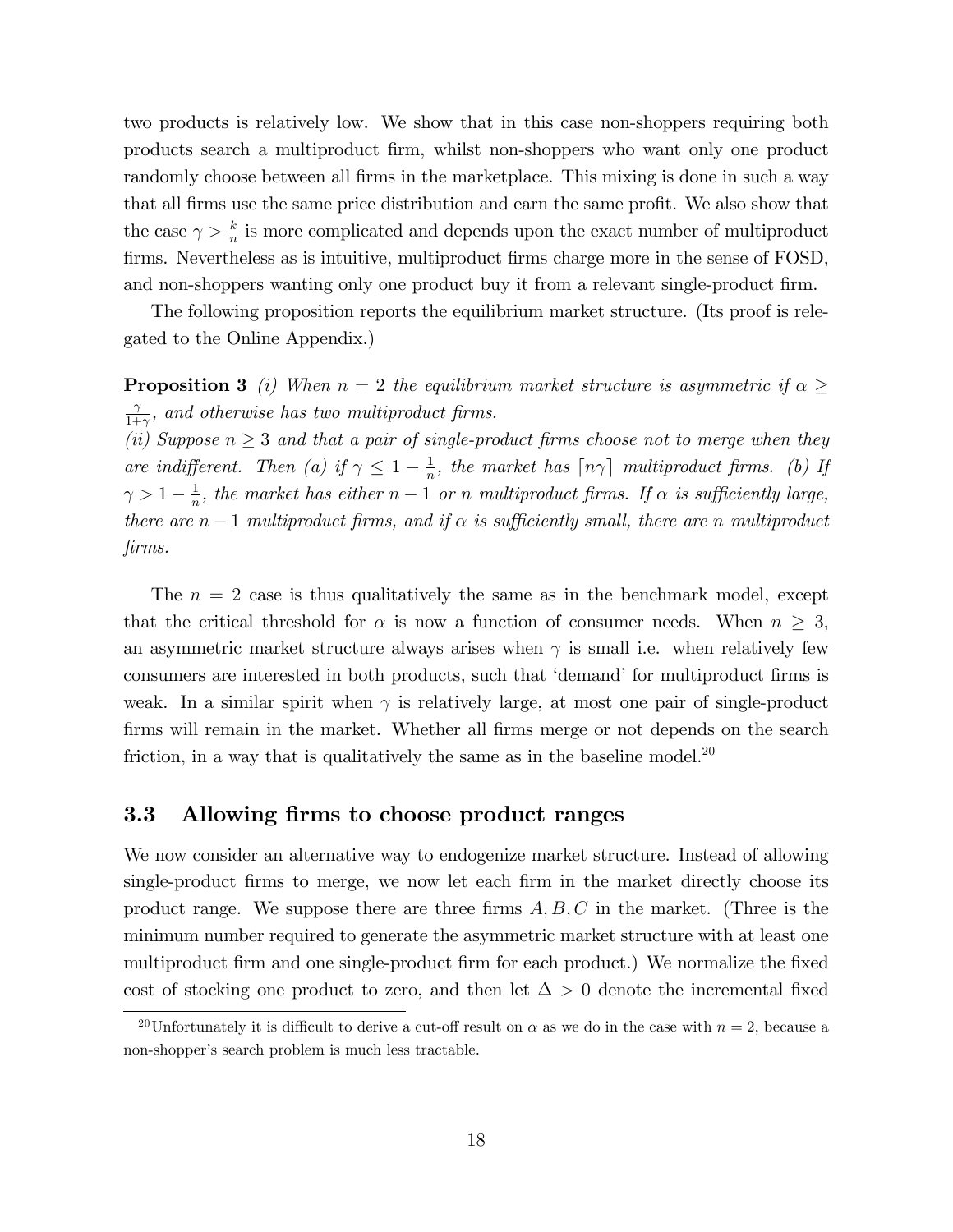two products is relatively low. We show that in this case non-shoppers requiring both products search a multiproduct firm, whilst non-shoppers who want only one product randomly choose between all firms in the marketplace. This mixing is done in such a way that all firms use the same price distribution and earn the same profit. We also show that the case $\gamma > \frac{k}{n}$ is more complicated and depends upon the exact number of multiproduct firms. Nevertheless as is intuitive, multiproduct firms charge more in the sense of FOSD, and non-shoppers wanting only one product buy it from a relevant single-product firm.

The following proposition reports the equilibrium market structure. (Its proof is relegated to the Online Appendix.)

**Proposition 3** *(i) When $n = 2$ the equilibrium market structure is asymmetric if $\alpha \geq \frac{\gamma}{1+\gamma}$, and otherwise has two multiproduct firms.*
*(ii) Suppose $n \geq 3$ and that a pair of single-product firms choose not to merge when they are indifferent. Then (a) if $\gamma \leq 1 - \frac{1}{n}$, the market has $\lceil n\gamma \rceil$ multiproduct firms. (b) If $\gamma > 1 - \frac{1}{n}$, the market has either $n - 1$ or $n$ multiproduct firms. If $\alpha$ is sufficiently large, there are $n - 1$ multiproduct firms, and if $\alpha$ is sufficiently small, there are $n$ multiproduct firms.*

The $n = 2$ case is thus qualitatively the same as in the benchmark model, except that the critical threshold for $\alpha$ is now a function of consumer needs. When $n \geq 3$, an asymmetric market structure always arises when $\gamma$ is small i.e. when relatively few consumers are interested in both products, such that 'demand' for multiproduct firms is weak. In a similar spirit when $\gamma$ is relatively large, at most one pair of single-product firms will remain in the market. Whether all firms merge or not depends on the search friction, in a way that is qualitatively the same as in the baseline model.[20]

## 3.3 Allowing firms to choose product ranges

We now consider an alternative way to endogenize market structure. Instead of allowing single-product firms to merge, we now let each firm in the market directly choose its product range. We suppose there are three firms $A, B, C$ in the market. (Three is the minimum number required to generate the asymmetric market structure with at least one multiproduct firm and one single-product firm for each product.) We normalize the fixed cost of stocking one product to zero, and then let $\Delta > 0$ denote the incremental fixed

[20]Unfortunately it is difficult to derive a cut-off result on $\alpha$ as we do in the case with $n = 2$, because a non-shopper's search problem is much less tractable.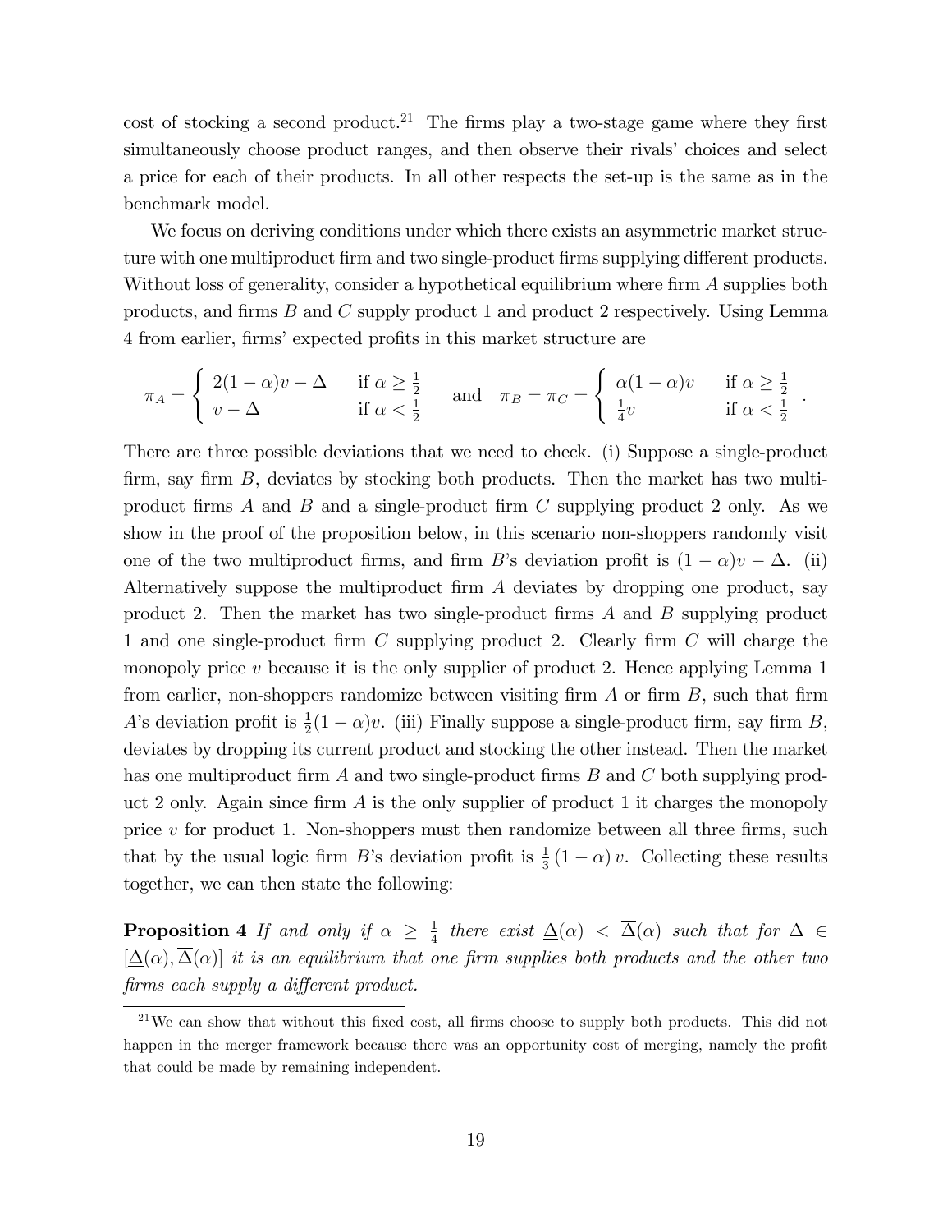cost of stocking a second product.[21] The firms play a two-stage game where they first simultaneously choose product ranges, and then observe their rivals' choices and select a price for each of their products. In all other respects the set-up is the same as in the benchmark model.

We focus on deriving conditions under which there exists an asymmetric market structure with one multiproduct firm and two single-product firms supplying different products. Without loss of generality, consider a hypothetical equilibrium where firm $A$ supplies both products, and firms $B$ and $C$ supply product 1 and product 2 respectively. Using Lemma 4 from earlier, firms' expected profits in this market structure are

$$\pi_A = \begin{cases} 2(1-\alpha)v - \Delta & \text{if } \alpha \geq \frac{1}{2} \\ v - \Delta & \text{if } \alpha < \frac{1}{2} \end{cases} \quad \text{and} \quad \pi_B = \pi_C = \begin{cases} \alpha(1-\alpha)v & \text{if } \alpha \geq \frac{1}{2} \\ \frac{1}{4}v & \text{if } \alpha < \frac{1}{2} \end{cases} .$$

There are three possible deviations that we need to check. (i) Suppose a single-product firm, say firm $B$, deviates by stocking both products. Then the market has two multiproduct firms $A$ and $B$ and a single-product firm $C$ supplying product 2 only. As we show in the proof of the proposition below, in this scenario non-shoppers randomly visit one of the two multiproduct firms, and firm $B$'s deviation profit is $(1-\alpha)v - \Delta$. (ii) Alternatively suppose the multiproduct firm $A$ deviates by dropping one product, say product 2. Then the market has two single-product firms $A$ and $B$ supplying product 1 and one single-product firm $C$ supplying product 2. Clearly firm $C$ will charge the monopoly price $v$ because it is the only supplier of product 2. Hence applying Lemma 1 from earlier, non-shoppers randomize between visiting firm $A$ or firm $B$, such that firm $A$'s deviation profit is $\frac{1}{2}(1-\alpha)v$. (iii) Finally suppose a single-product firm, say firm $B$, deviates by dropping its current product and stocking the other instead. Then the market has one multiproduct firm $A$ and two single-product firms $B$ and $C$ both supplying product 2 only. Again since firm $A$ is the only supplier of product 1 it charges the monopoly price $v$ for product 1. Non-shoppers must then randomize between all three firms, such that by the usual logic firm $B$'s deviation profit is $\frac{1}{3}(1-\alpha)v$. Collecting these results together, we can then state the following:

**Proposition 4** *If and only if $\alpha \geq \frac{1}{4}$ there exist $\underline{\Delta}(\alpha) < \overline{\Delta}(\alpha)$ such that for $\Delta \in [\underline{\Delta}(\alpha), \overline{\Delta}(\alpha)]$ it is an equilibrium that one firm supplies both products and the other two firms each supply a different product.*

[21] We can show that without this fixed cost, all firms choose to supply both products. This did not happen in the merger framework because there was an opportunity cost of merging, namely the profit that could be made by remaining independent.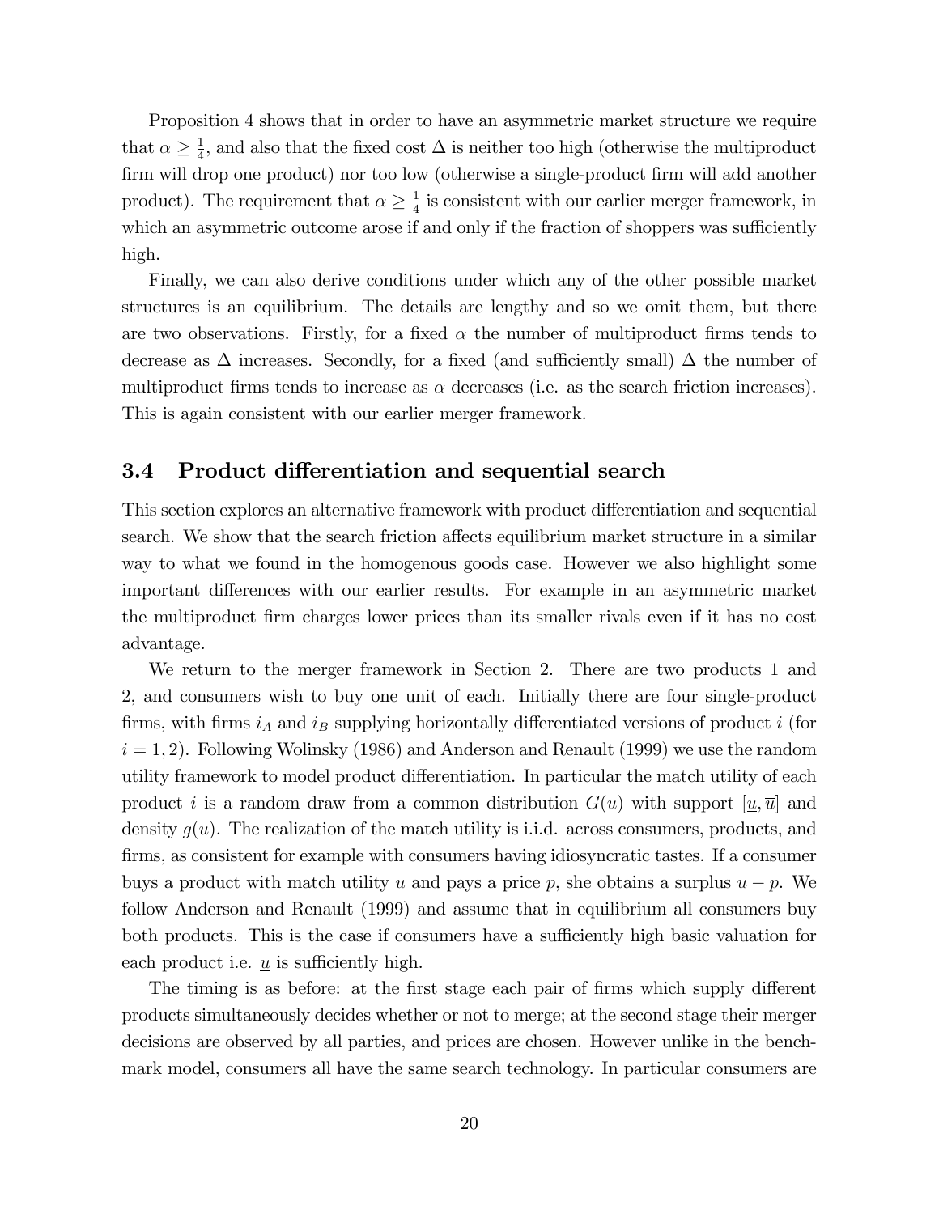Proposition 4 shows that in order to have an asymmetric market structure we require that $\alpha \geq \frac{1}{4}$, and also that the fixed cost $\Delta$ is neither too high (otherwise the multiproduct firm will drop one product) nor too low (otherwise a single-product firm will add another product). The requirement that $\alpha \geq \frac{1}{4}$ is consistent with our earlier merger framework, in which an asymmetric outcome arose if and only if the fraction of shoppers was sufficiently high.

Finally, we can also derive conditions under which any of the other possible market structures is an equilibrium. The details are lengthy and so we omit them, but there are two observations. Firstly, for a fixed $\alpha$ the number of multiproduct firms tends to decrease as $\Delta$ increases. Secondly, for a fixed (and sufficiently small) $\Delta$ the number of multiproduct firms tends to increase as $\alpha$ decreases (i.e. as the search friction increases). This is again consistent with our earlier merger framework.

### 3.4 Product differentiation and sequential search

This section explores an alternative framework with product differentiation and sequential search. We show that the search friction affects equilibrium market structure in a similar way to what we found in the homogenous goods case. However we also highlight some important differences with our earlier results. For example in an asymmetric market the multiproduct firm charges lower prices than its smaller rivals even if it has no cost advantage.

We return to the merger framework in Section 2. There are two products 1 and 2, and consumers wish to buy one unit of each. Initially there are four single-product firms, with firms $i_A$ and $i_B$ supplying horizontally differentiated versions of product $i$ (for $i = 1, 2$). Following Wolinsky (1986) and Anderson and Renault (1999) we use the random utility framework to model product differentiation. In particular the match utility of each product $i$ is a random draw from a common distribution $G(u)$ with support $[\underline{u}, \overline{u}]$ and density $g(u)$. The realization of the match utility is i.i.d. across consumers, products, and firms, as consistent for example with consumers having idiosyncratic tastes. If a consumer buys a product with match utility $u$ and pays a price $p$, she obtains a surplus $u - p$. We follow Anderson and Renault (1999) and assume that in equilibrium all consumers buy both products. This is the case if consumers have a sufficiently high basic valuation for each product i.e. $\underline{u}$ is sufficiently high.

The timing is as before: at the first stage each pair of firms which supply different products simultaneously decides whether or not to merge; at the second stage their merger decisions are observed by all parties, and prices are chosen. However unlike in the benchmark model, consumers all have the same search technology. In particular consumers are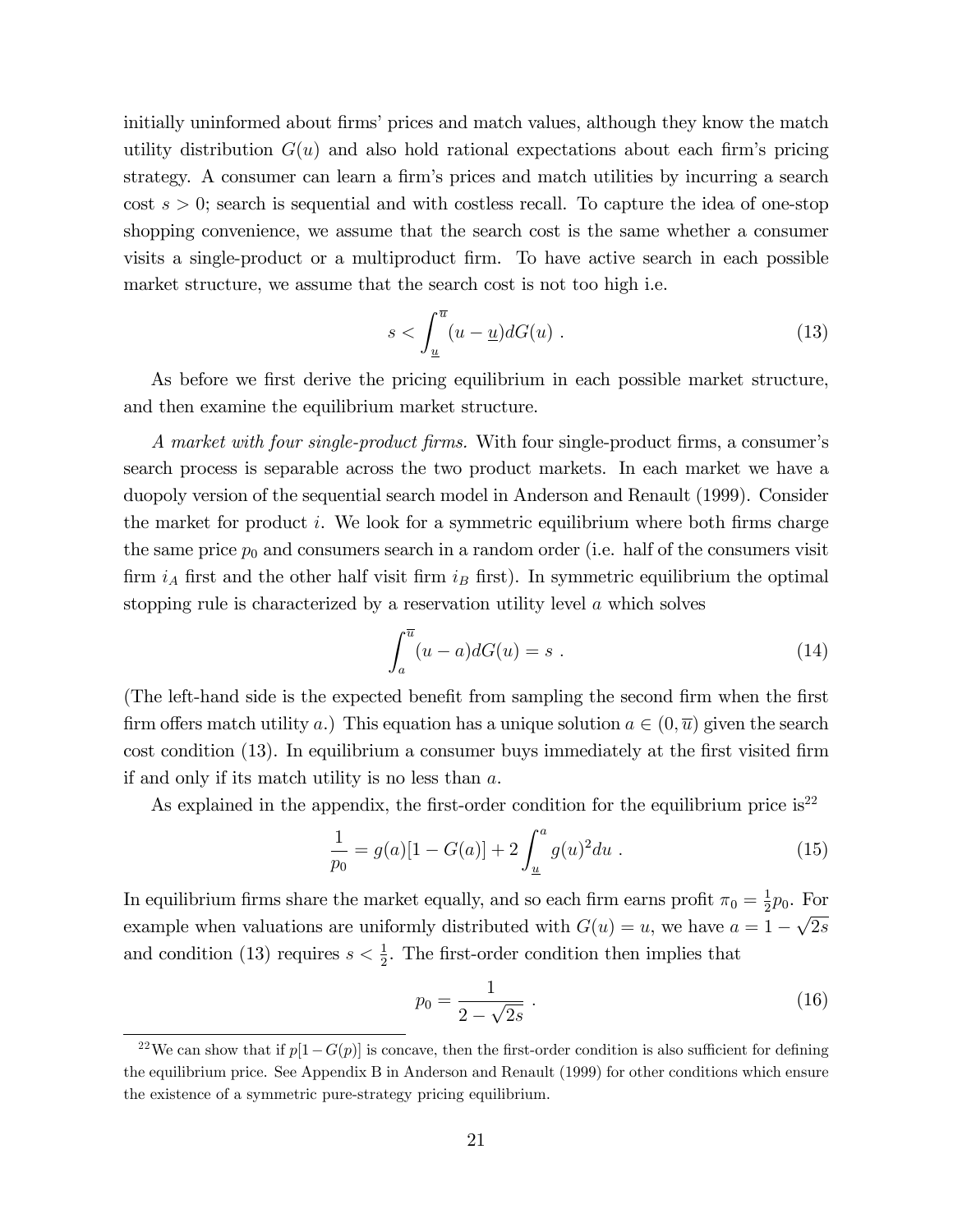initially uninformed about firms' prices and match values, although they know the match utility distribution $G(u)$ and also hold rational expectations about each firm's pricing strategy. A consumer can learn a firm's prices and match utilities by incurring a search cost $s > 0$; search is sequential and with costless recall. To capture the idea of one-stop shopping convenience, we assume that the search cost is the same whether a consumer visits a single-product or a multiproduct firm. To have active search in each possible market structure, we assume that the search cost is not too high i.e.

$$s < \int_{\underline{u}}^{\overline{u}} (u - \underline{u}) dG(u) \ . \tag{13}$$

As before we first derive the pricing equilibrium in each possible market structure, and then examine the equilibrium market structure.

*A market with four single-product firms.* With four single-product firms, a consumer's search process is separable across the two product markets. In each market we have a duopoly version of the sequential search model in Anderson and Renault (1999). Consider the market for product $i$. We look for a symmetric equilibrium where both firms charge the same price $p_0$ and consumers search in a random order (i.e. half of the consumers visit firm $i_A$ first and the other half visit firm $i_B$ first). In symmetric equilibrium the optimal stopping rule is characterized by a reservation utility level $a$ which solves

$$\int_{a}^{\overline{u}} (u - a) dG(u) = s \ . \tag{14}$$

(The left-hand side is the expected benefit from sampling the second firm when the first firm offers match utility $a$.) This equation has a unique solution $a \in (0, \overline{u})$ given the search cost condition (13). In equilibrium a consumer buys immediately at the first visited firm if and only if its match utility is no less than $a$.

As explained in the appendix, the first-order condition for the equilibrium price is[22]

$$\frac{1}{p_0} = g(a)[1 - G(a)] + 2 \int_{\underline{u}}^{a} g(u)^2 du \ . \tag{15}$$

In equilibrium firms share the market equally, and so each firm earns profit $\pi_0 = \frac{1}{2} p_0$. For example when valuations are uniformly distributed with $G(u) = u$, we have $a = 1 - \sqrt{2s}$ and condition (13) requires $s < \frac{1}{2}$. The first-order condition then implies that

$$p_0 = \frac{1}{2 - \sqrt{2s}} \ . \tag{16}$$

[22] We can show that if $p[1 - G(p)]$ is concave, then the first-order condition is also sufficient for defining the equilibrium price. See Appendix B in Anderson and Renault (1999) for other conditions which ensure the existence of a symmetric pure-strategy pricing equilibrium.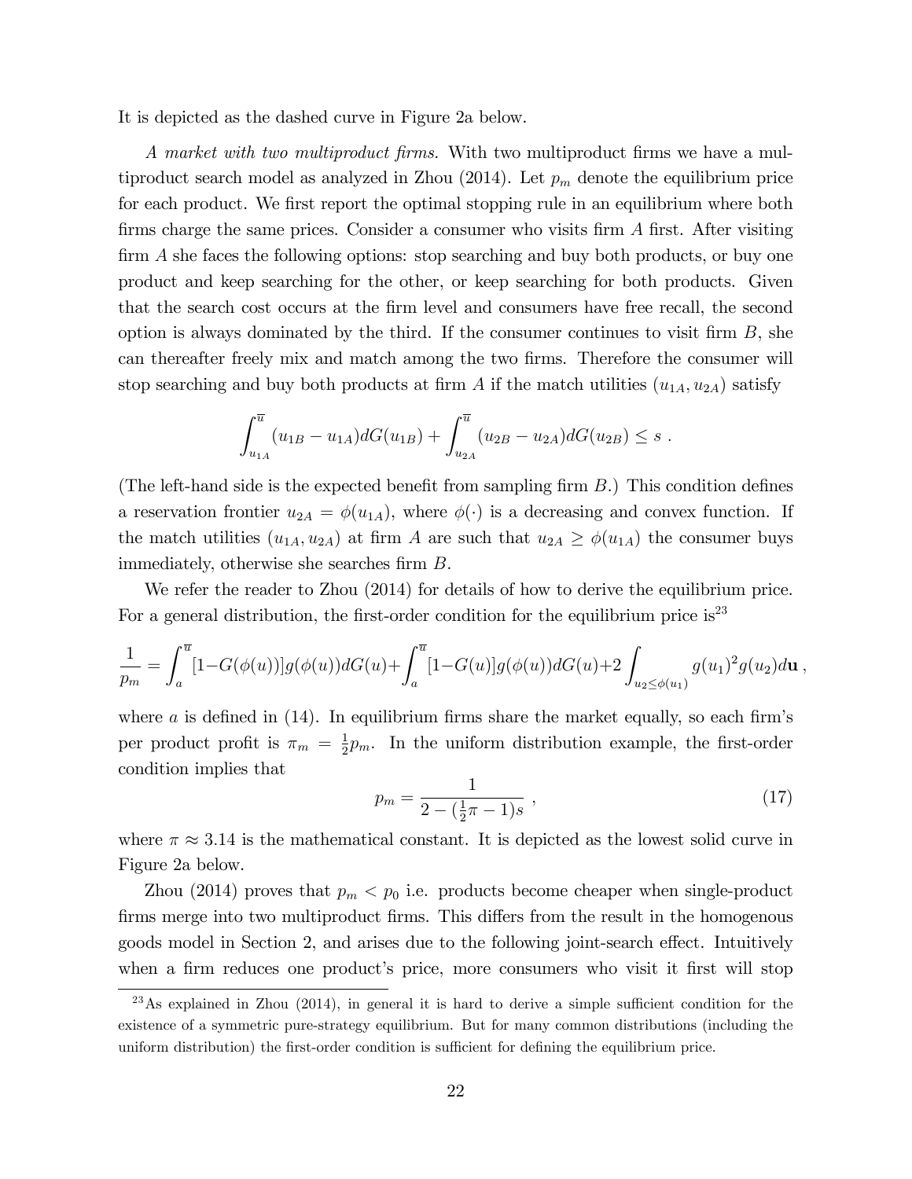It is depicted as the dashed curve in Figure 2a below.

*A market with two multiproduct firms.* With two multiproduct firms we have a multiproduct search model as analyzed in Zhou (2014). Let $p_m$ denote the equilibrium price for each product. We first report the optimal stopping rule in an equilibrium where both firms charge the same prices. Consider a consumer who visits firm $A$ first. After visiting firm $A$ she faces the following options: stop searching and buy both products, or buy one product and keep searching for the other, or keep searching for both products. Given that the search cost occurs at the firm level and consumers have free recall, the second option is always dominated by the third. If the consumer continues to visit firm $B$, she can thereafter freely mix and match among the two firms. Therefore the consumer will stop searching and buy both products at firm $A$ if the match utilities $(u_{1A}, u_{2A})$ satisfy

$$\int_{u_{1A}}^{\overline{u}} (u_{1B} - u_{1A}) dG(u_{1B}) + \int_{u_{2A}}^{\overline{u}} (u_{2B} - u_{2A}) dG(u_{2B}) \leq s \ .$$

(The left-hand side is the expected benefit from sampling firm $B$.) This condition defines a reservation frontier $u_{2A} = \phi(u_{1A})$, where $\phi(\cdot)$ is a decreasing and convex function. If the match utilities $(u_{1A}, u_{2A})$ at firm $A$ are such that $u_{2A} \geq \phi(u_{1A})$ the consumer buys immediately, otherwise she searches firm $B$.

We refer the reader to Zhou (2014) for details of how to derive the equilibrium price. For a general distribution, the first-order condition for the equilibrium price is[23]

$$\frac{1}{p_m} = \int_a^{\overline{u}} [1-G(\phi(u))] g(\phi(u)) dG(u) + \int_a^{\overline{u}} [1-G(u)] g(\phi(u)) dG(u) + 2 \int_{u_2 \leq \phi(u_1)} g(u_1)^2 g(u_2) d\mathbf{u} \ ,$$

where $a$ is defined in (14). In equilibrium firms share the market equally, so each firm's per product profit is $\pi_m = \frac{1}{2} p_m$. In the uniform distribution example, the first-order condition implies that

$$p_m = \frac{1}{2 - (\frac{1}{2}\pi - 1)s} \ , \tag{17}$$

where $\pi \approx 3.14$ is the mathematical constant. It is depicted as the lowest solid curve in Figure 2a below.

Zhou (2014) proves that $p_m < p_0$ i.e. products become cheaper when single-product firms merge into two multiproduct firms. This differs from the result in the homogenous goods model in Section 2, and arises due to the following joint-search effect. Intuitively when a firm reduces one product's price, more consumers who visit it first will stop

[23] As explained in Zhou (2014), in general it is hard to derive a simple sufficient condition for the existence of a symmetric pure-strategy equilibrium. But for many common distributions (including the uniform distribution) the first-order condition is sufficient for defining the equilibrium price.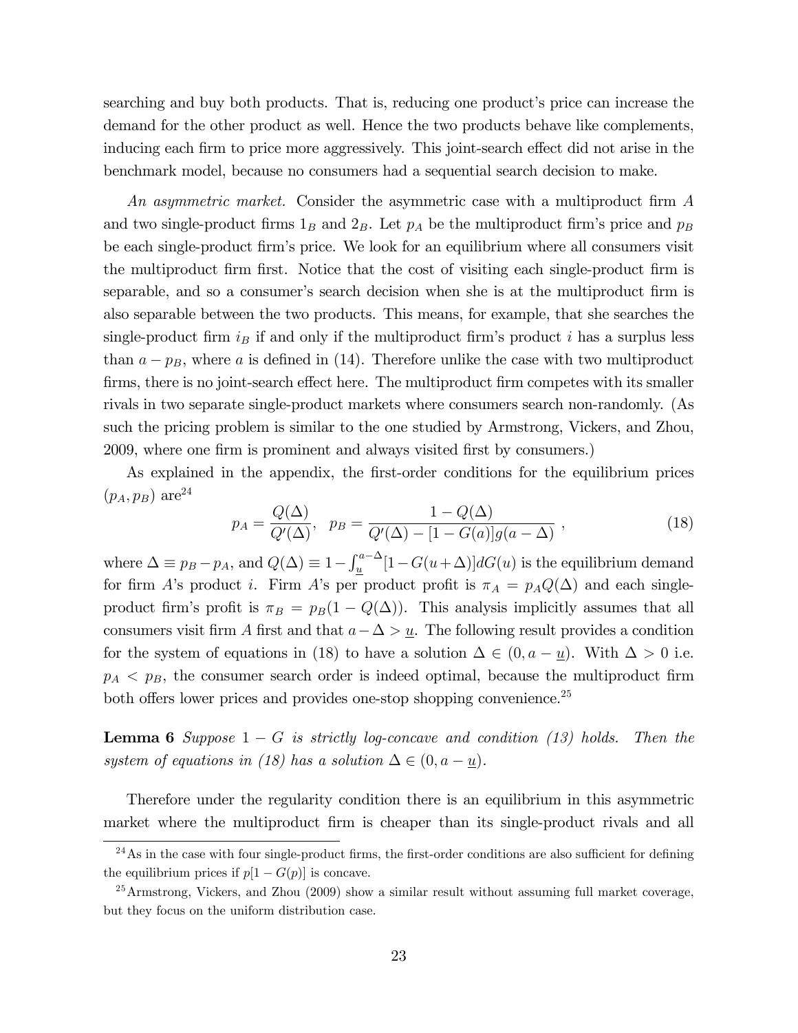searching and buy both products. That is, reducing one product's price can increase the demand for the other product as well. Hence the two products behave like complements, inducing each firm to price more aggressively. This joint-search effect did not arise in the benchmark model, because no consumers had a sequential search decision to make.

*An asymmetric market.* Consider the asymmetric case with a multiproduct firm $A$ and two single-product firms $1_B$ and $2_B$. Let $p_A$ be the multiproduct firm's price and $p_B$ be each single-product firm's price. We look for an equilibrium where all consumers visit the multiproduct firm first. Notice that the cost of visiting each single-product firm is separable, and so a consumer's search decision when she is at the multiproduct firm is also separable between the two products. This means, for example, that she searches the single-product firm $i_B$ if and only if the multiproduct firm's product $i$ has a surplus less than $a - p_B$, where $a$ is defined in (14). Therefore unlike the case with two multiproduct firms, there is no joint-search effect here. The multiproduct firm competes with its smaller rivals in two separate single-product markets where consumers search non-randomly. (As such the pricing problem is similar to the one studied by Armstrong, Vickers, and Zhou, 2009, where one firm is prominent and always visited first by consumers.)

As explained in the appendix, the first-order conditions for the equilibrium prices $(p_A, p_B)$ are[24]

$$p_A = \frac{Q(\Delta)}{Q'(\Delta)}, \quad p_B = \frac{1 - Q(\Delta)}{Q'(\Delta) - [1 - G(a)]g(a - \Delta)} , \tag{18}$$

where $\Delta \equiv p_B - p_A$, and $Q(\Delta) \equiv 1 - \int_{\underline{u}}^{a-\Delta} [1 - G(u + \Delta)] dG(u)$ is the equilibrium demand for firm $A$'s product $i$. Firm $A$'s per product profit is $\pi_A = p_A Q(\Delta)$ and each single-product firm's profit is $\pi_B = p_B(1 - Q(\Delta))$. This analysis implicitly assumes that all consumers visit firm $A$ first and that $a - \Delta > \underline{u}$. The following result provides a condition for the system of equations in (18) to have a solution $\Delta \in (0, a - \underline{u})$. With $\Delta > 0$ i.e. $p_A < p_B$, the consumer search order is indeed optimal, because the multiproduct firm both offers lower prices and provides one-stop shopping convenience.[25]

**Lemma 6** *Suppose $1 - G$ is strictly log-concave and condition (13) holds. Then the system of equations in (18) has a solution $\Delta \in (0, a - \underline{u})$.*

Therefore under the regularity condition there is an equilibrium in this asymmetric market where the multiproduct firm is cheaper than its single-product rivals and all

[24] As in the case with four single-product firms, the first-order conditions are also sufficient for defining the equilibrium prices if $p[1 - G(p)]$ is concave.

[25] Armstrong, Vickers, and Zhou (2009) show a similar result without assuming full market coverage, but they focus on the uniform distribution case.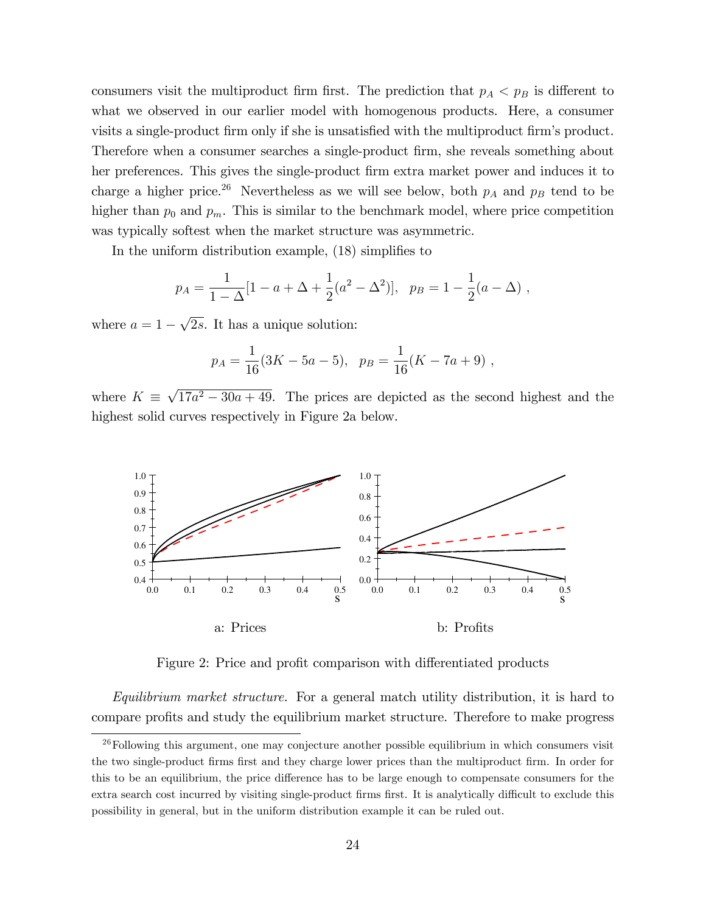consumers visit the multiproduct firm first. The prediction that $p_A < p_B$ is different to what we observed in our earlier model with homogenous products. Here, a consumer visits a single-product firm only if she is unsatisfied with the multiproduct firm's product. Therefore when a consumer searches a single-product firm, she reveals something about her preferences. This gives the single-product firm extra market power and induces it to charge a higher price.[26] Nevertheless as we will see below, both $p_A$ and $p_B$ tend to be higher than $p_0$ and $p_m$. This is similar to the benchmark model, where price competition was typically softest when the market structure was asymmetric.

In the uniform distribution example, (18) simplifies to

$$p_A = \frac{1}{1-\Delta}[1 - a + \Delta + \frac{1}{2}(a^2 - \Delta^2)], \quad p_B = 1 - \frac{1}{2}(a - \Delta) \ ,$$

where $a = 1 - \sqrt{2s}$. It has a unique solution:

$$p_A = \frac{1}{16}(3K - 5a - 5), \quad p_B = \frac{1}{16}(K - 7a + 9) \ ,$$

where $K \equiv \sqrt{17a^2 - 30a + 49}$. The prices are depicted as the second highest and the highest solid curves respectively in Figure 2a below.

a: Prices

b: Profits

Figure 2: Price and profit comparison with differentiated products

*Equilibrium market structure.* For a general match utility distribution, it is hard to compare profits and study the equilibrium market structure. Therefore to make progress

[26] Following this argument, one may conjecture another possible equilibrium in which consumers visit the two single-product firms first and they charge lower prices than the multiproduct firm. In order for this to be an equilibrium, the price difference has to be large enough to compensate consumers for the extra search cost incurred by visiting single-product firms first. It is analytically difficult to exclude this possibility in general, but in the uniform distribution example it can be ruled out.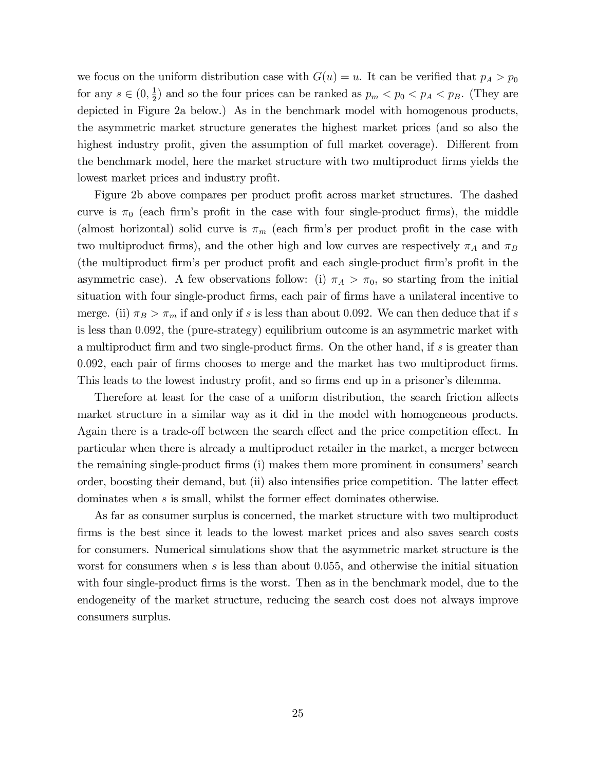we focus on the uniform distribution case with $G(u) = u$. It can be verified that $p_A > p_0$ for any $s \in (0, \frac{1}{2})$ and so the four prices can be ranked as $p_m < p_0 < p_A < p_B$. (They are depicted in Figure 2a below.) As in the benchmark model with homogenous products, the asymmetric market structure generates the highest market prices (and so also the highest industry profit, given the assumption of full market coverage). Different from the benchmark model, here the market structure with two multiproduct firms yields the lowest market prices and industry profit.

Figure 2b above compares per product profit across market structures. The dashed curve is $\pi_0$ (each firm's profit in the case with four single-product firms), the middle (almost horizontal) solid curve is $\pi_m$ (each firm's per product profit in the case with two multiproduct firms), and the other high and low curves are respectively $\pi_A$ and $\pi_B$ (the multiproduct firm's per product profit and each single-product firm's profit in the asymmetric case). A few observations follow: (i) $\pi_A > \pi_0$, so starting from the initial situation with four single-product firms, each pair of firms have a unilateral incentive to merge. (ii) $\pi_B > \pi_m$ if and only if $s$ is less than about 0.092. We can then deduce that if $s$ is less than 0.092, the (pure-strategy) equilibrium outcome is an asymmetric market with a multiproduct firm and two single-product firms. On the other hand, if $s$ is greater than 0.092, each pair of firms chooses to merge and the market has two multiproduct firms. This leads to the lowest industry profit, and so firms end up in a prisoner's dilemma.

Therefore at least for the case of a uniform distribution, the search friction affects market structure in a similar way as it did in the model with homogeneous products. Again there is a trade-off between the search effect and the price competition effect. In particular when there is already a multiproduct retailer in the market, a merger between the remaining single-product firms (i) makes them more prominent in consumers' search order, boosting their demand, but (ii) also intensifies price competition. The latter effect dominates when $s$ is small, whilst the former effect dominates otherwise.

As far as consumer surplus is concerned, the market structure with two multiproduct firms is the best since it leads to the lowest market prices and also saves search costs for consumers. Numerical simulations show that the asymmetric market structure is the worst for consumers when $s$ is less than about 0.055, and otherwise the initial situation with four single-product firms is the worst. Then as in the benchmark model, due to the endogeneity of the market structure, reducing the search cost does not always improve consumers surplus.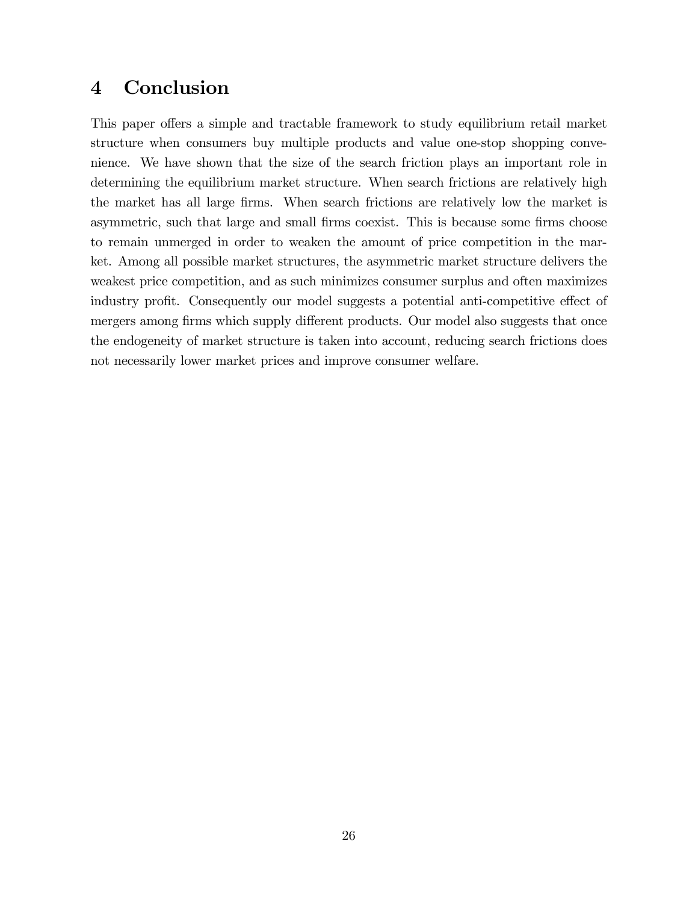# 4 Conclusion

This paper offers a simple and tractable framework to study equilibrium retail market structure when consumers buy multiple products and value one-stop shopping convenience. We have shown that the size of the search friction plays an important role in determining the equilibrium market structure. When search frictions are relatively high the market has all large firms. When search frictions are relatively low the market is asymmetric, such that large and small firms coexist. This is because some firms choose to remain unmerged in order to weaken the amount of price competition in the market. Among all possible market structures, the asymmetric market structure delivers the weakest price competition, and as such minimizes consumer surplus and often maximizes industry profit. Consequently our model suggests a potential anti-competitive effect of mergers among firms which supply different products. Our model also suggests that once the endogeneity of market structure is taken into account, reducing search frictions does not necessarily lower market prices and improve consumer welfare.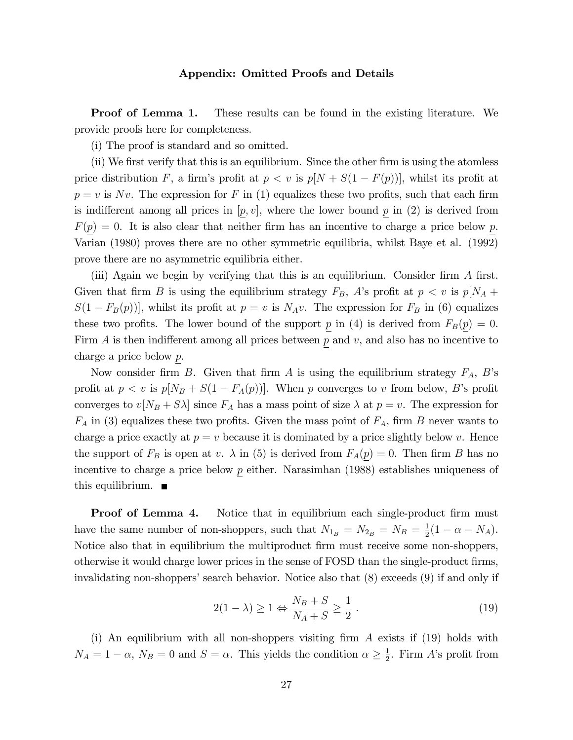## Appendix: Omitted Proofs and Details

**Proof of Lemma 1.** These results can be found in the existing literature. We provide proofs here for completeness.

(i) The proof is standard and so omitted.

(ii) We first verify that this is an equilibrium. Since the other firm is using the atomless price distribution $F$, a firm's profit at $p < v$ is $p[N + S(1 - F(p))]$, whilst its profit at $p = v$ is $Nv$. The expression for $F$ in (1) equalizes these two profits, such that each firm is indifferent among all prices in $[\underline{p}, v]$, where the lower bound $\underline{p}$ in (2) is derived from $F(\underline{p}) = 0$. It is also clear that neither firm has an incentive to charge a price below $\underline{p}$. Varian (1980) proves there are no other symmetric equilibria, whilst Baye et al. (1992) prove there are no asymmetric equilibria either.

(iii) Again we begin by verifying that this is an equilibrium. Consider firm $A$ first. Given that firm $B$ is using the equilibrium strategy $F_B$, $A$'s profit at $p < v$ is $p[N_A + S(1 - F_B(p))]$, whilst its profit at $p = v$ is $N_A v$. The expression for $F_B$ in (6) equalizes these two profits. The lower bound of the support $\underline{p}$ in (4) is derived from $F_B(\underline{p}) = 0$. Firm $A$ is then indifferent among all prices between $\underline{p}$ and $v$, and also has no incentive to charge a price below $\underline{p}$.

Now consider firm $B$. Given that firm $A$ is using the equilibrium strategy $F_A$, $B$'s profit at $p < v$ is $p[N_B + S(1 - F_A(p))]$. When $p$ converges to $v$ from below, $B$'s profit converges to $v[N_B + S\lambda]$ since $F_A$ has a mass point of size $\lambda$ at $p = v$. The expression for $F_A$ in (3) equalizes these two profits. Given the mass point of $F_A$, firm $B$ never wants to charge a price exactly at $p = v$ because it is dominated by a price slightly below $v$. Hence the support of $F_B$ is open at $v$. $\lambda$ in (5) is derived from $F_A(\underline{p}) = 0$. Then firm $B$ has no incentive to charge a price below $\underline{p}$ either. Narasimhan (1988) establishes uniqueness of this equilibrium. ■

**Proof of Lemma 4.** Notice that in equilibrium each single-product firm must have the same number of non-shoppers, such that $N_{1_B} = N_{2_B} = N_B = \frac{1}{2}(1 - \alpha - N_A)$. Notice also that in equilibrium the multiproduct firm must receive some non-shoppers, otherwise it would charge lower prices in the sense of FOSD than the single-product firms, invalidating non-shoppers' search behavior. Notice also that (8) exceeds (9) if and only if

$$2(1 - \lambda) \geq 1 \Leftrightarrow \frac{N_B + S}{N_A + S} \geq \frac{1}{2} \; . \tag{19}$$

(i) An equilibrium with all non-shoppers visiting firm $A$ exists if (19) holds with $N_A = 1 - \alpha$, $N_B = 0$ and $S = \alpha$. This yields the condition $\alpha \geq \frac{1}{2}$. Firm $A$'s profit from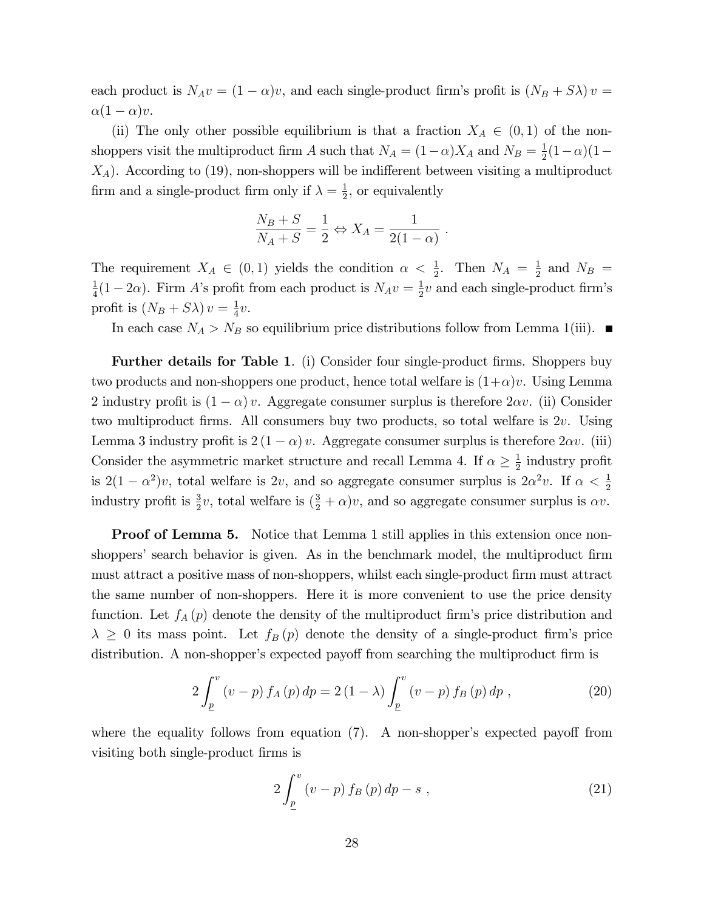each product is $N_A v = (1-\alpha)v$, and each single-product firm's profit is $(N_B + S\lambda)\, v = \alpha(1-\alpha)v$.

(ii) The only other possible equilibrium is that a fraction $X_A \in (0,1)$ of the non-shoppers visit the multiproduct firm $A$ such that $N_A = (1-\alpha)X_A$ and $N_B = \frac{1}{2}(1-\alpha)(1-X_A)$. According to (19), non-shoppers will be indifferent between visiting a multiproduct firm and a single-product firm only if $\lambda = \frac{1}{2}$, or equivalently

$$\frac{N_B + S}{N_A + S} = \frac{1}{2} \Leftrightarrow X_A = \frac{1}{2(1-\alpha)} \ .$$

The requirement $X_A \in (0,1)$ yields the condition $\alpha < \frac{1}{2}$. Then $N_A = \frac{1}{2}$ and $N_B = \frac{1}{4}(1-2\alpha)$. Firm $A$'s profit from each product is $N_A v = \frac{1}{2}v$ and each single-product firm's profit is $(N_B + S\lambda)\, v = \frac{1}{4}v$.

In each case $N_A > N_B$ so equilibrium price distributions follow from Lemma 1(iii). ∎

**Further details for Table 1**. (i) Consider four single-product firms. Shoppers buy two products and non-shoppers one product, hence total welfare is $(1+\alpha)v$. Using Lemma 2 industry profit is $(1-\alpha)\, v$. Aggregate consumer surplus is therefore $2\alpha v$. (ii) Consider two multiproduct firms. All consumers buy two products, so total welfare is $2v$. Using Lemma 3 industry profit is $2\,(1-\alpha)\, v$. Aggregate consumer surplus is therefore $2\alpha v$. (iii) Consider the asymmetric market structure and recall Lemma 4. If $\alpha \geq \frac{1}{2}$ industry profit is $2(1-\alpha^2)v$, total welfare is $2v$, and so aggregate consumer surplus is $2\alpha^2 v$. If $\alpha < \frac{1}{2}$ industry profit is $\frac{3}{2}v$, total welfare is $(\frac{3}{2}+\alpha)v$, and so aggregate consumer surplus is $\alpha v$.

**Proof of Lemma 5.** Notice that Lemma 1 still applies in this extension once non-shoppers' search behavior is given. As in the benchmark model, the multiproduct firm must attract a positive mass of non-shoppers, whilst each single-product firm must attract the same number of non-shoppers. Here it is more convenient to use the price density function. Let $f_A(p)$ denote the density of the multiproduct firm's price distribution and $\lambda \geq 0$ its mass point. Let $f_B(p)$ denote the density of a single-product firm's price distribution. A non-shopper's expected payoff from searching the multiproduct firm is

$$2\int_{\underline{p}}^{v} (v-p)\, f_A(p)\, dp = 2\,(1-\lambda)\int_{\underline{p}}^{v} (v-p)\, f_B(p)\, dp \ , \tag{20}$$

where the equality follows from equation (7). A non-shopper's expected payoff from visiting both single-product firms is

$$2\int_{\underline{p}}^{v} (v-p)\, f_B(p)\, dp - s \ , \tag{21}$$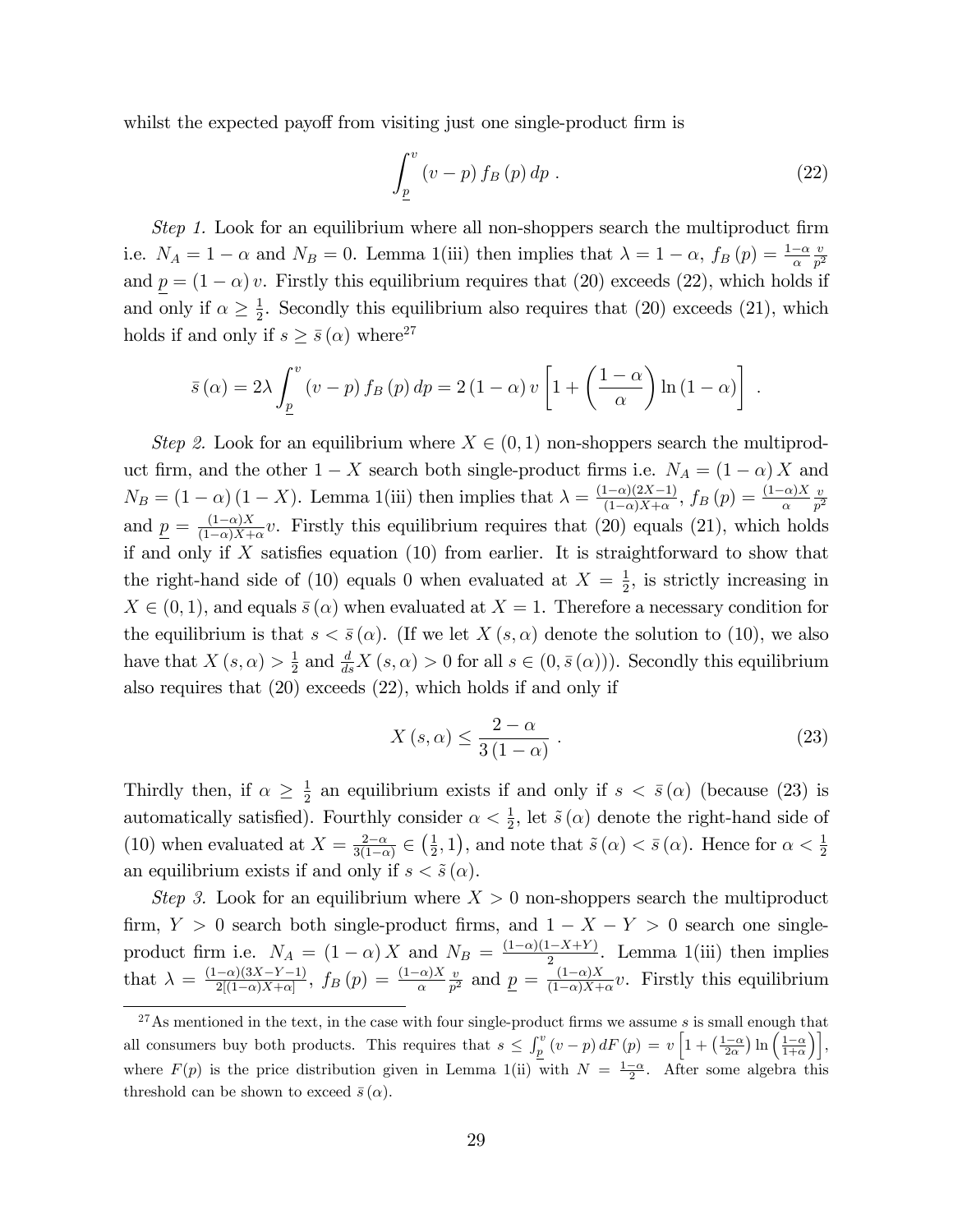whilst the expected payoff from visiting just one single-product firm is

$$\int_{\underline{p}}^{v} (v - p) f_B(p) \, dp \ . \tag{22}$$

*Step 1.* Look for an equilibrium where all non-shoppers search the multiproduct firm i.e. $N_A = 1 - \alpha$ and $N_B = 0$. Lemma 1(iii) then implies that $\lambda = 1 - \alpha$, $f_B(p) = \frac{1-\alpha}{\alpha} \frac{v}{p^2}$ and $\underline{p} = (1 - \alpha) v$. Firstly this equilibrium requires that (20) exceeds (22), which holds if and only if $\alpha \geq \frac{1}{2}$. Secondly this equilibrium also requires that (20) exceeds (21), which holds if and only if $s \geq \bar{s}(\alpha)$ where[27]

$$\bar{s}(\alpha) = 2\lambda \int_{\underline{p}}^{v} (v - p) f_B(p) \, dp = 2(1 - \alpha) v \left[ 1 + \left( \frac{1 - \alpha}{\alpha} \right) \ln (1 - \alpha) \right] \ .$$

*Step 2.* Look for an equilibrium where $X \in (0, 1)$ non-shoppers search the multiproduct firm, and the other $1 - X$ search both single-product firms i.e. $N_A = (1 - \alpha) X$ and $N_B = (1 - \alpha)(1 - X)$. Lemma 1(iii) then implies that $\lambda = \frac{(1-\alpha)(2X-1)}{(1-\alpha)X+\alpha}$, $f_B(p) = \frac{(1-\alpha)X}{\alpha} \frac{v}{p^2}$ and $\underline{p} = \frac{(1-\alpha)X}{(1-\alpha)X+\alpha} v$. Firstly this equilibrium requires that (20) equals (21), which holds if and only if $X$ satisfies equation (10) from earlier. It is straightforward to show that the right-hand side of (10) equals 0 when evaluated at $X = \frac{1}{2}$, is strictly increasing in $X \in (0, 1)$, and equals $\bar{s}(\alpha)$ when evaluated at $X = 1$. Therefore a necessary condition for the equilibrium is that $s < \bar{s}(\alpha)$. (If we let $X(s, \alpha)$ denote the solution to (10), we also have that $X(s, \alpha) > \frac{1}{2}$ and $\frac{d}{ds} X(s, \alpha) > 0$ for all $s \in (0, \bar{s}(\alpha))$). Secondly this equilibrium also requires that (20) exceeds (22), which holds if and only if

$$X(s, \alpha) \leq \frac{2 - \alpha}{3(1 - \alpha)} \ . \tag{23}$$

Thirdly then, if $\alpha \geq \frac{1}{2}$ an equilibrium exists if and only if $s < \bar{s}(\alpha)$ (because (23) is automatically satisfied). Fourthly consider $\alpha < \frac{1}{2}$, let $\tilde{s}(\alpha)$ denote the right-hand side of (10) when evaluated at $X = \frac{2-\alpha}{3(1-\alpha)} \in \left(\frac{1}{2}, 1\right)$, and note that $\tilde{s}(\alpha) < \bar{s}(\alpha)$. Hence for $\alpha < \frac{1}{2}$ an equilibrium exists if and only if $s < \tilde{s}(\alpha)$.

*Step 3.* Look for an equilibrium where $X > 0$ non-shoppers search the multiproduct firm, $Y > 0$ search both single-product firms, and $1 - X - Y > 0$ search one single-product firm i.e. $N_A = (1 - \alpha) X$ and $N_B = \frac{(1-\alpha)(1-X+Y)}{2}$. Lemma 1(iii) then implies that $\lambda = \frac{(1-\alpha)(3X-Y-1)}{2[(1-\alpha)X+\alpha]}$, $f_B(p) = \frac{(1-\alpha)X}{\alpha} \frac{v}{p^2}$ and $\underline{p} = \frac{(1-\alpha)X}{(1-\alpha)X+\alpha} v$. Firstly this equilibrium

[27] As mentioned in the text, in the case with four single-product firms we assume $s$ is small enough that all consumers buy both products. This requires that $s \leq \int_{\underline{p}}^{v} (v - p) \, dF(p) = v \left[ 1 + \left( \frac{1-\alpha}{2\alpha} \right) \ln \left( \frac{1-\alpha}{1+\alpha} \right) \right]$, where $F(p)$ is the price distribution given in Lemma 1(ii) with $N = \frac{1-\alpha}{2}$. After some algebra this threshold can be shown to exceed $\bar{s}(\alpha)$.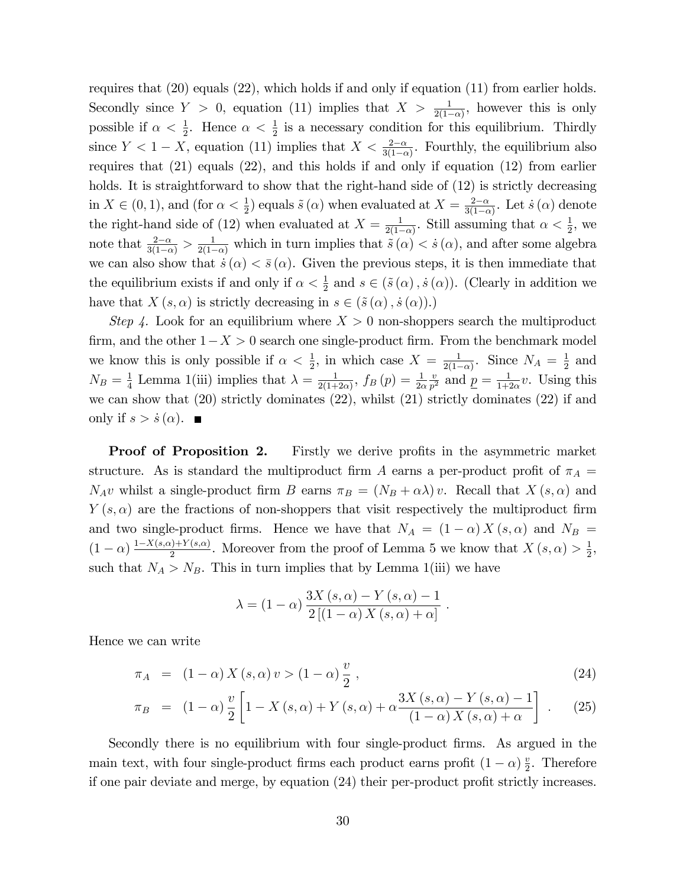requires that (20) equals (22), which holds if and only if equation (11) from earlier holds. Secondly since $Y > 0$, equation (11) implies that $X > \frac{1}{2(1-\alpha)}$, however this is only possible if $\alpha < \frac{1}{2}$. Hence $\alpha < \frac{1}{2}$ is a necessary condition for this equilibrium. Thirdly since $Y < 1 - X$, equation (11) implies that $X < \frac{2-\alpha}{3(1-\alpha)}$. Fourthly, the equilibrium also requires that (21) equals (22), and this holds if and only if equation (12) from earlier holds. It is straightforward to show that the right-hand side of (12) is strictly decreasing in $X \in (0,1)$, and (for $\alpha < \frac{1}{2}$) equals $\tilde{s}(\alpha)$ when evaluated at $X = \frac{2-\alpha}{3(1-\alpha)}$. Let $\dot{s}(\alpha)$ denote the right-hand side of (12) when evaluated at $X = \frac{1}{2(1-\alpha)}$. Still assuming that $\alpha < \frac{1}{2}$, we note that $\frac{2-\alpha}{3(1-\alpha)} > \frac{1}{2(1-\alpha)}$ which in turn implies that $\tilde{s}(\alpha) < \dot{s}(\alpha)$, and after some algebra we can also show that $\dot{s}(\alpha) < \bar{s}(\alpha)$. Given the previous steps, it is then immediate that the equilibrium exists if and only if $\alpha < \frac{1}{2}$ and $s \in (\tilde{s}(\alpha), \dot{s}(\alpha))$. (Clearly in addition we have that $X(s,\alpha)$ is strictly decreasing in $s \in (\tilde{s}(\alpha), \dot{s}(\alpha))$.)

*Step 4.* Look for an equilibrium where $X > 0$ non-shoppers search the multiproduct firm, and the other $1 - X > 0$ search one single-product firm. From the benchmark model we know this is only possible if $\alpha < \frac{1}{2}$, in which case $X = \frac{1}{2(1-\alpha)}$. Since $N_A = \frac{1}{2}$ and $N_B = \frac{1}{4}$ Lemma 1(iii) implies that $\lambda = \frac{1}{2(1+2\alpha)}$, $f_B(p) = \frac{1}{2\alpha}\frac{v}{p^2}$ and $\underline{p} = \frac{1}{1+2\alpha}v$. Using this we can show that (20) strictly dominates (22), whilst (21) strictly dominates (22) if and only if $s > \dot{s}(\alpha)$. ■

**Proof of Proposition 2.** Firstly we derive profits in the asymmetric market structure. As is standard the multiproduct firm $A$ earns a per-product profit of $\pi_A = N_A v$ whilst a single-product firm $B$ earns $\pi_B = (N_B + \alpha\lambda)v$. Recall that $X(s,\alpha)$ and $Y(s,\alpha)$ are the fractions of non-shoppers that visit respectively the multiproduct firm and two single-product firms. Hence we have that $N_A = (1-\alpha)X(s,\alpha)$ and $N_B = (1-\alpha)\frac{1-X(s,\alpha)+Y(s,\alpha)}{2}$. Moreover from the proof of Lemma 5 we know that $X(s,\alpha) > \frac{1}{2}$, such that $N_A > N_B$. This in turn implies that by Lemma 1(iii) we have

$$\lambda = (1-\alpha)\frac{3X(s,\alpha) - Y(s,\alpha) - 1}{2[(1-\alpha)X(s,\alpha) + \alpha]} .$$

Hence we can write

$$\pi_A = (1-\alpha)X(s,\alpha)v > (1-\alpha)\frac{v}{2} , \tag{24}$$

$$\pi_B = (1-\alpha)\frac{v}{2}\left[1 - X(s,\alpha) + Y(s,\alpha) + \alpha\frac{3X(s,\alpha) - Y(s,\alpha) - 1}{(1-\alpha)X(s,\alpha) + \alpha}\right] . \tag{25}$$

Secondly there is no equilibrium with four single-product firms. As argued in the main text, with four single-product firms each product earns profit $(1-\alpha)\frac{v}{2}$. Therefore if one pair deviate and merge, by equation (24) their per-product profit strictly increases.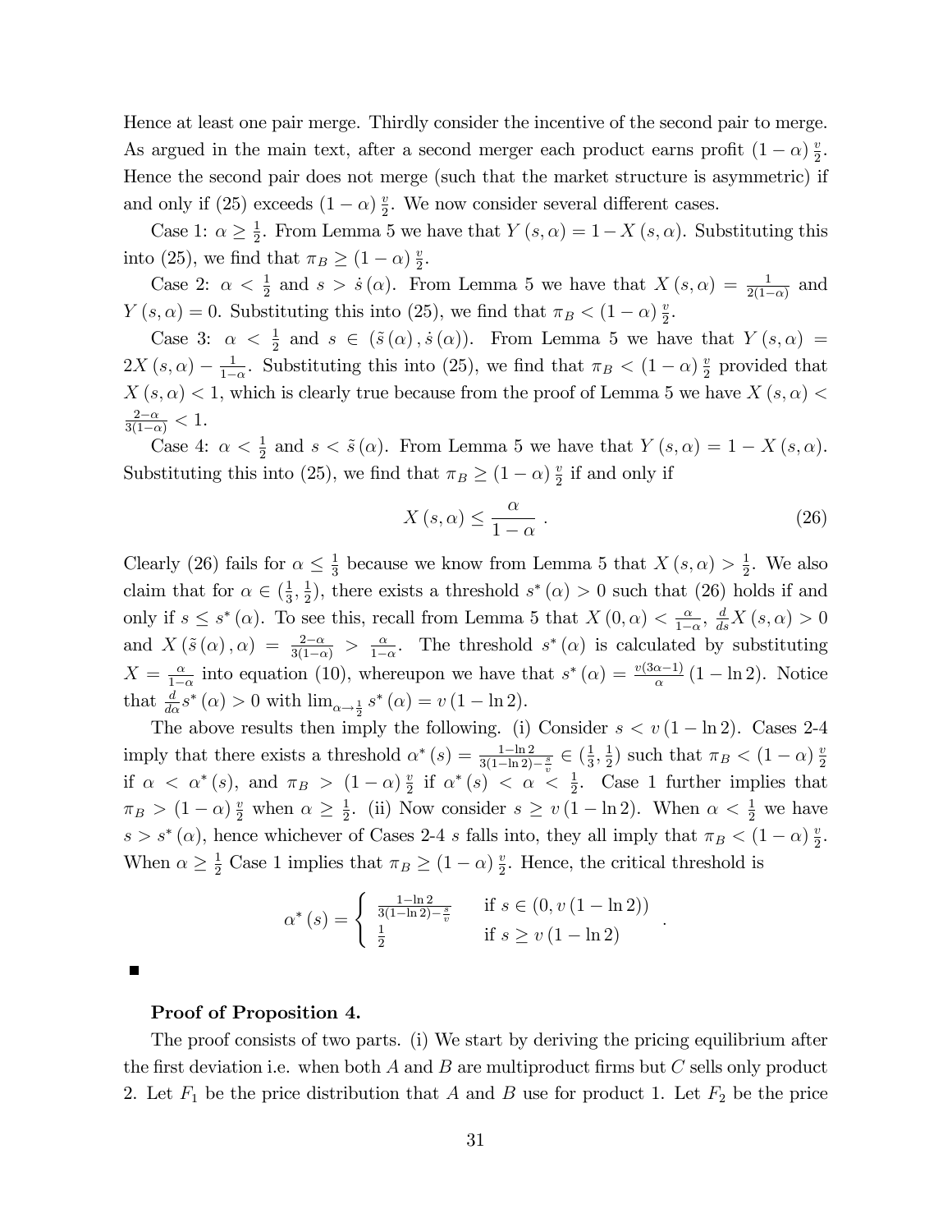Hence at least one pair merge. Thirdly consider the incentive of the second pair to merge. As argued in the main text, after a second merger each product earns profit $(1-\alpha)\frac{v}{2}$. Hence the second pair does not merge (such that the market structure is asymmetric) if and only if (25) exceeds $(1-\alpha)\frac{v}{2}$. We now consider several different cases.

Case 1: $\alpha \geq \frac{1}{2}$. From Lemma 5 we have that $Y(s,\alpha) = 1 - X(s,\alpha)$. Substituting this into (25), we find that $\pi_B \geq (1-\alpha)\frac{v}{2}$.

Case 2: $\alpha < \frac{1}{2}$ and $s > \dot{s}(\alpha)$. From Lemma 5 we have that $X(s,\alpha) = \frac{1}{2(1-\alpha)}$ and $Y(s,\alpha) = 0$. Substituting this into (25), we find that $\pi_B < (1-\alpha)\frac{v}{2}$.

Case 3: $\alpha < \frac{1}{2}$ and $s \in (\tilde{s}(\alpha), \dot{s}(\alpha))$. From Lemma 5 we have that $Y(s,\alpha) = 2X(s,\alpha) - \frac{1}{1-\alpha}$. Substituting this into (25), we find that $\pi_B < (1-\alpha)\frac{v}{2}$ provided that $X(s,\alpha) < 1$, which is clearly true because from the proof of Lemma 5 we have $X(s,\alpha) < \frac{2-\alpha}{3(1-\alpha)} < 1$.

Case 4: $\alpha < \frac{1}{2}$ and $s < \tilde{s}(\alpha)$. From Lemma 5 we have that $Y(s,\alpha) = 1 - X(s,\alpha)$. Substituting this into (25), we find that $\pi_B \geq (1-\alpha)\frac{v}{2}$ if and only if

$$X(s,\alpha) \leq \frac{\alpha}{1-\alpha} \ . \tag{26}$$

Clearly (26) fails for $\alpha \leq \frac{1}{3}$ because we know from Lemma 5 that $X(s,\alpha) > \frac{1}{2}$. We also claim that for $\alpha \in (\frac{1}{3}, \frac{1}{2})$, there exists a threshold $s^*(\alpha) > 0$ such that (26) holds if and only if $s \leq s^*(\alpha)$. To see this, recall from Lemma 5 that $X(0,\alpha) < \frac{\alpha}{1-\alpha}$, $\frac{d}{ds}X(s,\alpha) > 0$ and $X(\tilde{s}(\alpha),\alpha) = \frac{2-\alpha}{3(1-\alpha)} > \frac{\alpha}{1-\alpha}$. The threshold $s^*(\alpha)$ is calculated by substituting $X = \frac{\alpha}{1-\alpha}$ into equation (10), whereupon we have that $s^*(\alpha) = \frac{v(3\alpha-1)}{\alpha}(1-\ln 2)$. Notice that $\frac{d}{d\alpha}s^*(\alpha) > 0$ with $\lim_{\alpha \to \frac{1}{2}} s^*(\alpha) = v(1-\ln 2)$.

The above results then imply the following. (i) Consider $s < v(1-\ln 2)$. Cases 2-4 imply that there exists a threshold $\alpha^*(s) = \frac{1-\ln 2}{3(1-\ln 2)-\frac{s}{v}} \in (\frac{1}{3}, \frac{1}{2})$ such that $\pi_B < (1-\alpha)\frac{v}{2}$ if $\alpha < \alpha^*(s)$, and $\pi_B > (1-\alpha)\frac{v}{2}$ if $\alpha^*(s) < \alpha < \frac{1}{2}$. Case 1 further implies that $\pi_B > (1-\alpha)\frac{v}{2}$ when $\alpha \geq \frac{1}{2}$. (ii) Now consider $s \geq v(1-\ln 2)$. When $\alpha < \frac{1}{2}$ we have $s > s^*(\alpha)$, hence whichever of Cases 2-4 $s$ falls into, they all imply that $\pi_B < (1-\alpha)\frac{v}{2}$. When $\alpha \geq \frac{1}{2}$ Case 1 implies that $\pi_B \geq (1-\alpha)\frac{v}{2}$. Hence, the critical threshold is

$$\alpha^*(s) = \begin{cases} \frac{1-\ln 2}{3(1-\ln 2)-\frac{s}{v}} & \text{if } s \in (0, v(1-\ln 2)) \\ \frac{1}{2} & \text{if } s \geq v(1-\ln 2) \end{cases} .$$

■

**Proof of Proposition 4.**

The proof consists of two parts. (i) We start by deriving the pricing equilibrium after the first deviation i.e. when both $A$ and $B$ are multiproduct firms but $C$ sells only product 2. Let $F_1$ be the price distribution that $A$ and $B$ use for product 1. Let $F_2$ be the price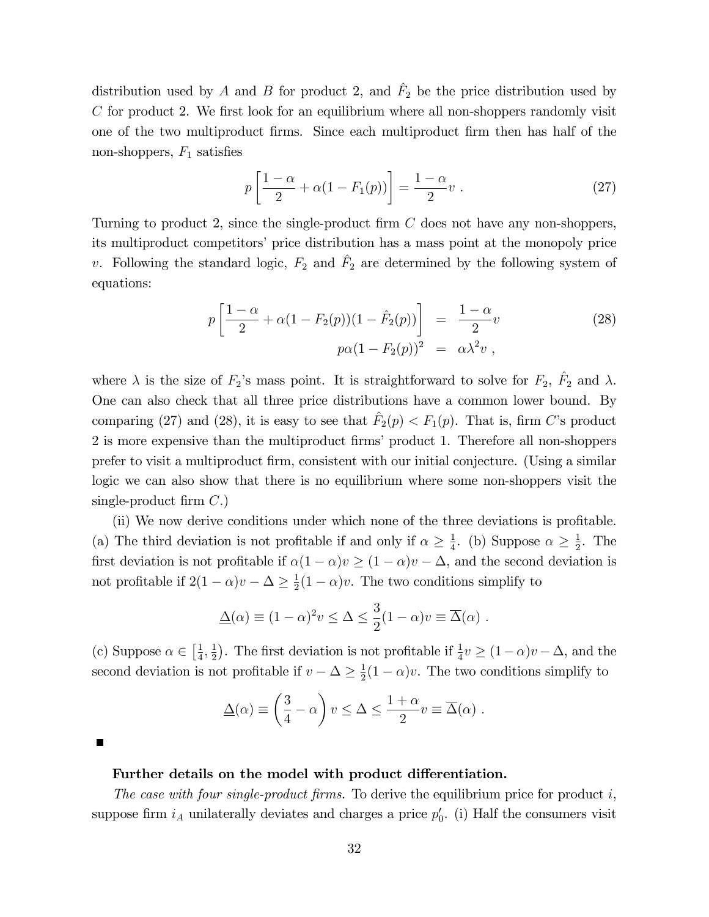distribution used by $A$ and $B$ for product 2, and $\hat{F}_2$ be the price distribution used by $C$ for product 2. We first look for an equilibrium where all non-shoppers randomly visit one of the two multiproduct firms. Since each multiproduct firm then has half of the non-shoppers, $F_1$ satisfies

$$p\left[\frac{1-\alpha}{2}+\alpha(1-F_1(p))\right]=\frac{1-\alpha}{2}v\ . \tag{27}$$

Turning to product 2, since the single-product firm $C$ does not have any non-shoppers, its multiproduct competitors' price distribution has a mass point at the monopoly price $v$. Following the standard logic, $F_2$ and $\hat{F}_2$ are determined by the following system of equations:

$$\begin{aligned} p\left[\frac{1-\alpha}{2}+\alpha(1-F_2(p))(1-\hat{F}_2(p))\right] &= \frac{1-\alpha}{2}v \\ p\alpha(1-F_2(p))^2 &= \alpha\lambda^2 v\ , \end{aligned} \tag{28}$$

where $\lambda$ is the size of $F_2$'s mass point. It is straightforward to solve for $F_2$, $\hat{F}_2$ and $\lambda$. One can also check that all three price distributions have a common lower bound. By comparing (27) and (28), it is easy to see that $\hat{F}_2(p) < F_1(p)$. That is, firm $C$'s product 2 is more expensive than the multiproduct firms' product 1. Therefore all non-shoppers prefer to visit a multiproduct firm, consistent with our initial conjecture. (Using a similar logic we can also show that there is no equilibrium where some non-shoppers visit the single-product firm $C$.)

(ii) We now derive conditions under which none of the three deviations is profitable. (a) The third deviation is not profitable if and only if $\alpha \geq \frac{1}{4}$. (b) Suppose $\alpha \geq \frac{1}{2}$. The first deviation is not profitable if $\alpha(1-\alpha)v \geq (1-\alpha)v - \Delta$, and the second deviation is not profitable if $2(1-\alpha)v - \Delta \geq \frac{1}{2}(1-\alpha)v$. The two conditions simplify to

$$\underline{\Delta}(\alpha) \equiv (1-\alpha)^2 v \leq \Delta \leq \frac{3}{2}(1-\alpha)v \equiv \overline{\Delta}(\alpha)\ .$$

(c) Suppose $\alpha \in \left[\frac{1}{4}, \frac{1}{2}\right)$. The first deviation is not profitable if $\frac{1}{4}v \geq (1-\alpha)v - \Delta$, and the second deviation is not profitable if $v - \Delta \geq \frac{1}{2}(1-\alpha)v$. The two conditions simplify to

$$\underline{\Delta}(\alpha) \equiv \left(\frac{3}{4}-\alpha\right)v \leq \Delta \leq \frac{1+\alpha}{2}v \equiv \overline{\Delta}(\alpha)\ .$$

■

**Further details on the model with product differentiation.**

*The case with four single-product firms.* To derive the equilibrium price for product $i$, suppose firm $i_A$ unilaterally deviates and charges a price $p_0'$. (i) Half the consumers visit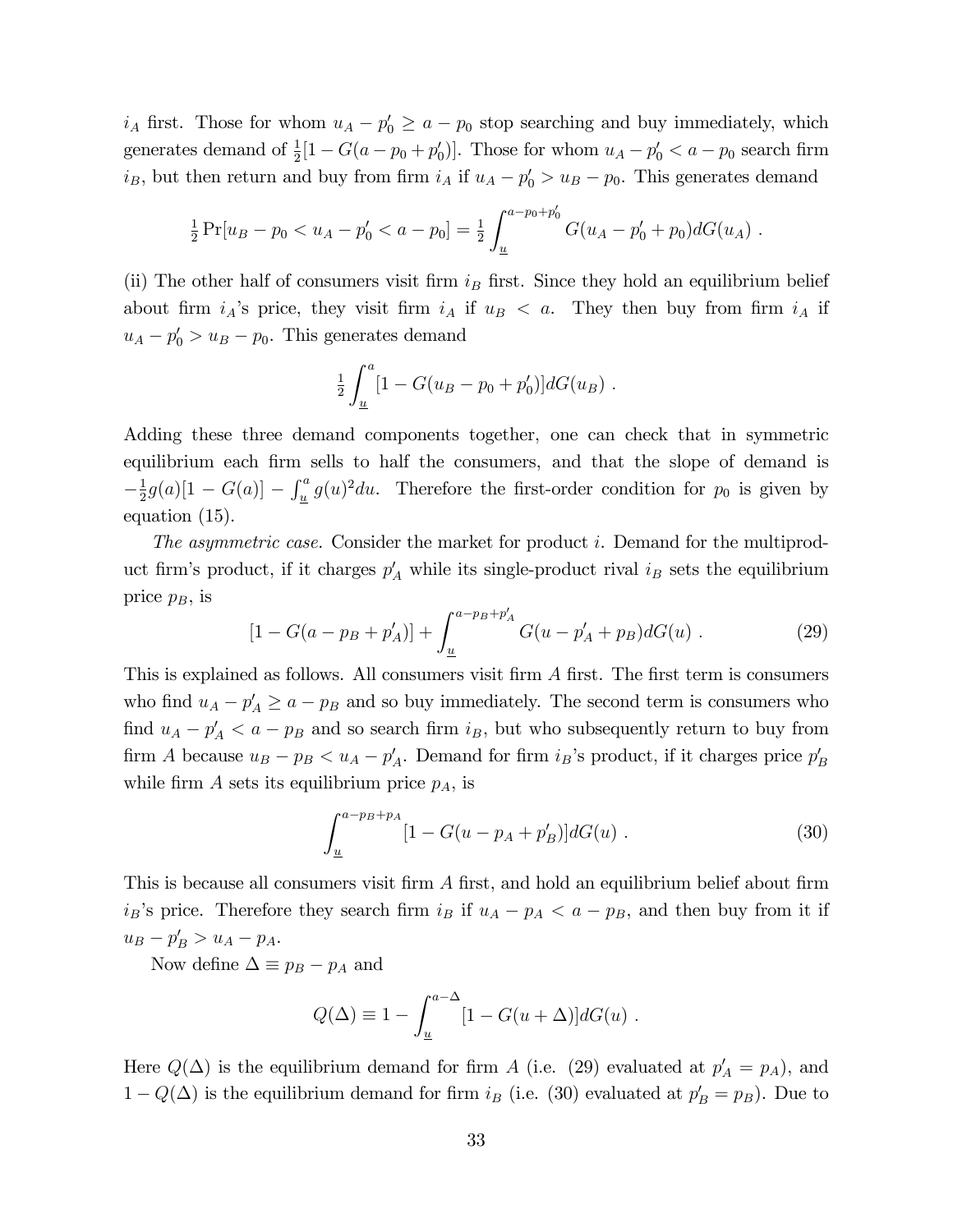$i_A$ first. Those for whom $u_A - p_0' \geq a - p_0$ stop searching and buy immediately, which generates demand of $\frac{1}{2}[1 - G(a - p_0 + p_0')]$. Those for whom $u_A - p_0' < a - p_0$ search firm $i_B$, but then return and buy from firm $i_A$ if $u_A - p_0' > u_B - p_0$. This generates demand

$$\tfrac{1}{2}\Pr[u_B - p_0 < u_A - p_0' < a - p_0] = \tfrac{1}{2}\int_{\underline{u}}^{a-p_0+p_0'} G(u_A - p_0' + p_0)dG(u_A)\ .$$

(ii) The other half of consumers visit firm $i_B$ first. Since they hold an equilibrium belief about firm $i_A$'s price, they visit firm $i_A$ if $u_B < a$. They then buy from firm $i_A$ if $u_A - p_0' > u_B - p_0$. This generates demand

$$\tfrac{1}{2}\int_{\underline{u}}^{a}[1 - G(u_B - p_0 + p_0')]dG(u_B)\ .$$

Adding these three demand components together, one can check that in symmetric equilibrium each firm sells to half the consumers, and that the slope of demand is $-\frac{1}{2}g(a)[1 - G(a)] - \int_{\underline{u}}^{a} g(u)^2 du$. Therefore the first-order condition for $p_0$ is given by equation (15).

*The asymmetric case.* Consider the market for product $i$. Demand for the multiproduct firm's product, if it charges $p_A'$ while its single-product rival $i_B$ sets the equilibrium price $p_B$, is

$$[1 - G(a - p_B + p_A')] + \int_{\underline{u}}^{a-p_B+p_A'} G(u - p_A' + p_B)dG(u)\ . \tag{29}$$

This is explained as follows. All consumers visit firm $A$ first. The first term is consumers who find $u_A - p_A' \geq a - p_B$ and so buy immediately. The second term is consumers who find $u_A - p_A' < a - p_B$ and so search firm $i_B$, but who subsequently return to buy from firm $A$ because $u_B - p_B < u_A - p_A'$. Demand for firm $i_B$'s product, if it charges price $p_B'$ while firm $A$ sets its equilibrium price $p_A$, is

$$\int_{\underline{u}}^{a-p_B+p_A}[1 - G(u - p_A + p_B')]dG(u)\ . \tag{30}$$

This is because all consumers visit firm $A$ first, and hold an equilibrium belief about firm $i_B$'s price. Therefore they search firm $i_B$ if $u_A - p_A < a - p_B$, and then buy from it if $u_B - p_B' > u_A - p_A$.

Now define $\Delta \equiv p_B - p_A$ and

$$Q(\Delta) \equiv 1 - \int_{\underline{u}}^{a-\Delta}[1 - G(u + \Delta)]dG(u)\ .$$

Here $Q(\Delta)$ is the equilibrium demand for firm $A$ (i.e. (29) evaluated at $p_A' = p_A$), and $1 - Q(\Delta)$ is the equilibrium demand for firm $i_B$ (i.e. (30) evaluated at $p_B' = p_B$). Due to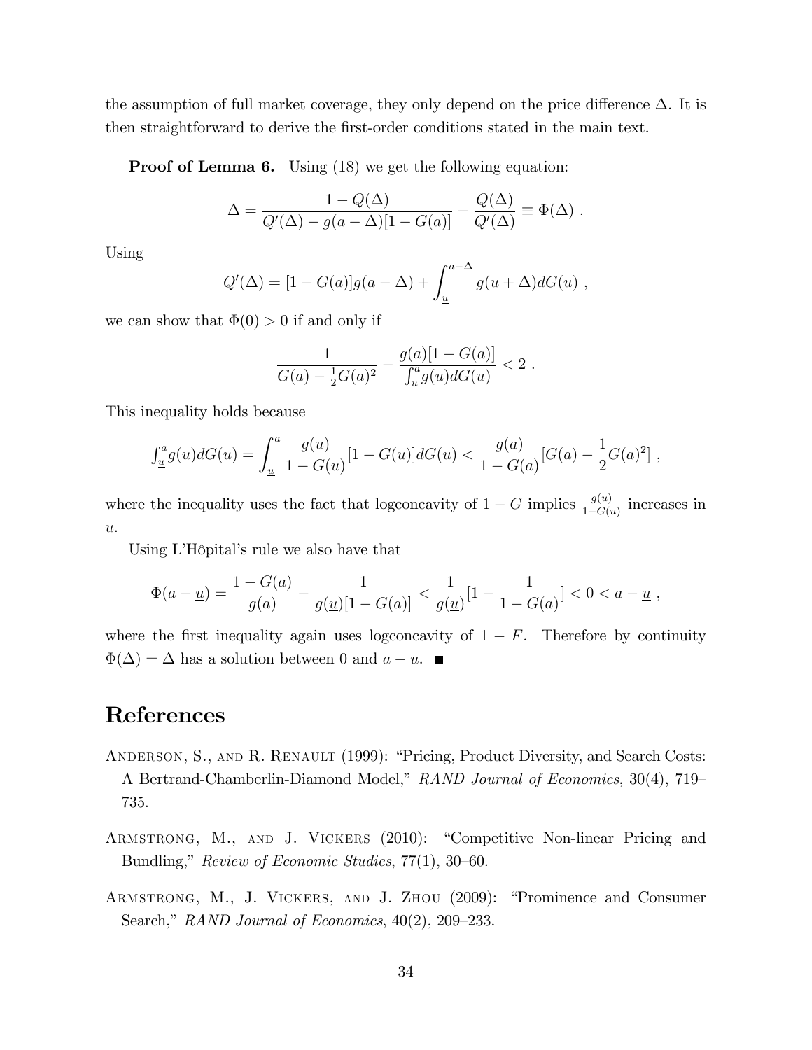the assumption of full market coverage, they only depend on the price difference $\Delta$. It is then straightforward to derive the first-order conditions stated in the main text.

**Proof of Lemma 6.** Using (18) we get the following equation:

$$\Delta = \frac{1 - Q(\Delta)}{Q'(\Delta) - g(a - \Delta)[1 - G(a)]} - \frac{Q(\Delta)}{Q'(\Delta)} \equiv \Phi(\Delta) \ .$$

Using

$$Q'(\Delta) = [1 - G(a)]g(a - \Delta) + \int_{\underline{u}}^{a-\Delta} g(u + \Delta)dG(u) \ ,$$

we can show that $\Phi(0) > 0$ if and only if

$$\frac{1}{G(a) - \frac{1}{2}G(a)^2} - \frac{g(a)[1 - G(a)]}{\int_{\underline{u}}^{a} g(u)dG(u)} < 2 \ .$$

This inequality holds because

$$\int_{\underline{u}}^{a} g(u)dG(u) = \int_{\underline{u}}^{a} \frac{g(u)}{1 - G(u)}[1 - G(u)]dG(u) < \frac{g(a)}{1 - G(a)}[G(a) - \frac{1}{2}G(a)^2] \ ,$$

where the inequality uses the fact that logconcavity of $1 - G$ implies $\frac{g(u)}{1-G(u)}$ increases in $u$.

Using L'Hôpital's rule we also have that

$$\Phi(a - \underline{u}) = \frac{1 - G(a)}{g(a)} - \frac{1}{g(\underline{u})[1 - G(a)]} < \frac{1}{g(\underline{u})}[1 - \frac{1}{1 - G(a)}] < 0 < a - \underline{u} \ ,$$

where the first inequality again uses logconcavity of $1 - F$. Therefore by continuity $\Phi(\Delta) = \Delta$ has a solution between 0 and $a - \underline{u}$. ■

# References

Anderson, S., and R. Renault (1999): "Pricing, Product Diversity, and Search Costs: A Bertrand-Chamberlin-Diamond Model," *RAND Journal of Economics*, 30(4), 719–735.

Armstrong, M., and J. Vickers (2010): "Competitive Non-linear Pricing and Bundling," *Review of Economic Studies*, 77(1), 30–60.

Armstrong, M., J. Vickers, and J. Zhou (2009): "Prominence and Consumer Search," *RAND Journal of Economics*, 40(2), 209–233.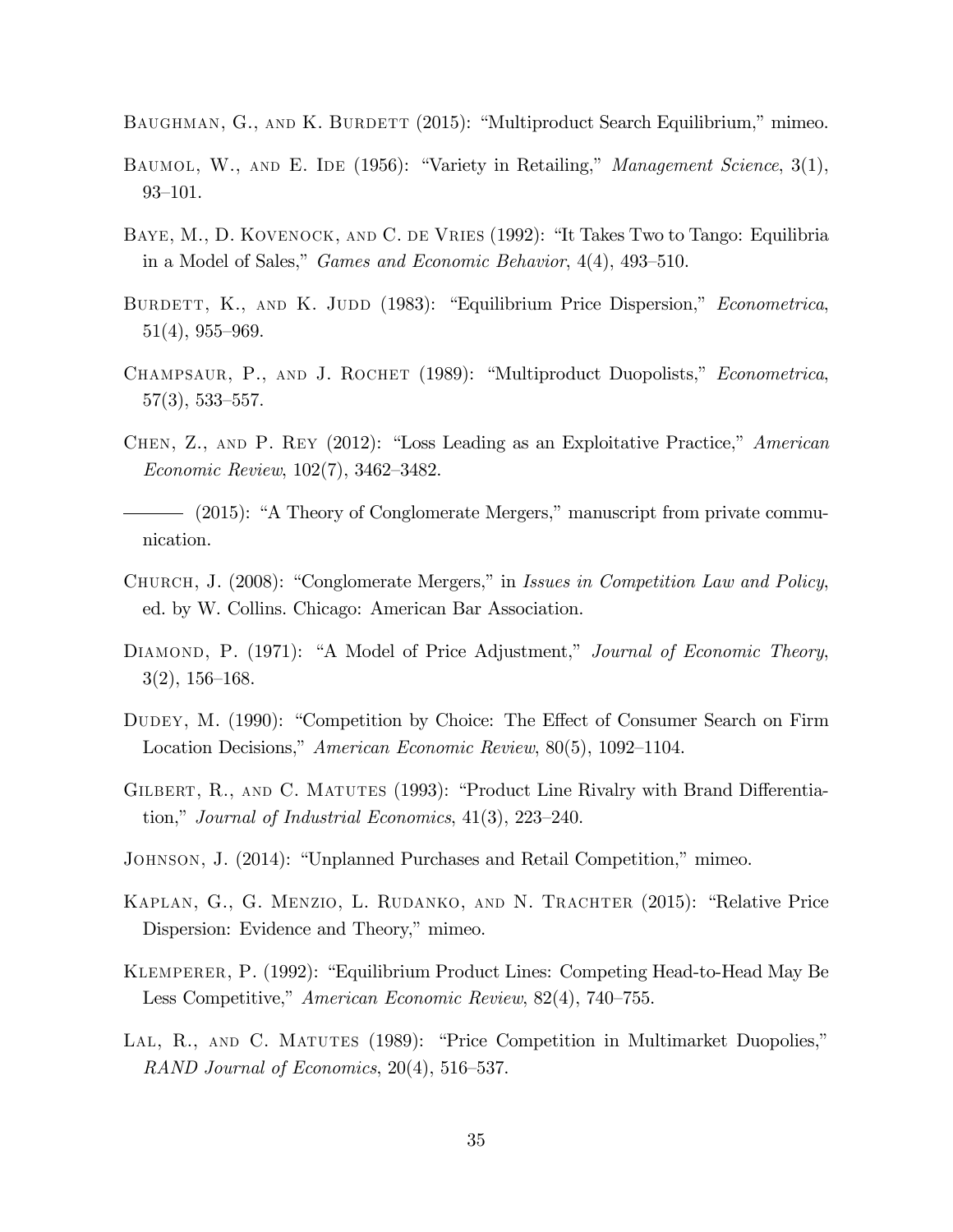Baughman, G., and K. Burdett (2015): "Multiproduct Search Equilibrium," mimeo.

Baumol, W., and E. Ide (1956): "Variety in Retailing," *Management Science*, 3(1), 93–101.

Baye, M., D. Kovenock, and C. de Vries (1992): "It Takes Two to Tango: Equilibria in a Model of Sales," *Games and Economic Behavior*, 4(4), 493–510.

Burdett, K., and K. Judd (1983): "Equilibrium Price Dispersion," *Econometrica*, 51(4), 955–969.

Champsaur, P., and J. Rochet (1989): "Multiproduct Duopolists," *Econometrica*, 57(3), 533–557.

Chen, Z., and P. Rey (2012): "Loss Leading as an Exploitative Practice," *American Economic Review*, 102(7), 3462–3482.

——— (2015): "A Theory of Conglomerate Mergers," manuscript from private communication.

Church, J. (2008): "Conglomerate Mergers," in *Issues in Competition Law and Policy*, ed. by W. Collins. Chicago: American Bar Association.

Diamond, P. (1971): "A Model of Price Adjustment," *Journal of Economic Theory*, 3(2), 156–168.

Dudey, M. (1990): "Competition by Choice: The Effect of Consumer Search on Firm Location Decisions," *American Economic Review*, 80(5), 1092–1104.

Gilbert, R., and C. Matutes (1993): "Product Line Rivalry with Brand Differentiation," *Journal of Industrial Economics*, 41(3), 223–240.

Johnson, J. (2014): "Unplanned Purchases and Retail Competition," mimeo.

Kaplan, G., G. Menzio, L. Rudanko, and N. Trachter (2015): "Relative Price Dispersion: Evidence and Theory," mimeo.

Klemperer, P. (1992): "Equilibrium Product Lines: Competing Head-to-Head May Be Less Competitive," *American Economic Review*, 82(4), 740–755.

Lal, R., and C. Matutes (1989): "Price Competition in Multimarket Duopolies," *RAND Journal of Economics*, 20(4), 516–537.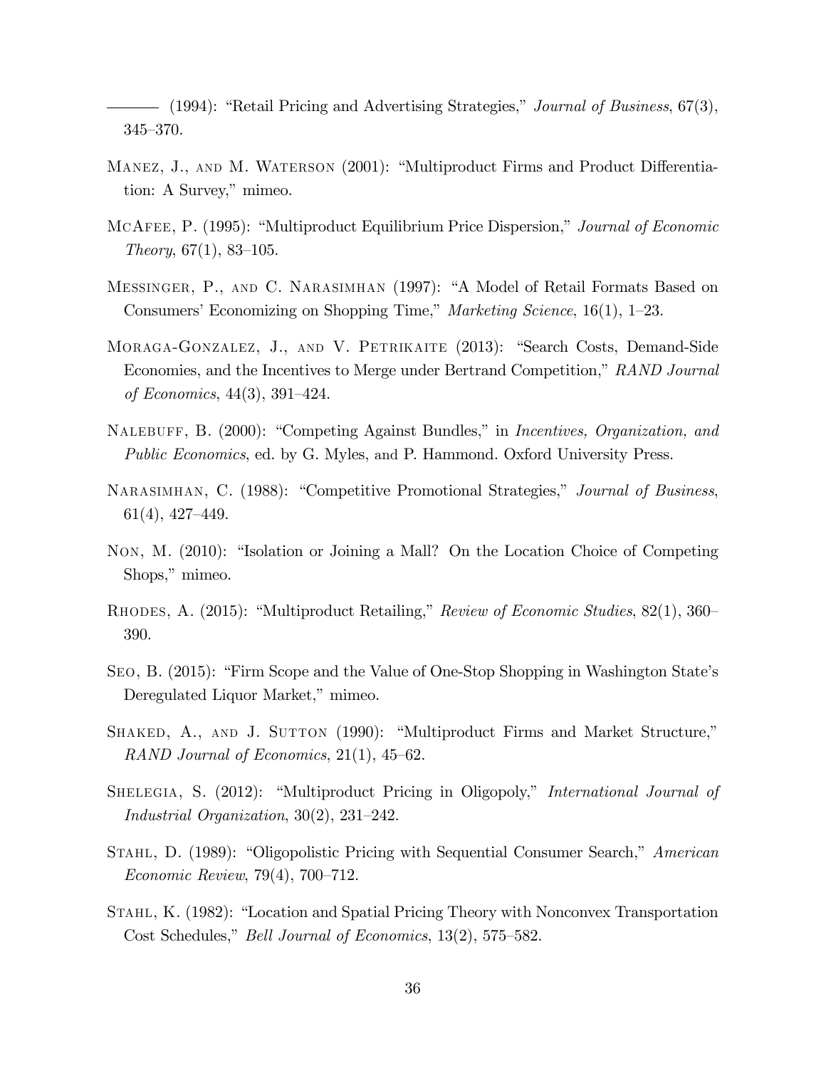——— (1994): "Retail Pricing and Advertising Strategies," *Journal of Business*, 67(3), 345–370.

Manez, J., and M. Waterson (2001): "Multiproduct Firms and Product Differentiation: A Survey," mimeo.

McAfee, P. (1995): "Multiproduct Equilibrium Price Dispersion," *Journal of Economic Theory*, 67(1), 83–105.

Messinger, P., and C. Narasimhan (1997): "A Model of Retail Formats Based on Consumers' Economizing on Shopping Time," *Marketing Science*, 16(1), 1–23.

Moraga-Gonzalez, J., and V. Petrikaite (2013): "Search Costs, Demand-Side Economies, and the Incentives to Merge under Bertrand Competition," *RAND Journal of Economics*, 44(3), 391–424.

Nalebuff, B. (2000): "Competing Against Bundles," in *Incentives, Organization, and Public Economics*, ed. by G. Myles, and P. Hammond. Oxford University Press.

Narasimhan, C. (1988): "Competitive Promotional Strategies," *Journal of Business*, 61(4), 427–449.

Non, M. (2010): "Isolation or Joining a Mall? On the Location Choice of Competing Shops," mimeo.

Rhodes, A. (2015): "Multiproduct Retailing," *Review of Economic Studies*, 82(1), 360–390.

Seo, B. (2015): "Firm Scope and the Value of One-Stop Shopping in Washington State's Deregulated Liquor Market," mimeo.

Shaked, A., and J. Sutton (1990): "Multiproduct Firms and Market Structure," *RAND Journal of Economics*, 21(1), 45–62.

Shelegia, S. (2012): "Multiproduct Pricing in Oligopoly," *International Journal of Industrial Organization*, 30(2), 231–242.

Stahl, D. (1989): "Oligopolistic Pricing with Sequential Consumer Search," *American Economic Review*, 79(4), 700–712.

Stahl, K. (1982): "Location and Spatial Pricing Theory with Nonconvex Transportation Cost Schedules," *Bell Journal of Economics*, 13(2), 575–582.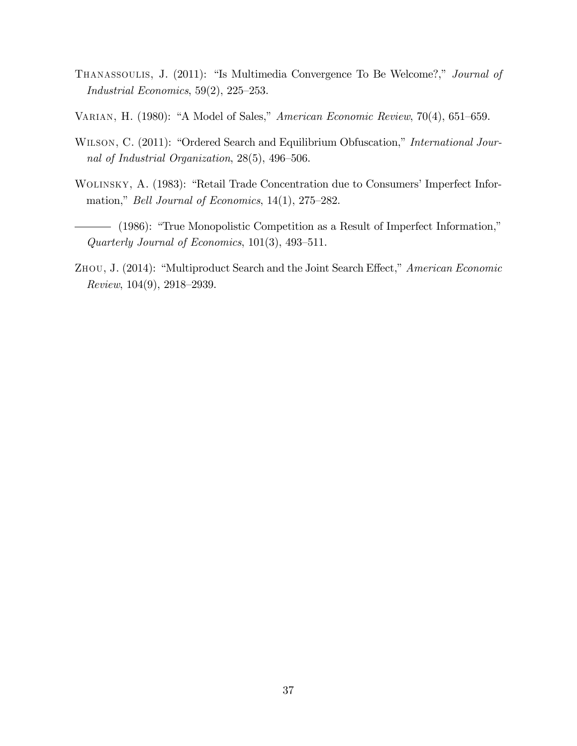Thanassoulis, J. (2011): "Is Multimedia Convergence To Be Welcome?," *Journal of Industrial Economics*, 59(2), 225–253.

Varian, H. (1980): "A Model of Sales," *American Economic Review*, 70(4), 651–659.

Wilson, C. (2011): "Ordered Search and Equilibrium Obfuscation," *International Journal of Industrial Organization*, 28(5), 496–506.

Wolinsky, A. (1983): "Retail Trade Concentration due to Consumers' Imperfect Information," *Bell Journal of Economics*, 14(1), 275–282.

——— (1986): "True Monopolistic Competition as a Result of Imperfect Information," *Quarterly Journal of Economics*, 101(3), 493–511.

Zhou, J. (2014): "Multiproduct Search and the Joint Search Effect," *American Economic Review*, 104(9), 2918–2939.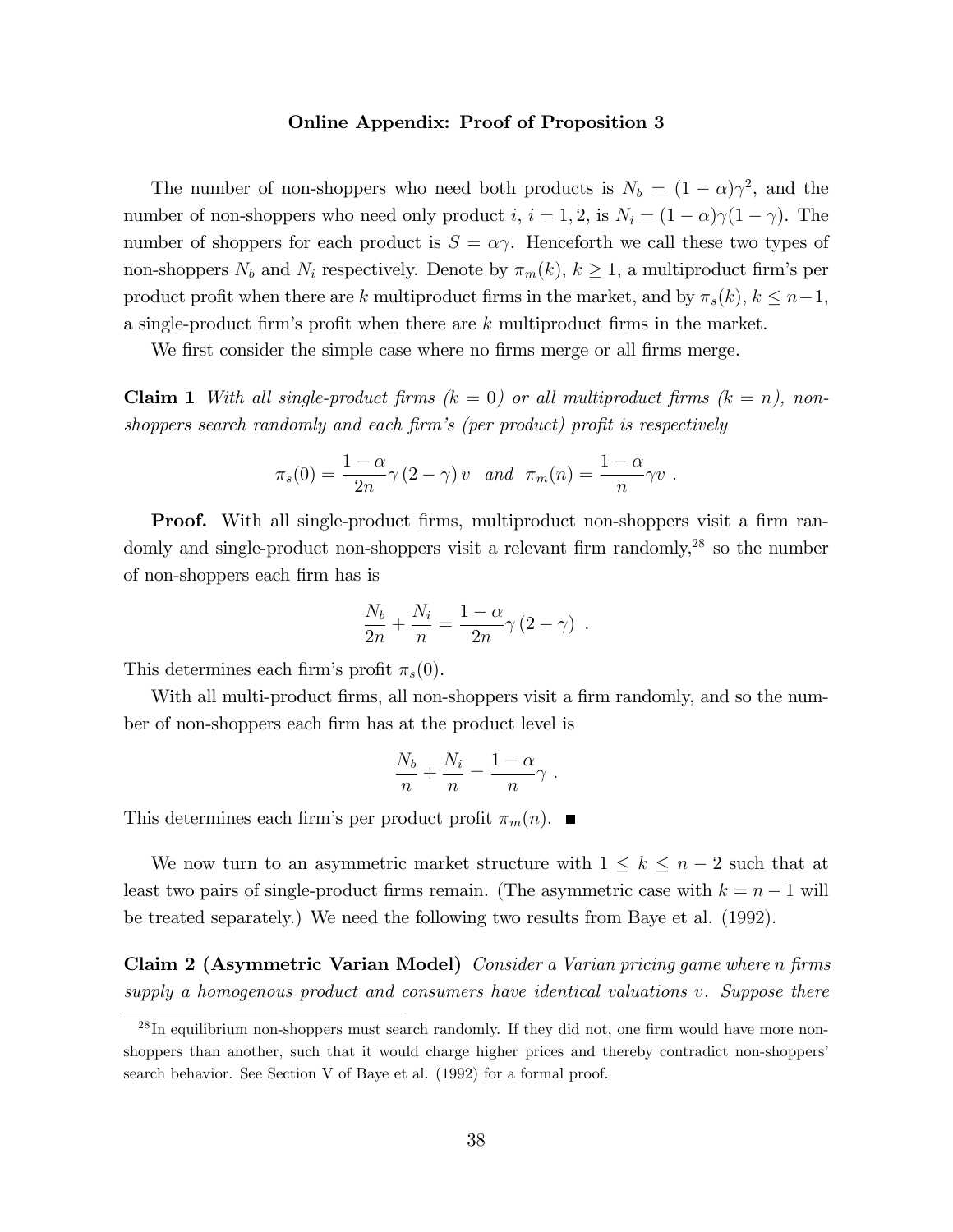**Online Appendix: Proof of Proposition 3**

The number of non-shoppers who need both products is $N_b = (1-\alpha)\gamma^2$, and the number of non-shoppers who need only product $i$, $i = 1, 2$, is $N_i = (1-\alpha)\gamma(1-\gamma)$. The number of shoppers for each product is $S = \alpha\gamma$. Henceforth we call these two types of non-shoppers $N_b$ and $N_i$ respectively. Denote by $\pi_m(k)$, $k \geq 1$, a multiproduct firm's per product profit when there are $k$ multiproduct firms in the market, and by $\pi_s(k)$, $k \leq n-1$, a single-product firm's profit when there are $k$ multiproduct firms in the market.

We first consider the simple case where no firms merge or all firms merge.

**Claim 1** *With all single-product firms ($k = 0$) or all multiproduct firms ($k = n$), non-shoppers search randomly and each firm's (per product) profit is respectively*

$$\pi_s(0) = \frac{1-\alpha}{2n}\gamma(2-\gamma)v \quad \text{and} \quad \pi_m(n) = \frac{1-\alpha}{n}\gamma v \ .$$

**Proof.** With all single-product firms, multiproduct non-shoppers visit a firm randomly and single-product non-shoppers visit a relevant firm randomly,[28] so the number of non-shoppers each firm has is

$$\frac{N_b}{2n} + \frac{N_i}{n} = \frac{1-\alpha}{2n}\gamma(2-\gamma) \ .$$

This determines each firm's profit $\pi_s(0)$.

With all multi-product firms, all non-shoppers visit a firm randomly, and so the number of non-shoppers each firm has at the product level is

$$\frac{N_b}{n} + \frac{N_i}{n} = \frac{1-\alpha}{n}\gamma \ .$$

This determines each firm's per product profit $\pi_m(n)$. ■

We now turn to an asymmetric market structure with $1 \leq k \leq n-2$ such that at least two pairs of single-product firms remain. (The asymmetric case with $k = n-1$ will be treated separately.) We need the following two results from Baye et al. (1992).

**Claim 2 (Asymmetric Varian Model)** *Consider a Varian pricing game where $n$ firms supply a homogenous product and consumers have identical valuations $v$. Suppose there*

[28] In equilibrium non-shoppers must search randomly. If they did not, one firm would have more non-shoppers than another, such that it would charge higher prices and thereby contradict non-shoppers' search behavior. See Section V of Baye et al. (1992) for a formal proof.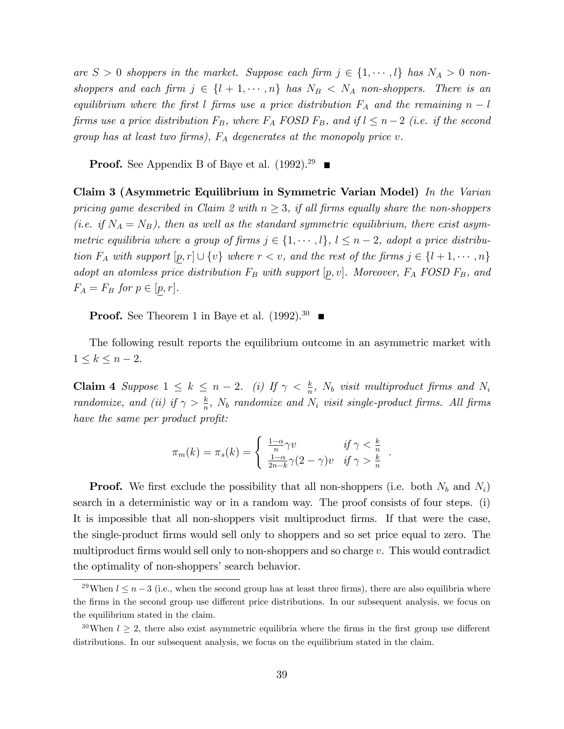*are $S > 0$ shoppers in the market. Suppose each firm $j \in \{1, \cdots, l\}$ has $N_A > 0$ non-shoppers and each firm $j \in \{l+1, \cdots, n\}$ has $N_B < N_A$ non-shoppers. There is an equilibrium where the first $l$ firms use a price distribution $F_A$ and the remaining $n-l$ firms use a price distribution $F_B$, where $F_A$ FOSD $F_B$, and if $l \leq n-2$ (i.e. if the second group has at least two firms), $F_A$ degenerates at the monopoly price $v$.*

**Proof.** See Appendix B of Baye et al. (1992).[29] ■

**Claim 3 (Asymmetric Equilibrium in Symmetric Varian Model)** *In the Varian pricing game described in Claim 2 with $n \geq 3$, if all firms equally share the non-shoppers (i.e. if $N_A = N_B$), then as well as the standard symmetric equilibrium, there exist asymmetric equilibria where a group of firms $j \in \{1, \cdots, l\}$, $l \leq n-2$, adopt a price distribution $F_A$ with support $[\underline{p}, r] \cup \{v\}$ where $r < v$, and the rest of the firms $j \in \{l+1, \cdots, n\}$ adopt an atomless price distribution $F_B$ with support $[\underline{p}, v]$. Moreover, $F_A$ FOSD $F_B$, and $F_A = F_B$ for $p \in [\underline{p}, r]$.*

**Proof.** See Theorem 1 in Baye et al. (1992).[30] ■

The following result reports the equilibrium outcome in an asymmetric market with $1 \leq k \leq n-2$.

**Claim 4** *Suppose $1 \leq k \leq n-2$. (i) If $\gamma < \frac{k}{n}$, $N_b$ visit multiproduct firms and $N_i$ randomize, and (ii) if $\gamma > \frac{k}{n}$, $N_b$ randomize and $N_i$ visit single-product firms. All firms have the same per product profit:*

$$\pi_m(k) = \pi_s(k) = \begin{cases} \frac{1-\alpha}{n}\gamma v & \text{if } \gamma < \frac{k}{n} \\ \frac{1-\alpha}{2n-k}\gamma(2-\gamma)v & \text{if } \gamma > \frac{k}{n} \end{cases} .$$

**Proof.** We first exclude the possibility that all non-shoppers (i.e. both $N_b$ and $N_i$) search in a deterministic way or in a random way. The proof consists of four steps. (i) It is impossible that all non-shoppers visit multiproduct firms. If that were the case, the single-product firms would sell only to shoppers and so set price equal to zero. The multiproduct firms would sell only to non-shoppers and so charge $v$. This would contradict the optimality of non-shoppers' search behavior.

[29] When $l \leq n-3$ (i.e., when the second group has at least three firms), there are also equilibria where the firms in the second group use different price distributions. In our subsequent analysis, we focus on the equilibrium stated in the claim.

[30] When $l \geq 2$, there also exist asymmetric equilibria where the firms in the first group use different distributions. In our subsequent analysis, we focus on the equilibrium stated in the claim.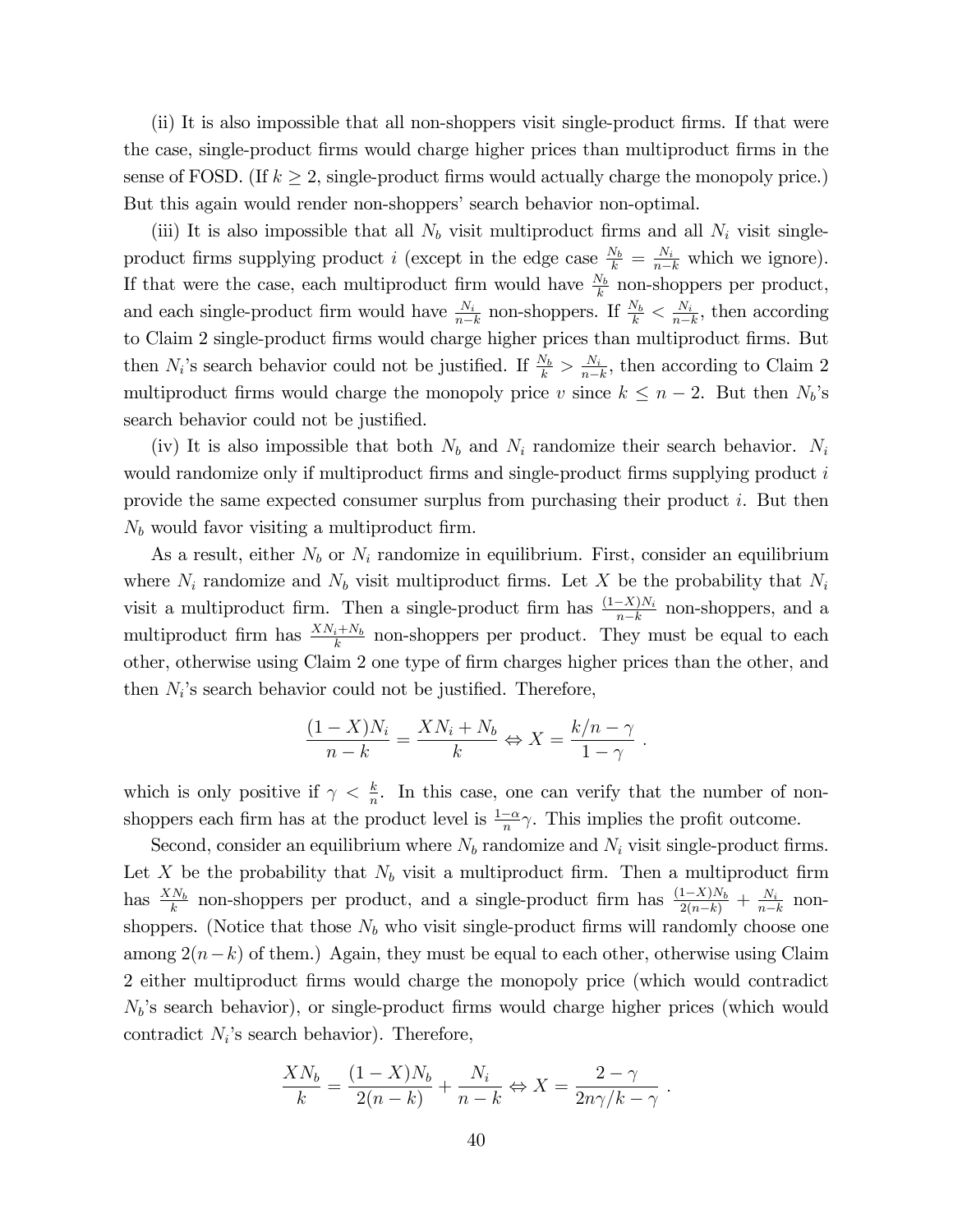(ii) It is also impossible that all non-shoppers visit single-product firms. If that were the case, single-product firms would charge higher prices than multiproduct firms in the sense of FOSD. (If $k \geq 2$, single-product firms would actually charge the monopoly price.) But this again would render non-shoppers' search behavior non-optimal.

(iii) It is also impossible that all $N_b$ visit multiproduct firms and all $N_i$ visit single-product firms supplying product $i$ (except in the edge case $\frac{N_b}{k} = \frac{N_i}{n-k}$ which we ignore). If that were the case, each multiproduct firm would have $\frac{N_b}{k}$ non-shoppers per product, and each single-product firm would have $\frac{N_i}{n-k}$ non-shoppers. If $\frac{N_b}{k} < \frac{N_i}{n-k}$, then according to Claim 2 single-product firms would charge higher prices than multiproduct firms. But then $N_i$'s search behavior could not be justified. If $\frac{N_b}{k} > \frac{N_i}{n-k}$, then according to Claim 2 multiproduct firms would charge the monopoly price $v$ since $k \leq n-2$. But then $N_b$'s search behavior could not be justified.

(iv) It is also impossible that both $N_b$ and $N_i$ randomize their search behavior. $N_i$ would randomize only if multiproduct firms and single-product firms supplying product $i$ provide the same expected consumer surplus from purchasing their product $i$. But then $N_b$ would favor visiting a multiproduct firm.

As a result, either $N_b$ or $N_i$ randomize in equilibrium. First, consider an equilibrium where $N_i$ randomize and $N_b$ visit multiproduct firms. Let $X$ be the probability that $N_i$ visit a multiproduct firm. Then a single-product firm has $\frac{(1-X)N_i}{n-k}$ non-shoppers, and a multiproduct firm has $\frac{XN_i+N_b}{k}$ non-shoppers per product. They must be equal to each other, otherwise using Claim 2 one type of firm charges higher prices than the other, and then $N_i$'s search behavior could not be justified. Therefore,

$$\frac{(1-X)N_i}{n-k} = \frac{XN_i + N_b}{k} \Leftrightarrow X = \frac{k/n - \gamma}{1-\gamma} \ .$$

which is only positive if $\gamma < \frac{k}{n}$. In this case, one can verify that the number of non-shoppers each firm has at the product level is $\frac{1-\alpha}{n}\gamma$. This implies the profit outcome.

Second, consider an equilibrium where $N_b$ randomize and $N_i$ visit single-product firms. Let $X$ be the probability that $N_b$ visit a multiproduct firm. Then a multiproduct firm has $\frac{XN_b}{k}$ non-shoppers per product, and a single-product firm has $\frac{(1-X)N_b}{2(n-k)} + \frac{N_i}{n-k}$ non-shoppers. (Notice that those $N_b$ who visit single-product firms will randomly choose one among $2(n-k)$ of them.) Again, they must be equal to each other, otherwise using Claim 2 either multiproduct firms would charge the monopoly price (which would contradict $N_b$'s search behavior), or single-product firms would charge higher prices (which would contradict $N_i$'s search behavior). Therefore,

$$\frac{XN_b}{k} = \frac{(1-X)N_b}{2(n-k)} + \frac{N_i}{n-k} \Leftrightarrow X = \frac{2-\gamma}{2n\gamma/k - \gamma} \ .$$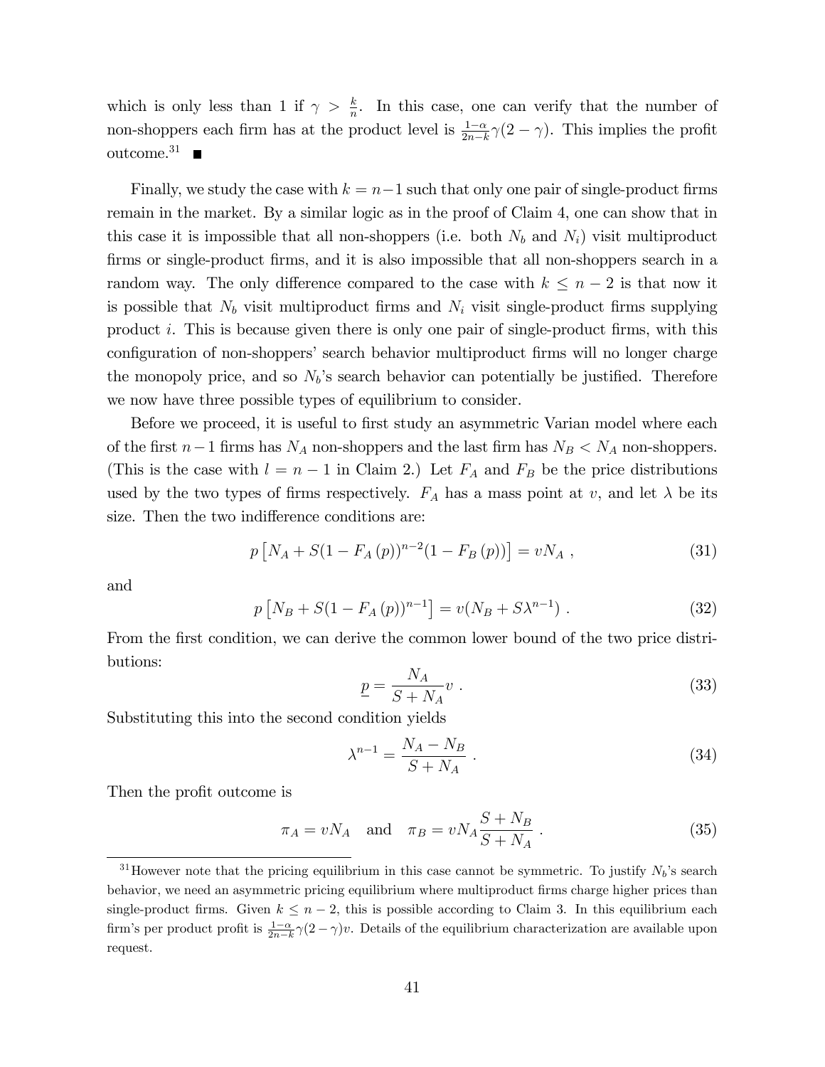which is only less than 1 if $\gamma > \frac{k}{n}$. In this case, one can verify that the number of non-shoppers each firm has at the product level is $\frac{1-\alpha}{2n-k}\gamma(2-\gamma)$. This implies the profit outcome.[31] ■

Finally, we study the case with $k = n-1$ such that only one pair of single-product firms remain in the market. By a similar logic as in the proof of Claim 4, one can show that in this case it is impossible that all non-shoppers (i.e. both $N_b$ and $N_i$) visit multiproduct firms or single-product firms, and it is also impossible that all non-shoppers search in a random way. The only difference compared to the case with $k \leq n-2$ is that now it is possible that $N_b$ visit multiproduct firms and $N_i$ visit single-product firms supplying product $i$. This is because given there is only one pair of single-product firms, with this configuration of non-shoppers' search behavior multiproduct firms will no longer charge the monopoly price, and so $N_b$'s search behavior can potentially be justified. Therefore we now have three possible types of equilibrium to consider.

Before we proceed, it is useful to first study an asymmetric Varian model where each of the first $n-1$ firms has $N_A$ non-shoppers and the last firm has $N_B < N_A$ non-shoppers. (This is the case with $l = n-1$ in Claim 2.) Let $F_A$ and $F_B$ be the price distributions used by the two types of firms respectively. $F_A$ has a mass point at $v$, and let $\lambda$ be its size. Then the two indifference conditions are:

$$p\left[N_A + S(1-F_A(p))^{n-2}(1-F_B(p))\right] = vN_A \ , \tag{31}$$

and

$$p\left[N_B + S(1-F_A(p))^{n-1}\right] = v(N_B + S\lambda^{n-1}) \ . \tag{32}$$

From the first condition, we can derive the common lower bound of the two price distributions:

$$\underline{p} = \frac{N_A}{S+N_A}v \ . \tag{33}$$

Substituting this into the second condition yields

$$\lambda^{n-1} = \frac{N_A - N_B}{S+N_A} \ . \tag{34}$$

Then the profit outcome is

$$\pi_A = vN_A \quad \text{and} \quad \pi_B = vN_A\frac{S+N_B}{S+N_A} \ . \tag{35}$$

[31] However note that the pricing equilibrium in this case cannot be symmetric. To justify $N_b$'s search behavior, we need an asymmetric pricing equilibrium where multiproduct firms charge higher prices than single-product firms. Given $k \leq n-2$, this is possible according to Claim 3. In this equilibrium each firm's per product profit is $\frac{1-\alpha}{2n-k}\gamma(2-\gamma)v$. Details of the equilibrium characterization are available upon request.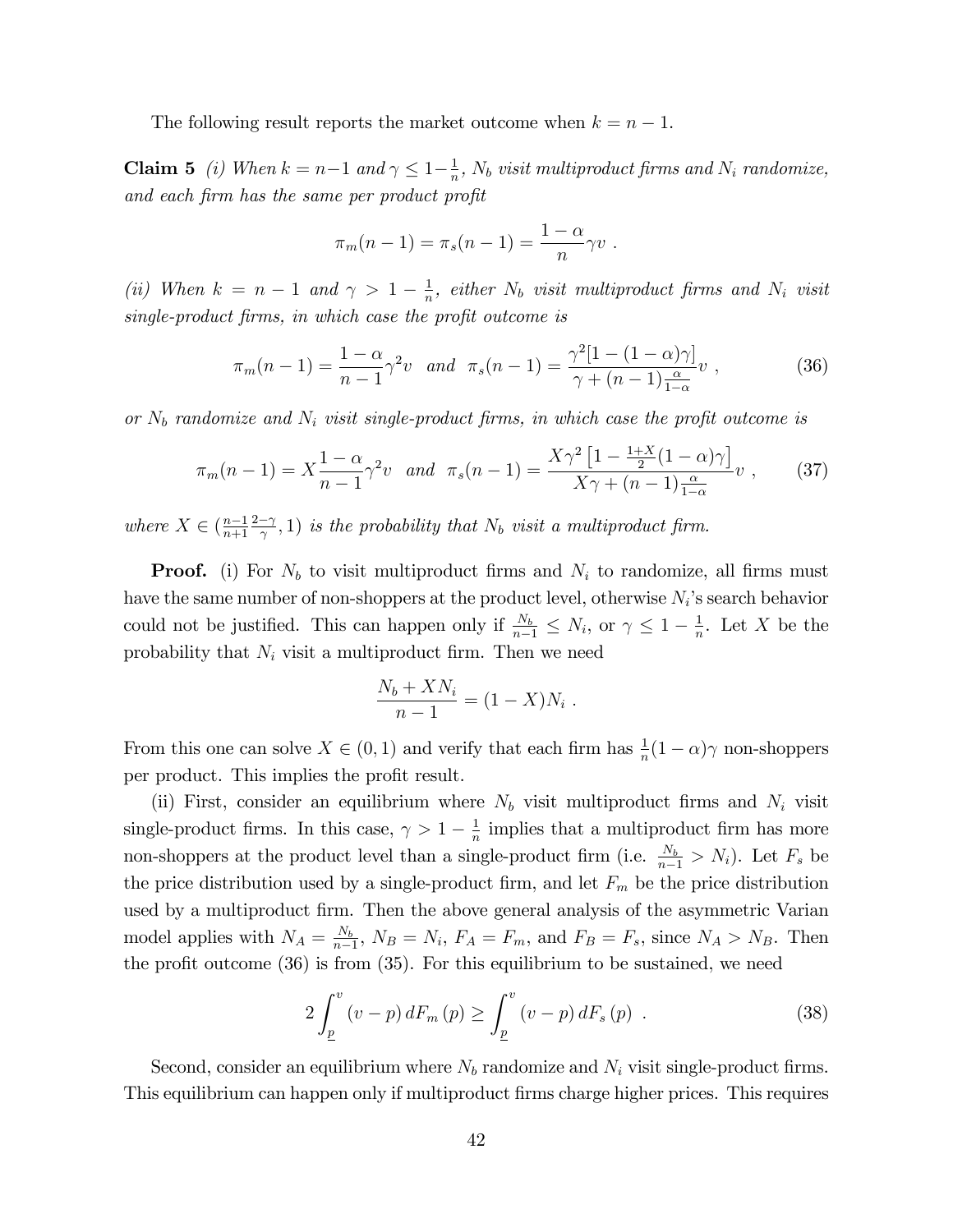The following result reports the market outcome when $k = n-1$.

**Claim 5** *(i) When $k = n-1$ and $\gamma \leq 1 - \frac{1}{n}$, $N_b$ visit multiproduct firms and $N_i$ randomize, and each firm has the same per product profit*

$$\pi_m(n-1) = \pi_s(n-1) = \frac{1-\alpha}{n}\gamma v \ .$$

*(ii) When $k = n-1$ and $\gamma > 1 - \frac{1}{n}$, either $N_b$ visit multiproduct firms and $N_i$ visit single-product firms, in which case the profit outcome is*

$$\pi_m(n-1) = \frac{1-\alpha}{n-1}\gamma^2 v \quad and \quad \pi_s(n-1) = \frac{\gamma^2[1-(1-\alpha)\gamma]}{\gamma + (n-1)\frac{\alpha}{1-\alpha}} v \ , \tag{36}$$

*or $N_b$ randomize and $N_i$ visit single-product firms, in which case the profit outcome is*

$$\pi_m(n-1) = X\frac{1-\alpha}{n-1}\gamma^2 v \quad and \quad \pi_s(n-1) = \frac{X\gamma^2\left[1-\frac{1+X}{2}(1-\alpha)\gamma\right]}{X\gamma + (n-1)\frac{\alpha}{1-\alpha}} v \ , \tag{37}$$

*where $X \in (\frac{n-1}{n+1}\frac{2-\gamma}{\gamma}, 1)$ is the probability that $N_b$ visit a multiproduct firm.*

**Proof.** (i) For $N_b$ to visit multiproduct firms and $N_i$ to randomize, all firms must have the same number of non-shoppers at the product level, otherwise $N_i$'s search behavior could not be justified. This can happen only if $\frac{N_b}{n-1} \leq N_i$, or $\gamma \leq 1 - \frac{1}{n}$. Let $X$ be the probability that $N_i$ visit a multiproduct firm. Then we need

$$\frac{N_b + XN_i}{n-1} = (1-X)N_i \ .$$

From this one can solve $X \in (0,1)$ and verify that each firm has $\frac{1}{n}(1-\alpha)\gamma$ non-shoppers per product. This implies the profit result.

(ii) First, consider an equilibrium where $N_b$ visit multiproduct firms and $N_i$ visit single-product firms. In this case, $\gamma > 1 - \frac{1}{n}$ implies that a multiproduct firm has more non-shoppers at the product level than a single-product firm (i.e. $\frac{N_b}{n-1} > N_i$). Let $F_s$ be the price distribution used by a single-product firm, and let $F_m$ be the price distribution used by a multiproduct firm. Then the above general analysis of the asymmetric Varian model applies with $N_A = \frac{N_b}{n-1}$, $N_B = N_i$, $F_A = F_m$, and $F_B = F_s$, since $N_A > N_B$. Then the profit outcome (36) is from (35). For this equilibrium to be sustained, we need

$$2\int_{\underline{p}}^{v} (v-p)\, dF_m(p) \geq \int_{\underline{p}}^{v} (v-p)\, dF_s(p) \ . \tag{38}$$

Second, consider an equilibrium where $N_b$ randomize and $N_i$ visit single-product firms. This equilibrium can happen only if multiproduct firms charge higher prices. This requires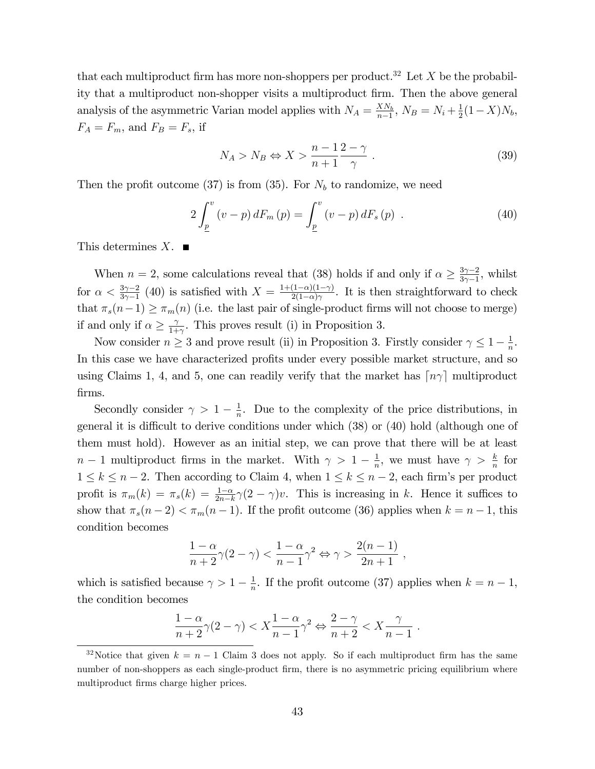that each multiproduct firm has more non-shoppers per product.[32] Let $X$ be the probability that a multiproduct non-shopper visits a multiproduct firm. Then the above general analysis of the asymmetric Varian model applies with $N_A = \frac{XN_b}{n-1}$, $N_B = N_i + \frac{1}{2}(1-X)N_b$, $F_A = F_m$, and $F_B = F_s$, if

$$N_A > N_B \Leftrightarrow X > \frac{n-1}{n+1}\frac{2-\gamma}{\gamma} \ . \tag{39}$$

Then the profit outcome (37) is from (35). For $N_b$ to randomize, we need

$$2\int_{\underline{p}}^{v}(v-p)\,dF_m(p) = \int_{\underline{p}}^{v}(v-p)\,dF_s(p) \ . \tag{40}$$

This determines $X$. ■

When $n=2$, some calculations reveal that (38) holds if and only if $\alpha \geq \frac{3\gamma-2}{3\gamma-1}$, whilst for $\alpha < \frac{3\gamma-2}{3\gamma-1}$ (40) is satisfied with $X = \frac{1+(1-\alpha)(1-\gamma)}{2(1-\alpha)\gamma}$. It is then straightforward to check that $\pi_s(n-1) \geq \pi_m(n)$ (i.e. the last pair of single-product firms will not choose to merge) if and only if $\alpha \geq \frac{\gamma}{1+\gamma}$. This proves result (i) in Proposition 3.

Now consider $n \geq 3$ and prove result (ii) in Proposition 3. Firstly consider $\gamma \leq 1 - \frac{1}{n}$. In this case we have characterized profits under every possible market structure, and so using Claims 1, 4, and 5, one can readily verify that the market has $\lceil n\gamma \rceil$ multiproduct firms.

Secondly consider $\gamma > 1 - \frac{1}{n}$. Due to the complexity of the price distributions, in general it is difficult to derive conditions under which (38) or (40) hold (although one of them must hold). However as an initial step, we can prove that there will be at least $n-1$ multiproduct firms in the market. With $\gamma > 1 - \frac{1}{n}$, we must have $\gamma > \frac{k}{n}$ for $1 \leq k \leq n-2$. Then according to Claim 4, when $1 \leq k \leq n-2$, each firm's per product profit is $\pi_m(k) = \pi_s(k) = \frac{1-\alpha}{2n-k}\gamma(2-\gamma)v$. This is increasing in $k$. Hence it suffices to show that $\pi_s(n-2) < \pi_m(n-1)$. If the profit outcome (36) applies when $k = n-1$, this condition becomes

$$\frac{1-\alpha}{n+2}\gamma(2-\gamma) < \frac{1-\alpha}{n-1}\gamma^2 \Leftrightarrow \gamma > \frac{2(n-1)}{2n+1} \ ,$$

which is satisfied because $\gamma > 1 - \frac{1}{n}$. If the profit outcome (37) applies when $k = n-1$, the condition becomes

$$\frac{1-\alpha}{n+2}\gamma(2-\gamma) < X\frac{1-\alpha}{n-1}\gamma^2 \Leftrightarrow \frac{2-\gamma}{n+2} < X\frac{\gamma}{n-1} \ .$$

[32] Notice that given $k = n-1$ Claim 3 does not apply. So if each multiproduct firm has the same number of non-shoppers as each single-product firm, there is no asymmetric pricing equilibrium where multiproduct firms charge higher prices.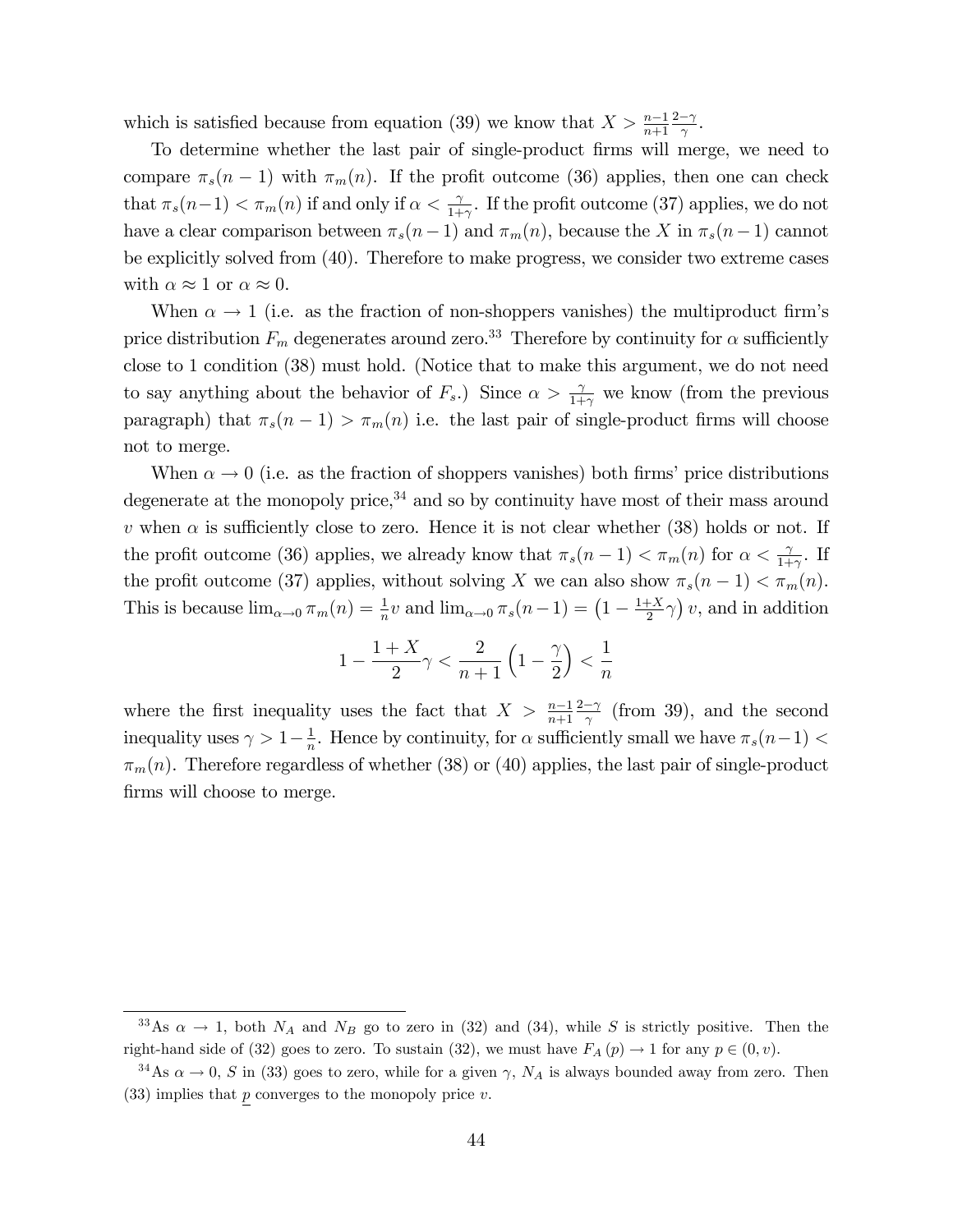which is satisfied because from equation (39) we know that $X > \frac{n-1}{n+1}\frac{2-\gamma}{\gamma}$.

To determine whether the last pair of single-product firms will merge, we need to compare $\pi_s(n-1)$ with $\pi_m(n)$. If the profit outcome (36) applies, then one can check that $\pi_s(n-1) < \pi_m(n)$ if and only if $\alpha < \frac{\gamma}{1+\gamma}$. If the profit outcome (37) applies, we do not have a clear comparison between $\pi_s(n-1)$ and $\pi_m(n)$, because the $X$ in $\pi_s(n-1)$ cannot be explicitly solved from (40). Therefore to make progress, we consider two extreme cases with $\alpha \approx 1$ or $\alpha \approx 0$.

When $\alpha \to 1$ (i.e. as the fraction of non-shoppers vanishes) the multiproduct firm's price distribution $F_m$ degenerates around zero.[33] Therefore by continuity for $\alpha$ sufficiently close to 1 condition (38) must hold. (Notice that to make this argument, we do not need to say anything about the behavior of $F_s$.) Since $\alpha > \frac{\gamma}{1+\gamma}$ we know (from the previous paragraph) that $\pi_s(n-1) > \pi_m(n)$ i.e. the last pair of single-product firms will choose not to merge.

When $\alpha \to 0$ (i.e. as the fraction of shoppers vanishes) both firms' price distributions degenerate at the monopoly price,[34] and so by continuity have most of their mass around $v$ when $\alpha$ is sufficiently close to zero. Hence it is not clear whether (38) holds or not. If the profit outcome (36) applies, we already know that $\pi_s(n-1) < \pi_m(n)$ for $\alpha < \frac{\gamma}{1+\gamma}$. If the profit outcome (37) applies, without solving $X$ we can also show $\pi_s(n-1) < \pi_m(n)$. This is because $\lim_{\alpha \to 0} \pi_m(n) = \frac{1}{n}v$ and $\lim_{\alpha \to 0} \pi_s(n-1) = \left(1 - \frac{1+X}{2}\gamma\right)v$, and in addition

$$1 - \frac{1+X}{2}\gamma < \frac{2}{n+1}\left(1 - \frac{\gamma}{2}\right) < \frac{1}{n}$$

where the first inequality uses the fact that $X > \frac{n-1}{n+1}\frac{2-\gamma}{\gamma}$ (from 39), and the second inequality uses $\gamma > 1 - \frac{1}{n}$. Hence by continuity, for $\alpha$ sufficiently small we have $\pi_s(n-1) < \pi_m(n)$. Therefore regardless of whether (38) or (40) applies, the last pair of single-product firms will choose to merge.

[33] As $\alpha \to 1$, both $N_A$ and $N_B$ go to zero in (32) and (34), while $S$ is strictly positive. Then the right-hand side of (32) goes to zero. To sustain (32), we must have $F_A(p) \to 1$ for any $p \in (0, v)$.

[34] As $\alpha \to 0$, $S$ in (33) goes to zero, while for a given $\gamma$, $N_A$ is always bounded away from zero. Then (33) implies that $\underline{p}$ converges to the monopoly price $v$.